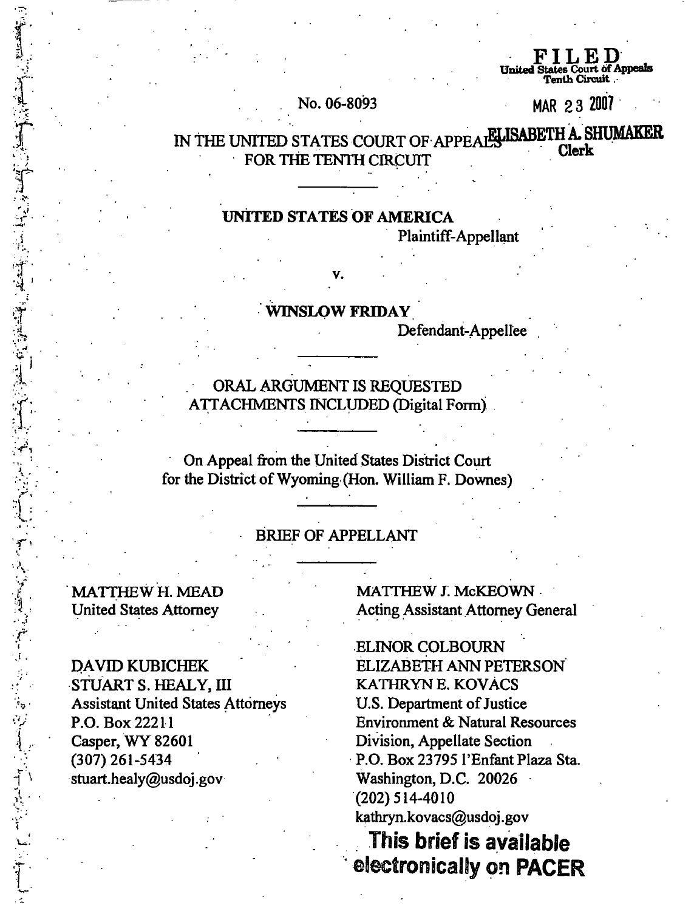**FILED**
United States Court of Appeals
Tenth Circuit

MAR 23 2007

ELISABETH A. SHUMAKER
Clerk

No. 06-8093

IN THE UNITED STATES COURT OF APPEALS
FOR THE TENTH CIRCUIT

---

**UNITED STATES OF AMERICA**
Plaintiff-Appellant

v.

**WINSLOW FRIDAY**
Defendant-Appellee

---

ORAL ARGUMENT IS REQUESTED
ATTACHMENTS INCLUDED (Digital Form)

---

On Appeal from the United States District Court
for the District of Wyoming (Hon. William F. Downes)

---

BRIEF OF APPELLANT

---

MATTHEW H. MEAD
United States Attorney

DAVID KUBICHEK
STUART S. HEALY, III
Assistant United States Attorneys
P.O. Box 22211
Casper, WY 82601
(307) 261-5434
stuart.healy@usdoj.gov

MATTHEW J. McKEOWN
Acting Assistant Attorney General

ELINOR COLBOURN
ELIZABETH ANN PETERSON
KATHRYN E. KOVACS
U.S. Department of Justice
Environment & Natural Resources
Division, Appellate Section
P.O. Box 23795 l'Enfant Plaza Sta.
Washington, D.C. 20026
(202) 514-4010
kathryn.kovacs@usdoj.gov

**This brief is available electronically on PACER**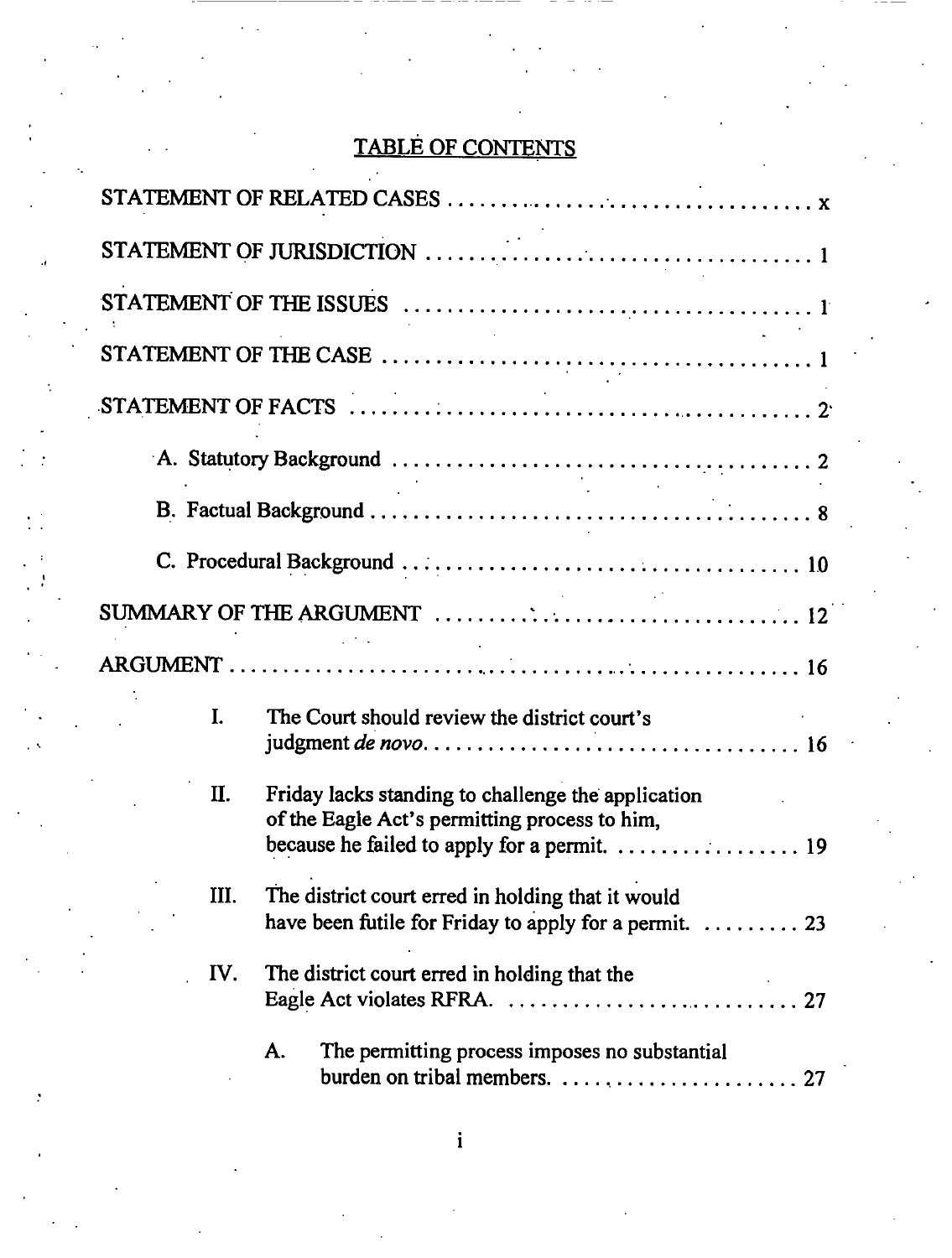# TABLE OF CONTENTS

STATEMENT OF RELATED CASES . . . . . . . . . . . . . . . . . . . . . . . . . . . . . . . . . . x

STATEMENT OF JURISDICTION . . . . . . . . . . . . . . . . . . . . . . . . . . . . . . . . . 1

STATEMENT OF THE ISSUES . . . . . . . . . . . . . . . . . . . . . . . . . . . . . . . . . . 1

STATEMENT OF THE CASE . . . . . . . . . . . . . . . . . . . . . . . . . . . . . . . . . . . 1

STATEMENT OF FACTS . . . . . . . . . . . . . . . . . . . . . . . . . . . . . . . . . . . . . . 2

A. Statutory Background . . . . . . . . . . . . . . . . . . . . . . . . . . . . . . . . . . . . . 2

B. Factual Background . . . . . . . . . . . . . . . . . . . . . . . . . . . . . . . . . . . . . . 8

C. Procedural Background . . . . . . . . . . . . . . . . . . . . . . . . . . . . . . . . . . . 10

SUMMARY OF THE ARGUMENT . . . . . . . . . . . . . . . . . . . . . . . . . . . . . . 12

ARGUMENT . . . . . . . . . . . . . . . . . . . . . . . . . . . . . . . . . . . . . . . . . . . . . . 16

I. The Court should review the district court's judgment *de novo*. . . . . . . . . . . . . . . . . . . . . . . . . . . . . . . . . . . 16

II. Friday lacks standing to challenge the application of the Eagle Act's permitting process to him, because he failed to apply for a permit. . . . . . . . . . . . . . . . . . . 19

III. The district court erred in holding that it would have been futile for Friday to apply for a permit. . . . . . . . . . 23

IV. The district court erred in holding that the Eagle Act violates RFRA. . . . . . . . . . . . . . . . . . . . . . . . . . . . . 27

A. The permitting process imposes no substantial burden on tribal members. . . . . . . . . . . . . . . . . . . . . . . 27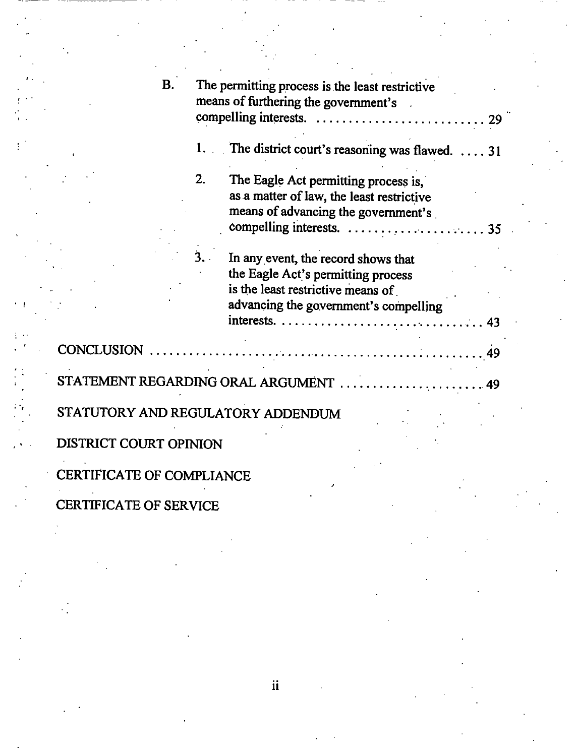B. The permitting process is the least restrictive means of furthering the government's compelling interests. .......................... 29

1. The district court's reasoning was flawed. .... 31

2. The Eagle Act permitting process is, as a matter of law, the least restrictive means of advancing the government's compelling interests. ..................... 35

3. In any event, the record shows that the Eagle Act's permitting process is the least restrictive means of advancing the government's compelling interests. ............................. 43

CONCLUSION ................................................ 49

STATEMENT REGARDING ORAL ARGUMENT ..................... 49

STATUTORY AND REGULATORY ADDENDUM

DISTRICT COURT OPINION

CERTIFICATE OF COMPLIANCE

CERTIFICATE OF SERVICE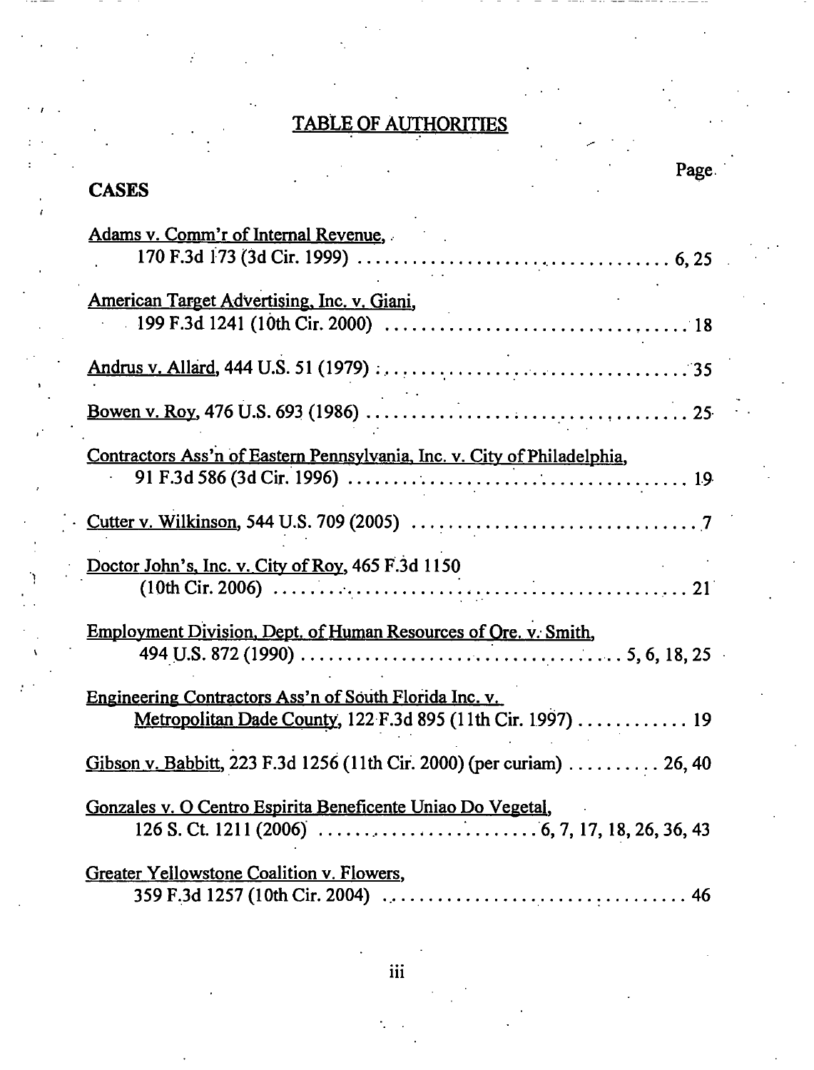# TABLE OF AUTHORITIES

**CASES** Page

Adams v. Comm'r of Internal Revenue,
170 F.3d 173 (3d Cir. 1999) . . . . . . . . . . . . . . . . . . . . . . . . . . . . . . . . . 6, 25

American Target Advertising, Inc. v. Giani,
199 F.3d 1241 (10th Cir. 2000) . . . . . . . . . . . . . . . . . . . . . . . . . . . . . . . . 18

Andrus v. Allard, 444 U.S. 51 (1979) . . . . . . . . . . . . . . . . . . . . . . . . . . . . . . . . 35

Bowen v. Roy, 476 U.S. 693 (1986) . . . . . . . . . . . . . . . . . . . . . . . . . . . . . . . . . 25

Contractors Ass'n of Eastern Pennsylvania, Inc. v. City of Philadelphia,
91 F.3d 586 (3d Cir. 1996) . . . . . . . . . . . . . . . . . . . . . . . . . . . . . . . . . . 19

Cutter v. Wilkinson, 544 U.S. 709 (2005) . . . . . . . . . . . . . . . . . . . . . . . . . . . . . 7

Doctor John's, Inc. v. City of Roy, 465 F.3d 1150
(10th Cir. 2006) . . . . . . . . . . . . . . . . . . . . . . . . . . . . . . . . . . . . . . . . . 21

Employment Division, Dept. of Human Resources of Ore. v. Smith,
494 U.S. 872 (1990) . . . . . . . . . . . . . . . . . . . . . . . . . . . . . . . . . . 5, 6, 18, 25

Engineering Contractors Ass'n of South Florida Inc. v.
Metropolitan Dade County, 122 F.3d 895 (11th Cir. 1997) . . . . . . . . . . . . 19

Gibson v. Babbitt, 223 F.3d 1256 (11th Cir. 2000) (per curiam) . . . . . . . . . . 26, 40

Gonzales v. O Centro Espirita Beneficente Uniao Do Vegetal,
126 S. Ct. 1211 (2006) . . . . . . . . . . . . . . . . . . . . . . . 6, 7, 17, 18, 26, 36, 43

Greater Yellowstone Coalition v. Flowers,
359 F.3d 1257 (10th Cir. 2004) . . . . . . . . . . . . . . . . . . . . . . . . . . . . . . . . 46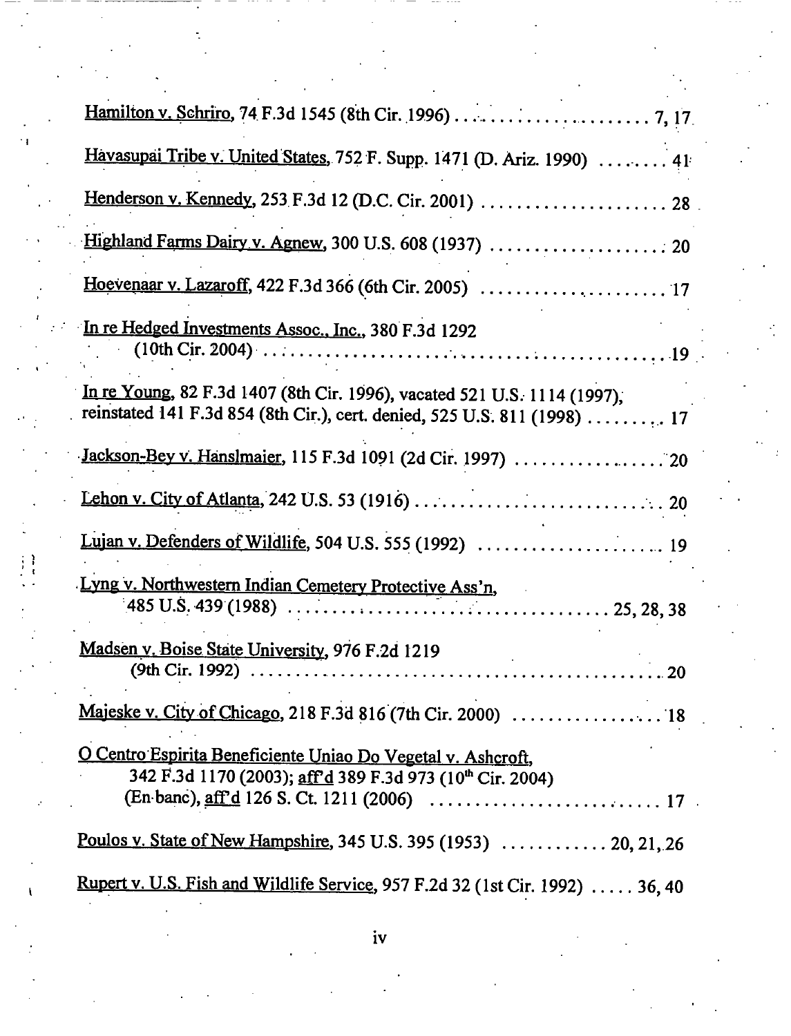Hamilton v. Schriro, 74 F.3d 1545 (8th Cir. 1996) . . . . . . . . . . . . . . . . . . . . . . . 7, 17

Havasupai Tribe v. United States, 752 F. Supp. 1471 (D. Ariz. 1990) . . . . . . . . 41

Henderson v. Kennedy, 253 F.3d 12 (D.C. Cir. 2001) . . . . . . . . . . . . . . . . . . . . . . 28

Highland Farms Dairy v. Agnew, 300 U.S. 608 (1937) . . . . . . . . . . . . . . . . . . . . . 20

Hoevenaar v. Lazaroff, 422 F.3d 366 (6th Cir. 2005) . . . . . . . . . . . . . . . . . . . . . . 17

In re Hedged Investments Assoc., Inc., 380 F.3d 1292
(10th Cir. 2004) . . . . . . . . . . . . . . . . . . . . . . . . . . . . . . . . . . . . . . . . . . . . . . 19

In re Young, 82 F.3d 1407 (8th Cir. 1996), vacated 521 U.S. 1114 (1997), reinstated 141 F.3d 854 (8th Cir.), cert. denied, 525 U.S. 811 (1998) . . . . . . . . . 17

Jackson-Bey v. Hanslmaier, 115 F.3d 1091 (2d Cir. 1997) . . . . . . . . . . . . . . . . . . 20

Lehon v. City of Atlanta, 242 U.S. 53 (1916) . . . . . . . . . . . . . . . . . . . . . . . . . . . 20

Lujan v. Defenders of Wildlife, 504 U.S. 555 (1992) . . . . . . . . . . . . . . . . . . . . . . 19

Lyng v. Northwestern Indian Cemetery Protective Ass'n,
485 U.S. 439 (1988) . . . . . . . . . . . . . . . . . . . . . . . . . . . . . . . . . . . . . 25, 28, 38

Madsen v. Boise State University, 976 F.2d 1219
(9th Cir. 1992) . . . . . . . . . . . . . . . . . . . . . . . . . . . . . . . . . . . . . . . . . . . . . . . 20

Majeske v. City of Chicago, 218 F.3d 816 (7th Cir. 2000) . . . . . . . . . . . . . . . . . . 18

O Centro Espirita Beneficiente Uniao Do Vegetal v. Ashcroft,
342 F.3d 1170 (2003); aff'd 389 F.3d 973 (10th Cir. 2004)
(En banc), aff'd 126 S. Ct. 1211 (2006) . . . . . . . . . . . . . . . . . . . . . . . . . . . 17

Poulos v. State of New Hampshire, 345 U.S. 395 (1953) . . . . . . . . . . . . 20, 21, 26

Rupert v. U.S. Fish and Wildlife Service, 957 F.2d 32 (1st Cir. 1992) . . . . . 36, 40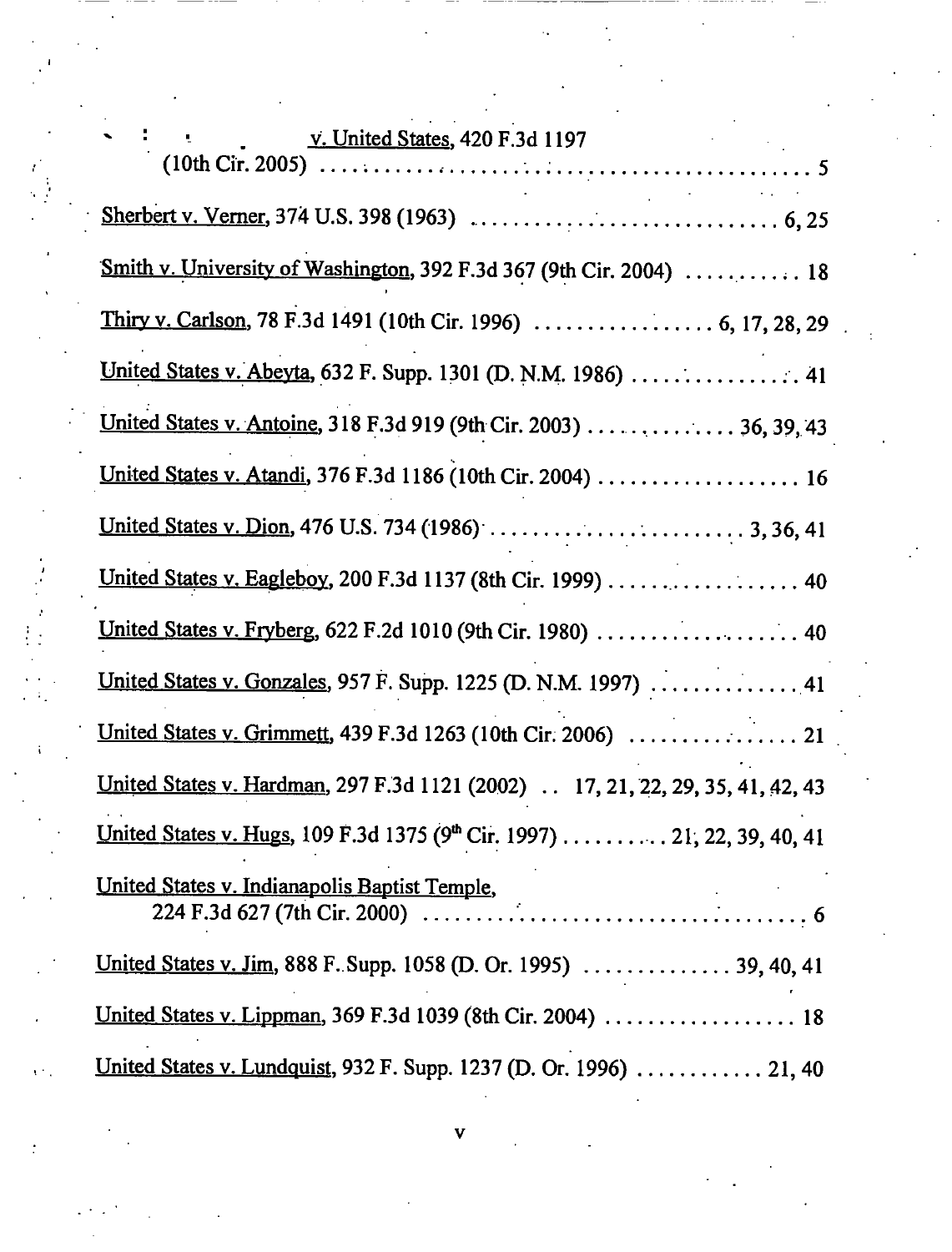v. United States, 420 F.3d 1197 (10th Cir. 2005) . . . . . . . . . . . . . . . . . . . . . . . . . . . . . . . . . . . . . . . . . . . . . . 5

Sherbert v. Verner, 374 U.S. 398 (1963) . . . . . . . . . . . . . . . . . . . . . . . . . . . . . . 6, 25

Smith v. University of Washington, 392 F.3d 367 (9th Cir. 2004) . . . . . . . . . . . 18

Thiry v. Carlson, 78 F.3d 1491 (10th Cir. 1996) . . . . . . . . . . . . . . . . . . 6, 17, 28, 29

United States v. Abeyta, 632 F. Supp. 1301 (D. N.M. 1986) . . . . . . . . . . . . . . . 41

United States v. Antoine, 318 F.3d 919 (9th Cir. 2003) . . . . . . . . . . . . . . 36, 39, 43

United States v. Atandi, 376 F.3d 1186 (10th Cir. 2004) . . . . . . . . . . . . . . . . . . . 16

United States v. Dion, 476 U.S. 734 (1986) . . . . . . . . . . . . . . . . . . . . . . . . . 3, 36, 41

United States v. Eagleboy, 200 F.3d 1137 (8th Cir. 1999) . . . . . . . . . . . . . . . . . . 40

United States v. Fryberg, 622 F.2d 1010 (9th Cir. 1980) . . . . . . . . . . . . . . . . . . . 40

United States v. Gonzales, 957 F. Supp. 1225 (D. N.M. 1997) . . . . . . . . . . . . . . 41

United States v. Grimmett, 439 F.3d 1263 (10th Cir. 2006) . . . . . . . . . . . . . . . . 21

United States v. Hardman, 297 F.3d 1121 (2002) . . 17, 21, 22, 29, 35, 41, 42, 43

United States v. Hugs, 109 F.3d 1375 (9th Cir. 1997) . . . . . . . . . . 21, 22, 39, 40, 41

United States v. Indianapolis Baptist Temple, 224 F.3d 627 (7th Cir. 2000) . . . . . . . . . . . . . . . . . . . . . . . . . . . . . . . . . . . . 6

United States v. Jim, 888 F. Supp. 1058 (D. Or. 1995) . . . . . . . . . . . . . . 39, 40, 41

United States v. Lippman, 369 F.3d 1039 (8th Cir. 2004) . . . . . . . . . . . . . . . . . . 18

United States v. Lundquist, 932 F. Supp. 1237 (D. Or. 1996) . . . . . . . . . . . . 21, 40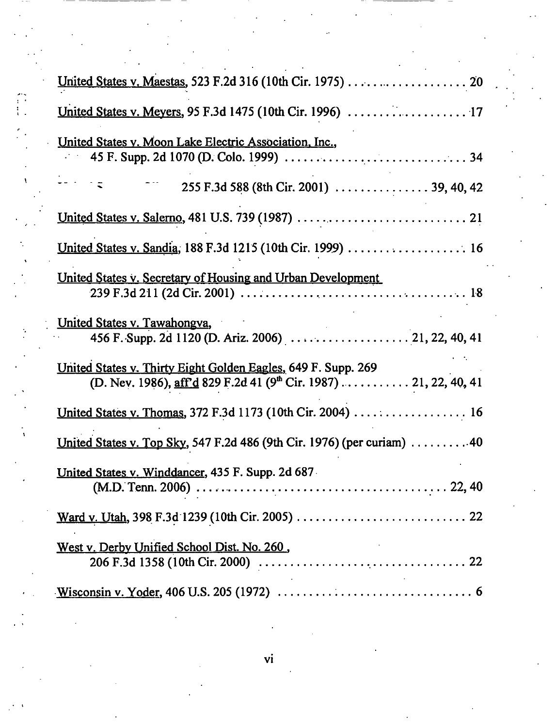United States v. Maestas, 523 F.2d 316 (10th Cir. 1975) . . . . . . . . . . . . . . . . . . . . 20

United States v. Meyers, 95 F.3d 1475 (10th Cir. 1996) . . . . . . . . . . . . . . . . . . . . 17

United States v. Moon Lake Electric Association, Inc.,
45 F. Supp. 2d 1070 (D. Colo. 1999) . . . . . . . . . . . . . . . . . . . . . . . . . . . . . 34

255 F.3d 588 (8th Cir. 2001) . . . . . . . . . . . . . . . 39, 40, 42

United States v. Salerno, 481 U.S. 739 (1987) . . . . . . . . . . . . . . . . . . . . . . . . . . 21

United States v. Sandia, 188 F.3d 1215 (10th Cir. 1999) . . . . . . . . . . . . . . . . . . . 16

United States v. Secretary of Housing and Urban Development
239 F.3d 211 (2d Cir. 2001) . . . . . . . . . . . . . . . . . . . . . . . . . . . . . . . . . . . . 18

United States v. Tawahongva,
456 F. Supp. 2d 1120 (D. Ariz. 2006) . . . . . . . . . . . . . . . . . . . 21, 22, 40, 41

United States v. Thirty Eight Golden Eagles, 649 F. Supp. 269
(D. Nev. 1986), aff'd 829 F.2d 41 (9th Cir. 1987) . . . . . . . . . . . 21, 22, 40, 41

United States v. Thomas, 372 F.3d 1173 (10th Cir. 2004) . . . . . . . . . . . . . . . . . 16

United States v. Top Sky, 547 F.2d 486 (9th Cir. 1976) (per curiam) . . . . . . . . . 40

United States v. Winddancer, 435 F. Supp. 2d 687
(M.D. Tenn. 2006) . . . . . . . . . . . . . . . . . . . . . . . . . . . . . . . . . . . . . . 22, 40

Ward v. Utah, 398 F.3d 1239 (10th Cir. 2005) . . . . . . . . . . . . . . . . . . . . . . . . . 22

West v. Derby Unified School Dist. No. 260 ,
206 F.3d 1358 (10th Cir. 2000) . . . . . . . . . . . . . . . . . . . . . . . . . . . . . . . . . 22

Wisconsin v. Yoder, 406 U.S. 205 (1972) . . . . . . . . . . . . . . . . . . . . . . . . . . . . . . 6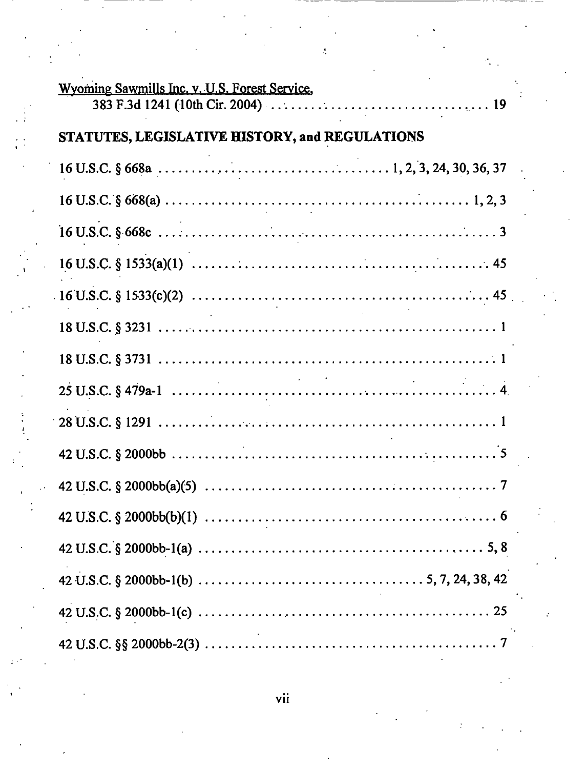Wyoming Sawmills Inc. v. U.S. Forest Service,
383 F.3d 1241 (10th Cir. 2004) . . . . . . . . . . . . . . . . . . . . . . . . . . . . . . . . 19

## STATUTES, LEGISLATIVE HISTORY, and REGULATIONS

16 U.S.C. § 668a . . . . . . . . . . . . . . . . . . . . . . . . . . . . . . . . . 1, 2, 3, 24, 30, 36, 37

16 U.S.C. § 668(a) . . . . . . . . . . . . . . . . . . . . . . . . . . . . . . . . . . . . . . . . . 1, 2, 3

16 U.S.C. § 668c . . . . . . . . . . . . . . . . . . . . . . . . . . . . . . . . . . . . . . . . . . . . . 3

16 U.S.C. § 1533(a)(1) . . . . . . . . . . . . . . . . . . . . . . . . . . . . . . . . . . . . . . . . 45

16 U.S.C. § 1533(c)(2) . . . . . . . . . . . . . . . . . . . . . . . . . . . . . . . . . . . . . . . . 45

18 U.S.C. § 3231 . . . . . . . . . . . . . . . . . . . . . . . . . . . . . . . . . . . . . . . . . . . . . 1

18 U.S.C. § 3731 . . . . . . . . . . . . . . . . . . . . . . . . . . . . . . . . . . . . . . . . . . . . . 1

25 U.S.C. § 479a-1 . . . . . . . . . . . . . . . . . . . . . . . . . . . . . . . . . . . . . . . . . . . . 4

28 U.S.C. § 1291 . . . . . . . . . . . . . . . . . . . . . . . . . . . . . . . . . . . . . . . . . . . . . 1

42 U.S.C. § 2000bb . . . . . . . . . . . . . . . . . . . . . . . . . . . . . . . . . . . . . . . . . . . . 5

42 U.S.C. § 2000bb(a)(5) . . . . . . . . . . . . . . . . . . . . . . . . . . . . . . . . . . . . . . . . 7

42 U.S.C. § 2000bb(b)(1) . . . . . . . . . . . . . . . . . . . . . . . . . . . . . . . . . . . . . . . . 6

42 U.S.C. § 2000bb-1(a) . . . . . . . . . . . . . . . . . . . . . . . . . . . . . . . . . . . . . . . 5, 8

42 U.S.C. § 2000bb-1(b) . . . . . . . . . . . . . . . . . . . . . . . . . . . . . . . 5, 7, 24, 38, 42

42 U.S.C. § 2000bb-1(c) . . . . . . . . . . . . . . . . . . . . . . . . . . . . . . . . . . . . . . . . 25

42 U.S.C. §§ 2000bb-2(3) . . . . . . . . . . . . . . . . . . . . . . . . . . . . . . . . . . . . . . . 7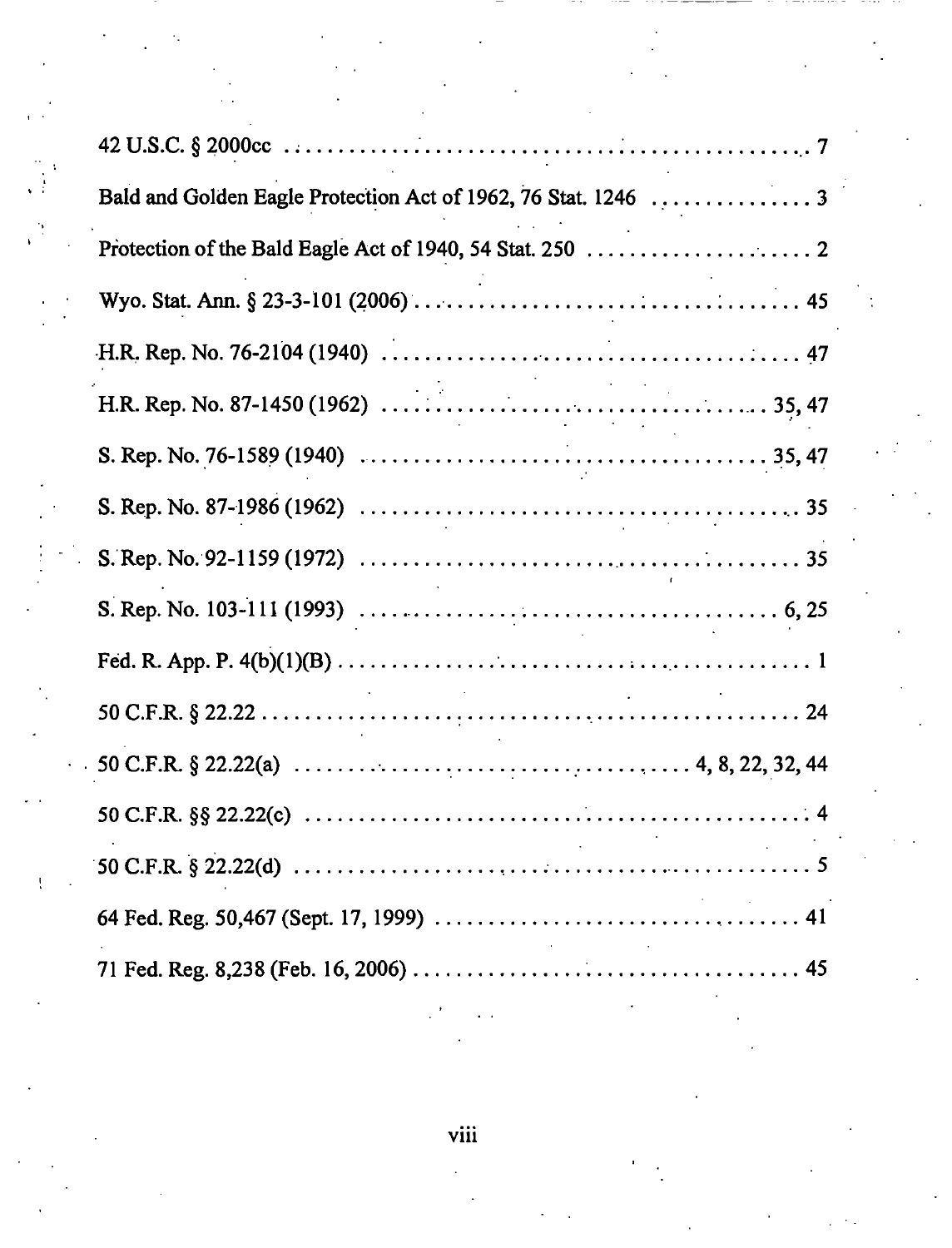42 U.S.C. § 2000cc .................................................. 7

Bald and Golden Eagle Protection Act of 1962, 76 Stat. 1246 ............... 3

Protection of the Bald Eagle Act of 1940, 54 Stat. 250 ...................... 2

Wyo. Stat. Ann. § 23-3-101 (2006) ..................................... 45

H.R. Rep. No. 76-2104 (1940) .......................................... 47

H.R. Rep. No. 87-1450 (1962) ...................................... 35, 47

S. Rep. No. 76-1589 (1940) ........................................ 35, 47

S. Rep. No. 87-1986 (1962) ............................................ 35

S. Rep. No. 92-1159 (1972) ............................................ 35

S. Rep. No. 103-111 (1993) ......................................... 6, 25

Fed. R. App. P. 4(b)(1)(B) ............................................. 1

50 C.F.R. § 22.22 ..................................................... 24

50 C.F.R. § 22.22(a) ................................... 4, 8, 22, 32, 44

50 C.F.R. §§ 22.22(c) .................................................. 4

50 C.F.R. § 22.22(d) ................................................... 5

64 Fed. Reg. 50,467 (Sept. 17, 1999) ................................. 41

71 Fed. Reg. 8,238 (Feb. 16, 2006) ................................... 45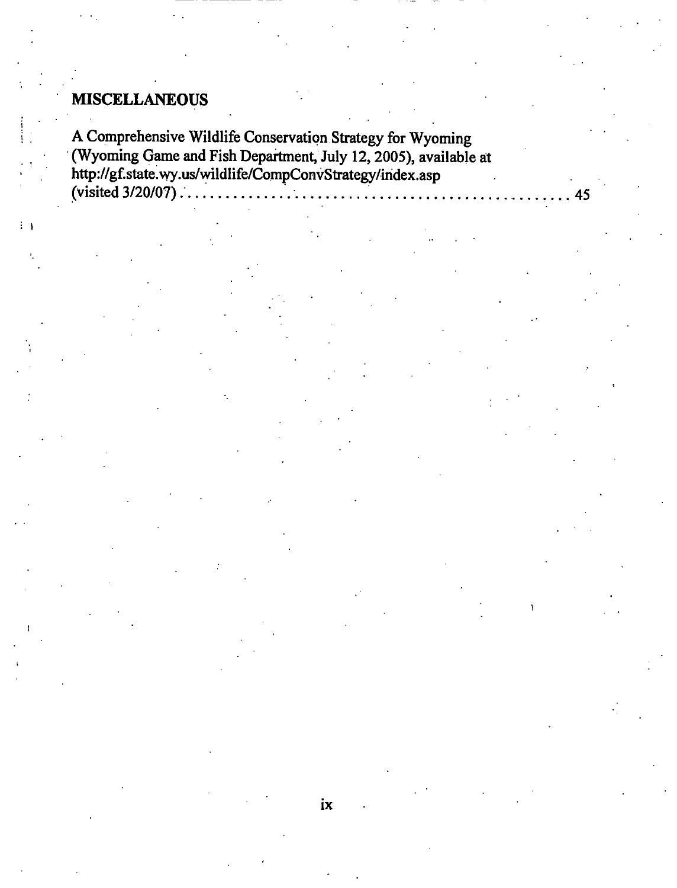## MISCELLANEOUS

A Comprehensive Wildlife Conservation Strategy for Wyoming (Wyoming Game and Fish Department, July 12, 2005), available at http://gf.state.wy.us/wildlife/CompConvStrategy/index.asp (visited 3/20/07) ............................................... 45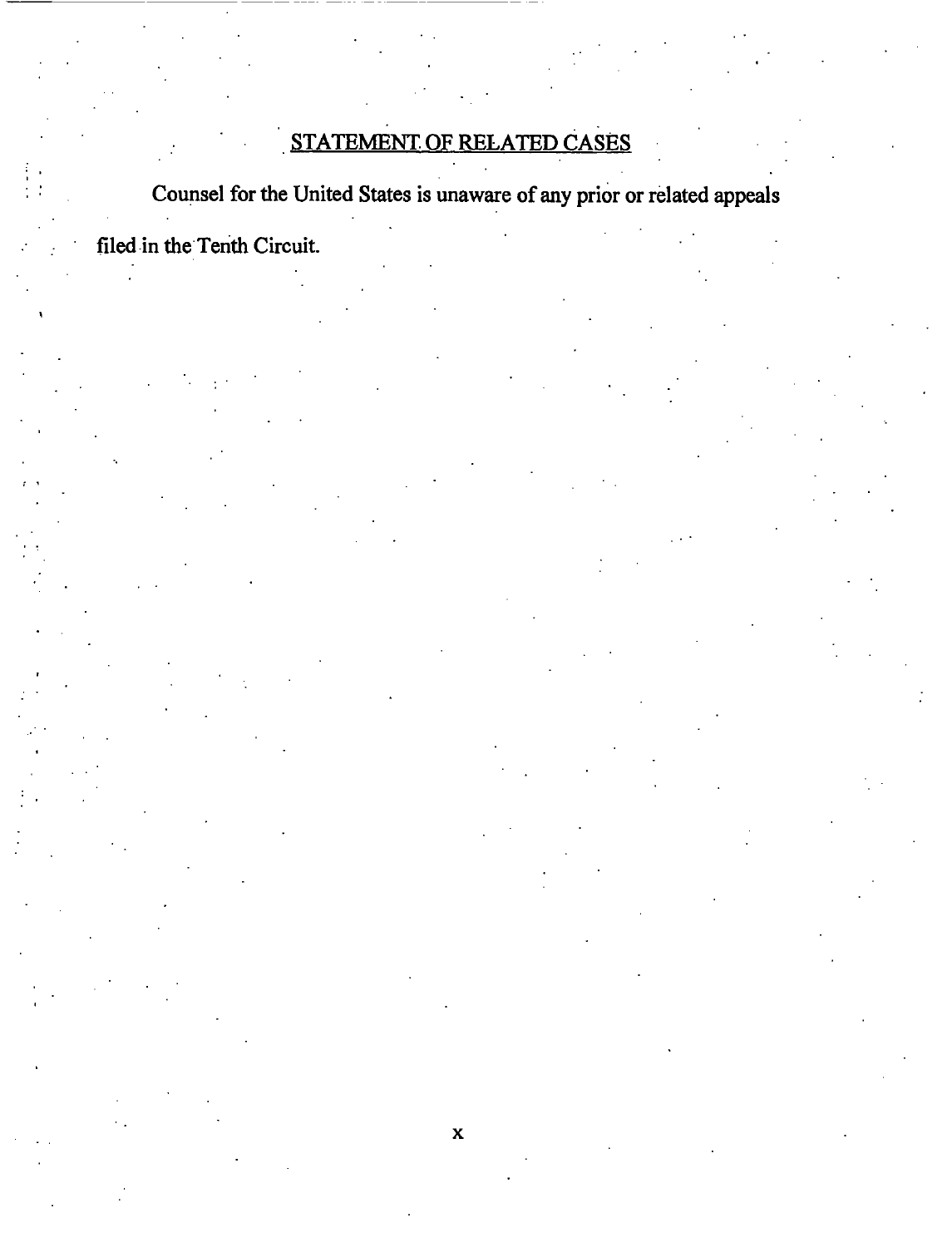## STATEMENT OF RELATED CASES

Counsel for the United States is unaware of any prior or related appeals filed in the Tenth Circuit.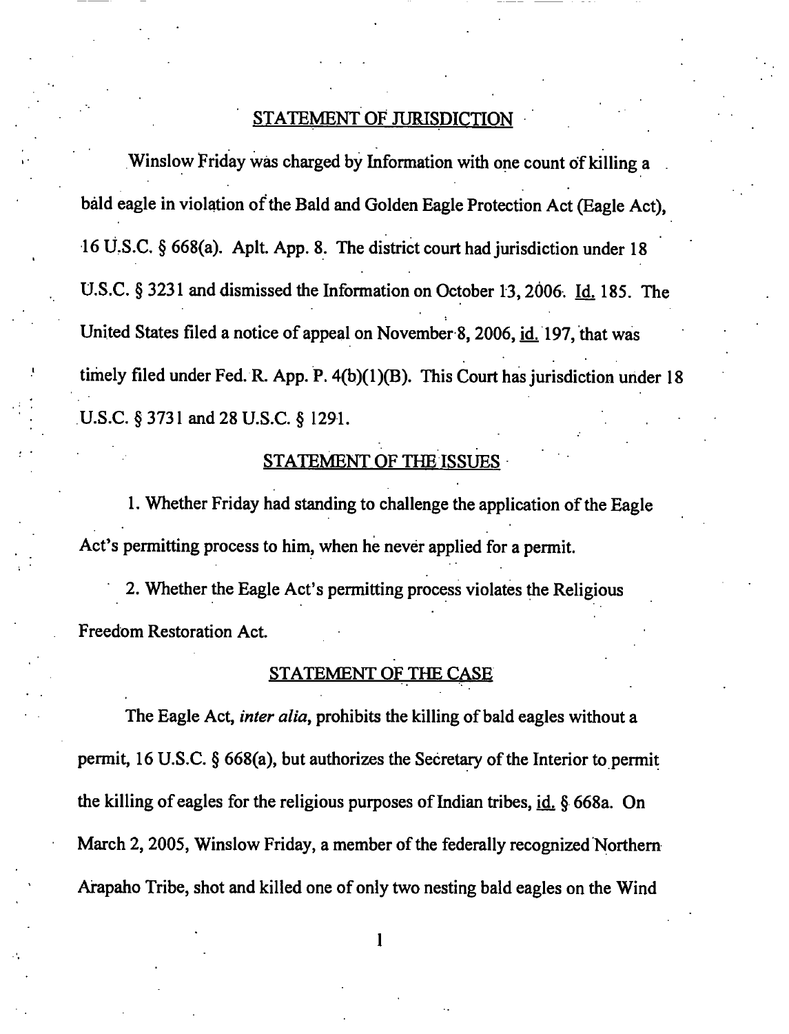## STATEMENT OF JURISDICTION

Winslow Friday was charged by Information with one count of killing a bald eagle in violation of the Bald and Golden Eagle Protection Act (Eagle Act), 16 U.S.C. § 668(a). Aplt. App. 8. The district court had jurisdiction under 18 U.S.C. § 3231 and dismissed the Information on October 13, 2006. Id. 185. The United States filed a notice of appeal on November 8, 2006, id. 197, that was timely filed under Fed. R. App. P. 4(b)(1)(B). This Court has jurisdiction under 18 U.S.C. § 3731 and 28 U.S.C. § 1291.

## STATEMENT OF THE ISSUES

1. Whether Friday had standing to challenge the application of the Eagle Act's permitting process to him, when he never applied for a permit.

2. Whether the Eagle Act's permitting process violates the Religious Freedom Restoration Act.

## STATEMENT OF THE CASE

The Eagle Act, *inter alia*, prohibits the killing of bald eagles without a permit, 16 U.S.C. § 668(a), but authorizes the Secretary of the Interior to permit the killing of eagles for the religious purposes of Indian tribes, id. § 668a. On March 2, 2005, Winslow Friday, a member of the federally recognized Northern Arapaho Tribe, shot and killed one of only two nesting bald eagles on the Wind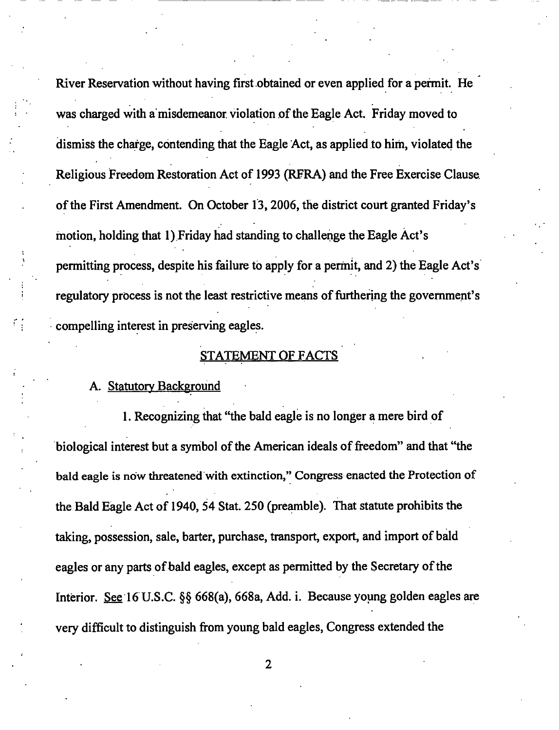River Reservation without having first obtained or even applied for a permit. He was charged with a misdemeanor violation of the Eagle Act. Friday moved to dismiss the charge, contending that the Eagle Act, as applied to him, violated the Religious Freedom Restoration Act of 1993 (RFRA) and the Free Exercise Clause of the First Amendment. On October 13, 2006, the district court granted Friday's motion, holding that 1) Friday had standing to challenge the Eagle Act's permitting process, despite his failure to apply for a permit, and 2) the Eagle Act's regulatory process is not the least restrictive means of furthering the government's compelling interest in preserving eagles.

## STATEMENT OF FACTS

### A. Statutory Background

1. Recognizing that "the bald eagle is no longer a mere bird of biological interest but a symbol of the American ideals of freedom" and that "the bald eagle is now threatened with extinction," Congress enacted the Protection of the Bald Eagle Act of 1940, 54 Stat. 250 (preamble). That statute prohibits the taking, possession, sale, barter, purchase, transport, export, and import of bald eagles or any parts of bald eagles, except as permitted by the Secretary of the Interior. See 16 U.S.C. §§ 668(a), 668a, Add. i. Because young golden eagles are very difficult to distinguish from young bald eagles, Congress extended the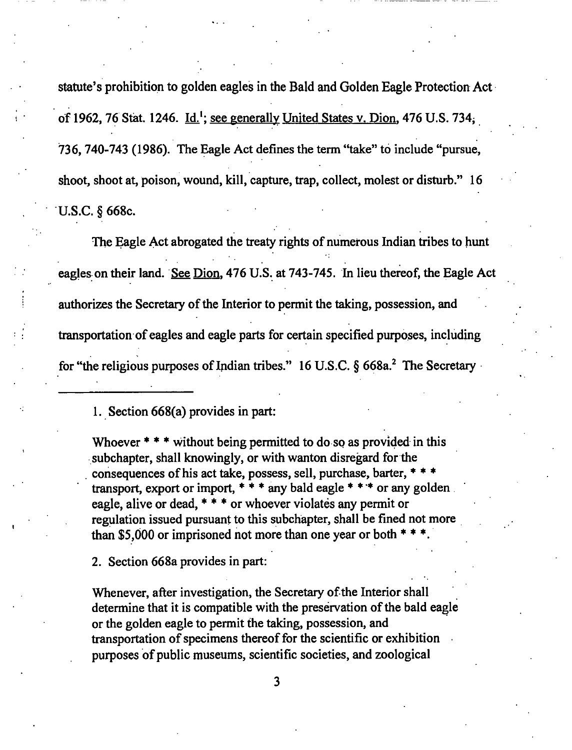statute's prohibition to golden eagles in the Bald and Golden Eagle Protection Act of 1962, 76 Stat. 1246. Id.[1]; see generally United States v. Dion, 476 U.S. 734, 736, 740-743 (1986). The Eagle Act defines the term "take" to include "pursue, shoot, shoot at, poison, wound, kill, capture, trap, collect, molest or disturb." 16 U.S.C. § 668c.

The Eagle Act abrogated the treaty rights of numerous Indian tribes to hunt eagles on their land. See Dion, 476 U.S. at 743-745. In lieu thereof, the Eagle Act authorizes the Secretary of the Interior to permit the taking, possession, and transportation of eagles and eagle parts for certain specified purposes, including for "the religious purposes of Indian tribes." 16 U.S.C. § 668a.[2] The Secretary

---

1. Section 668(a) provides in part:

> Whoever * * * without being permitted to do so as provided in this subchapter, shall knowingly, or with wanton disregard for the consequences of his act take, possess, sell, purchase, barter, * * * transport, export or import, * * * any bald eagle * * * or any golden eagle, alive or dead, * * * or whoever violates any permit or regulation issued pursuant to this subchapter, shall be fined not more than $5,000 or imprisoned not more than one year or both * * *.

2. Section 668a provides in part:

> Whenever, after investigation, the Secretary of the Interior shall determine that it is compatible with the preservation of the bald eagle or the golden eagle to permit the taking, possession, and transportation of specimens thereof for the scientific or exhibition purposes of public museums, scientific societies, and zoological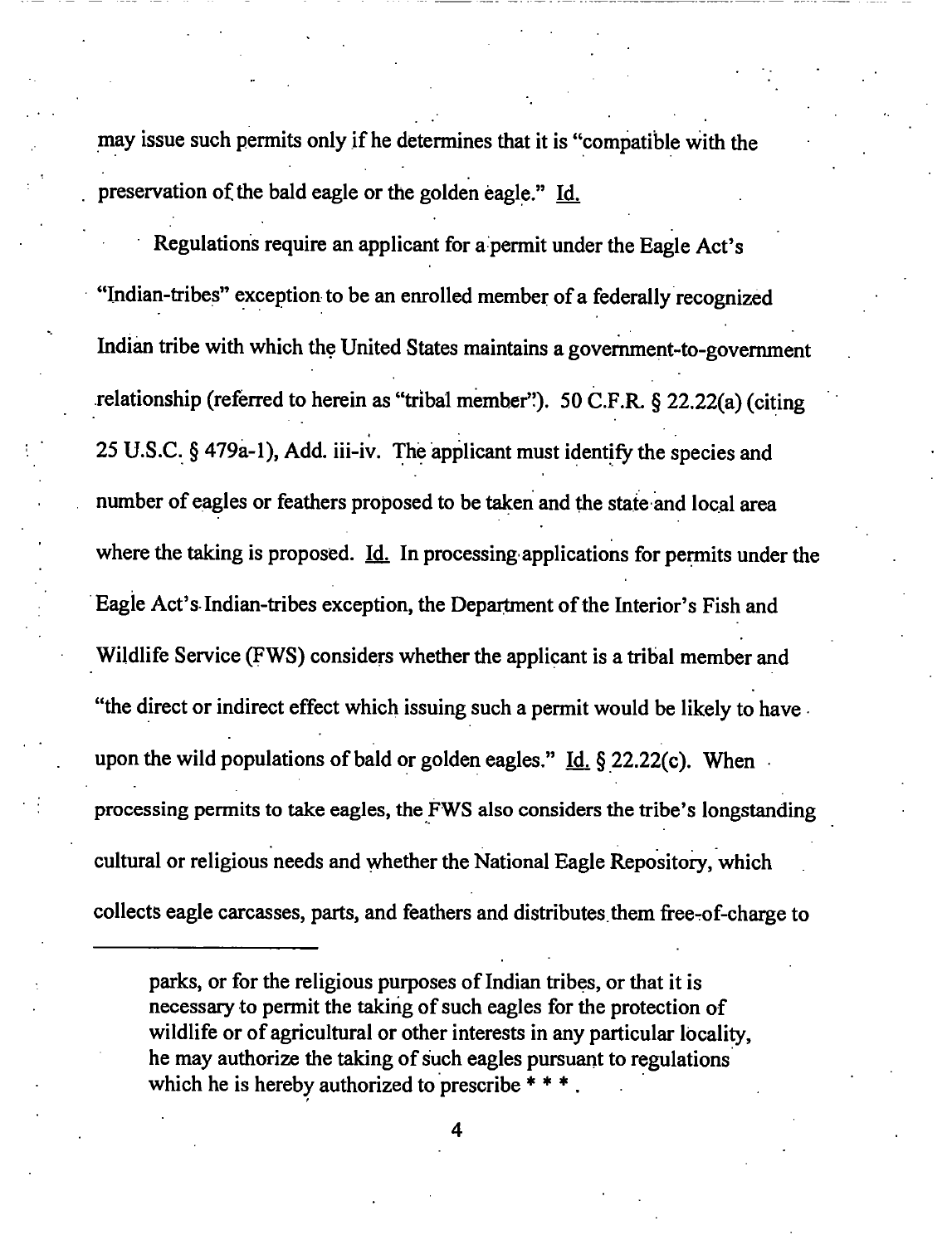may issue such permits only if he determines that it is "compatible with the preservation of the bald eagle or the golden eagle." Id.

Regulations require an applicant for a permit under the Eagle Act's "Indian-tribes" exception to be an enrolled member of a federally recognized Indian tribe with which the United States maintains a government-to-government relationship (referred to herein as "tribal member"). 50 C.F.R. § 22.22(a) (citing 25 U.S.C. § 479a-1), Add. iii-iv. The applicant must identify the species and number of eagles or feathers proposed to be taken and the state and local area where the taking is proposed. Id. In processing applications for permits under the Eagle Act's Indian-tribes exception, the Department of the Interior's Fish and Wildlife Service (FWS) considers whether the applicant is a tribal member and "the direct or indirect effect which issuing such a permit would be likely to have upon the wild populations of bald or golden eagles." Id. § 22.22(c). When processing permits to take eagles, the FWS also considers the tribe's longstanding cultural or religious needs and whether the National Eagle Repository, which collects eagle carcasses, parts, and feathers and distributes them free-of-charge to

---

> parks, or for the religious purposes of Indian tribes, or that it is necessary to permit the taking of such eagles for the protection of wildlife or of agricultural or other interests in any particular locality, he may authorize the taking of such eagles pursuant to regulations which he is hereby authorized to prescribe * * * .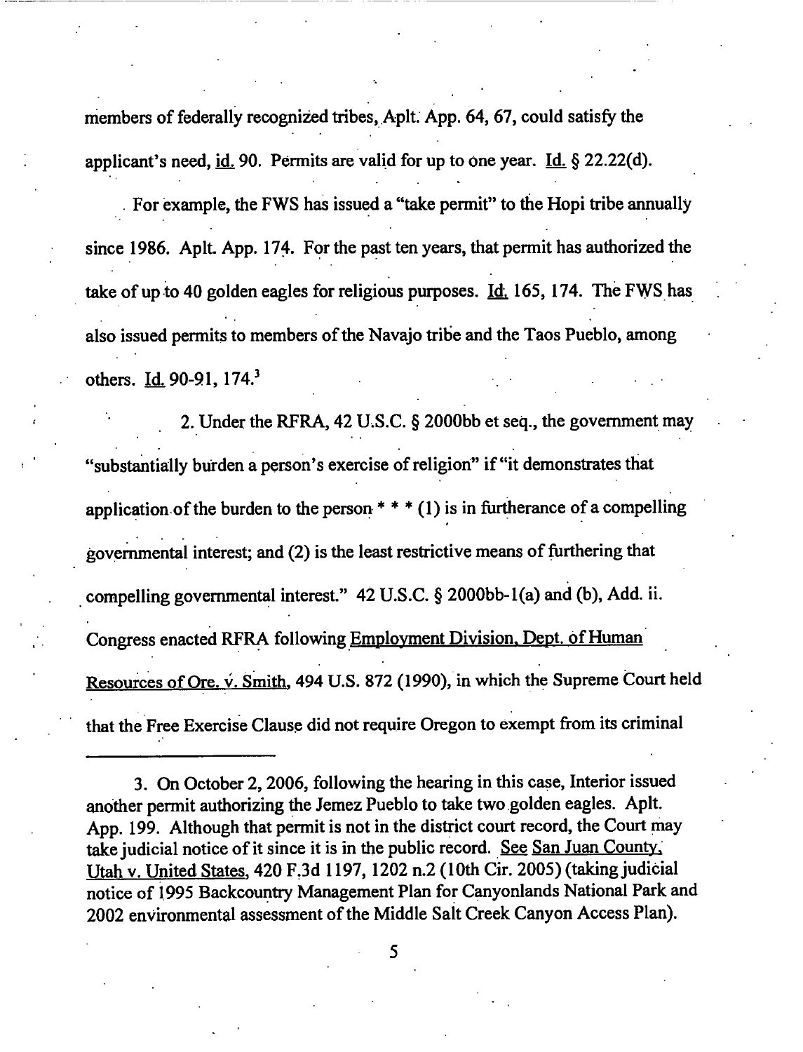members of federally recognized tribes, Aplt. App. 64, 67, could satisfy the applicant's need, id. 90. Permits are valid for up to one year. Id. § 22.22(d).

For example, the FWS has issued a "take permit" to the Hopi tribe annually since 1986. Aplt. App. 174. For the past ten years, that permit has authorized the take of up to 40 golden eagles for religious purposes. Id. 165, 174. The FWS has also issued permits to members of the Navajo tribe and the Taos Pueblo, among others. Id. 90-91, 174.[3]

2. Under the RFRA, 42 U.S.C. § 2000bb et seq., the government may "substantially burden a person's exercise of religion" if "it demonstrates that application of the burden to the person * * * (1) is in furtherance of a compelling governmental interest; and (2) is the least restrictive means of furthering that compelling governmental interest." 42 U.S.C. § 2000bb-1(a) and (b), Add. ii. Congress enacted RFRA following Employment Division, Dept. of Human Resources of Ore. v. Smith, 494 U.S. 872 (1990), in which the Supreme Court held that the Free Exercise Clause did not require Oregon to exempt from its criminal

---

3. On October 2, 2006, following the hearing in this case, Interior issued another permit authorizing the Jemez Pueblo to take two golden eagles. Aplt. App. 199. Although that permit is not in the district court record, the Court may take judicial notice of it since it is in the public record. See San Juan County, Utah v. United States, 420 F.3d 1197, 1202 n.2 (10th Cir. 2005) (taking judicial notice of 1995 Backcountry Management Plan for Canyonlands National Park and 2002 environmental assessment of the Middle Salt Creek Canyon Access Plan).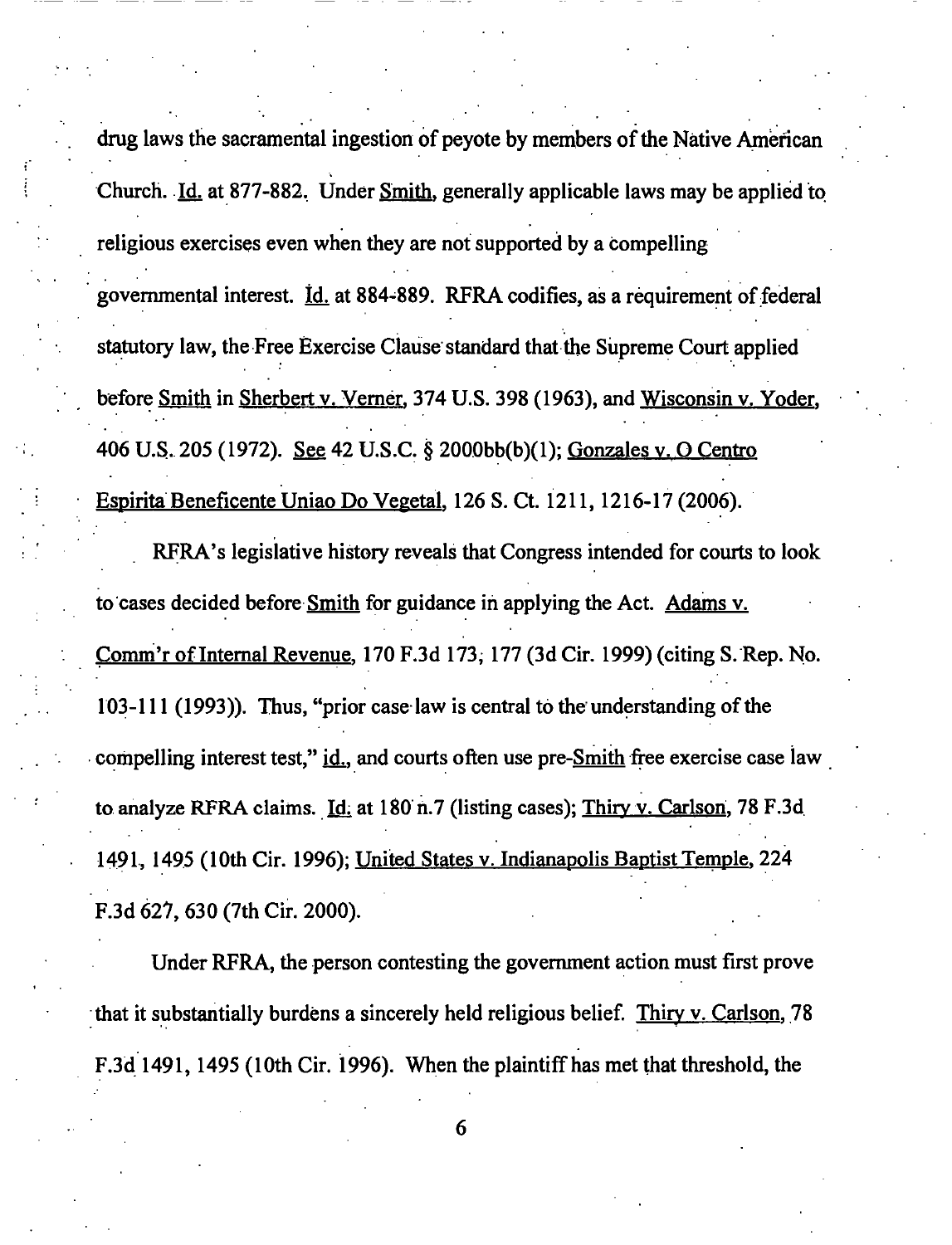drug laws the sacramental ingestion of peyote by members of the Native American Church. Id. at 877-882. Under Smith, generally applicable laws may be applied to religious exercises even when they are not supported by a compelling governmental interest. Id. at 884-889. RFRA codifies, as a requirement of federal statutory law, the Free Exercise Clause standard that the Supreme Court applied before Smith in Sherbert v. Verner, 374 U.S. 398 (1963), and Wisconsin v. Yoder, 406 U.S. 205 (1972). See 42 U.S.C. § 2000bb(b)(1); Gonzales v. O Centro Espirita Beneficente Uniao Do Vegetal, 126 S. Ct. 1211, 1216-17 (2006).

RFRA's legislative history reveals that Congress intended for courts to look to cases decided before Smith for guidance in applying the Act. Adams v. Comm'r of Internal Revenue, 170 F.3d 173, 177 (3d Cir. 1999) (citing S. Rep. No. 103-111 (1993)). Thus, "prior case law is central to the understanding of the compelling interest test," id., and courts often use pre-Smith free exercise case law to analyze RFRA claims. Id. at 180 n.7 (listing cases); Thiry v. Carlson, 78 F.3d 1491, 1495 (10th Cir. 1996); United States v. Indianapolis Baptist Temple, 224 F.3d 627, 630 (7th Cir. 2000).

Under RFRA, the person contesting the government action must first prove that it substantially burdens a sincerely held religious belief. Thiry v. Carlson, 78 F.3d 1491, 1495 (10th Cir. 1996). When the plaintiff has met that threshold, the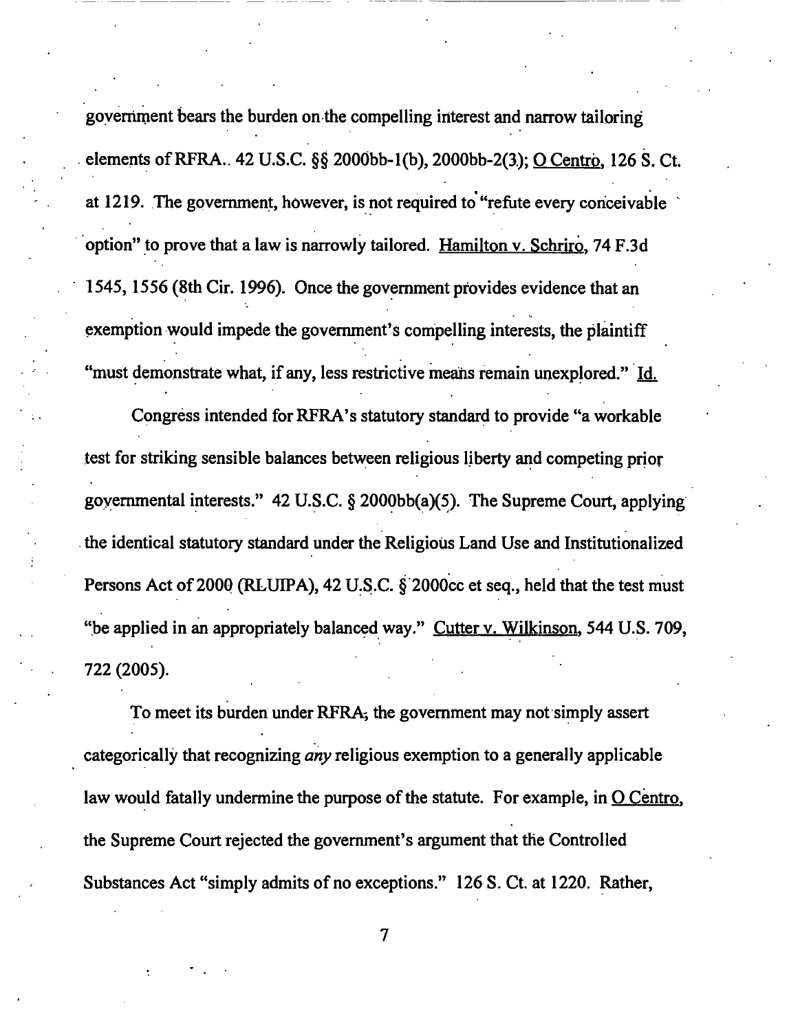government bears the burden on the compelling interest and narrow tailoring elements of RFRA.. 42 U.S.C. §§ 2000bb-1(b), 2000bb-2(3); O Centro, 126 S. Ct. at 1219. The government, however, is not required to "refute every conceivable option" to prove that a law is narrowly tailored. Hamilton v. Schriro, 74 F.3d 1545, 1556 (8th Cir. 1996). Once the government provides evidence that an exemption would impede the government's compelling interests, the plaintiff "must demonstrate what, if any, less restrictive means remain unexplored." Id.

Congress intended for RFRA's statutory standard to provide "a workable test for striking sensible balances between religious liberty and competing prior governmental interests." 42 U.S.C. § 2000bb(a)(5). The Supreme Court, applying the identical statutory standard under the Religious Land Use and Institutionalized Persons Act of 2000 (RLUIPA), 42 U.S.C. § 2000cc et seq., held that the test must "be applied in an appropriately balanced way." Cutter v. Wilkinson, 544 U.S. 709, 722 (2005).

To meet its burden under RFRA, the government may not simply assert categorically that recognizing *any* religious exemption to a generally applicable law would fatally undermine the purpose of the statute. For example, in O Centro, the Supreme Court rejected the government's argument that the Controlled Substances Act "simply admits of no exceptions." 126 S. Ct. at 1220. Rather,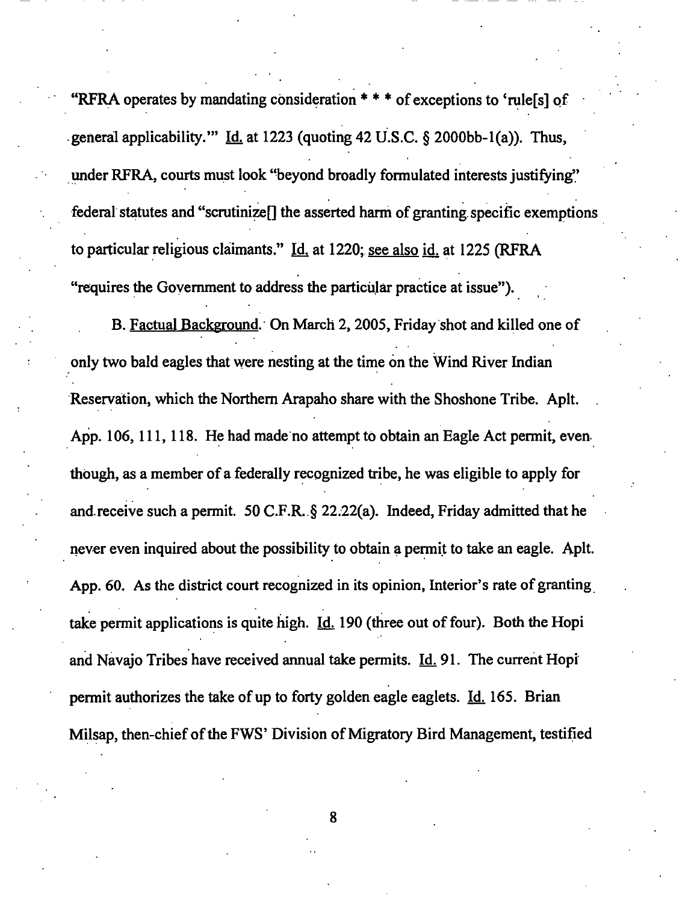"RFRA operates by mandating consideration * * * of exceptions to 'rule[s] of general applicability.'" Id. at 1223 (quoting 42 U.S.C. § 2000bb-1(a)). Thus, under RFRA, courts must look "beyond broadly formulated interests justifying" federal statutes and "scrutinize[] the asserted harm of granting specific exemptions to particular religious claimants." Id. at 1220; see also id. at 1225 (RFRA "requires the Government to address the particular practice at issue").

B. Factual Background. On March 2, 2005, Friday shot and killed one of only two bald eagles that were nesting at the time on the Wind River Indian Reservation, which the Northern Arapaho share with the Shoshone Tribe. Aplt. App. 106, 111, 118. He had made no attempt to obtain an Eagle Act permit, even though, as a member of a federally recognized tribe, he was eligible to apply for and receive such a permit. 50 C.F.R. § 22.22(a). Indeed, Friday admitted that he never even inquired about the possibility to obtain a permit to take an eagle. Aplt. App. 60. As the district court recognized in its opinion, Interior's rate of granting take permit applications is quite high. Id. 190 (three out of four). Both the Hopi and Navajo Tribes have received annual take permits. Id. 91. The current Hopi permit authorizes the take of up to forty golden eagle eaglets. Id. 165. Brian Milsap, then-chief of the FWS' Division of Migratory Bird Management, testified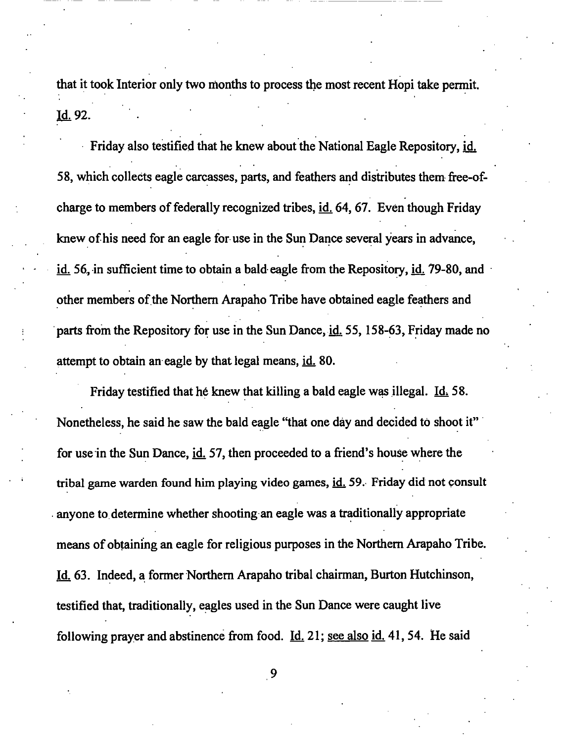that it took Interior only two months to process the most recent Hopi take permit. Id. 92.

Friday also testified that he knew about the National Eagle Repository, id. 58, which collects eagle carcasses, parts, and feathers and distributes them free-of-charge to members of federally recognized tribes, id. 64, 67. Even though Friday knew of his need for an eagle for use in the Sun Dance several years in advance, id. 56, in sufficient time to obtain a bald eagle from the Repository, id. 79-80, and other members of the Northern Arapaho Tribe have obtained eagle feathers and parts from the Repository for use in the Sun Dance, id. 55, 158-63, Friday made no attempt to obtain an eagle by that legal means, id. 80.

Friday testified that he knew that killing a bald eagle was illegal. Id. 58. Nonetheless, he said he saw the bald eagle "that one day and decided to shoot it" for use in the Sun Dance, id. 57, then proceeded to a friend's house where the tribal game warden found him playing video games, id. 59. Friday did not consult anyone to determine whether shooting an eagle was a traditionally appropriate means of obtaining an eagle for religious purposes in the Northern Arapaho Tribe. Id. 63. Indeed, a former Northern Arapaho tribal chairman, Burton Hutchinson, testified that, traditionally, eagles used in the Sun Dance were caught live following prayer and abstinence from food. Id. 21; see also id. 41, 54. He said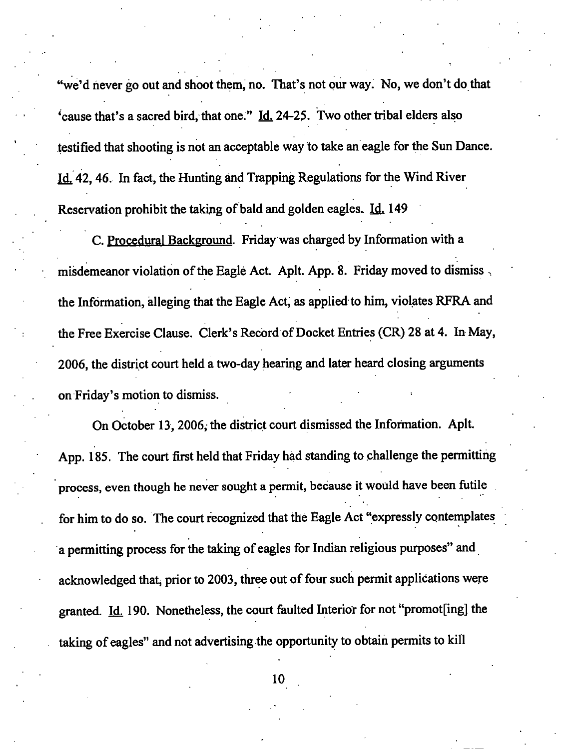"we'd never go out and shoot them, no. That's not our way. No, we don't do that 'cause that's a sacred bird, that one." Id. 24-25. Two other tribal elders also testified that shooting is not an acceptable way to take an eagle for the Sun Dance. Id. 42, 46. In fact, the Hunting and Trapping Regulations for the Wind River Reservation prohibit the taking of bald and golden eagles. Id. 149

C. Procedural Background. Friday was charged by Information with a misdemeanor violation of the Eagle Act. Aplt. App. 8. Friday moved to dismiss the Information, alleging that the Eagle Act, as applied to him, violates RFRA and the Free Exercise Clause. Clerk's Record of Docket Entries (CR) 28 at 4. In May, 2006, the district court held a two-day hearing and later heard closing arguments on Friday's motion to dismiss.

On October 13, 2006, the district court dismissed the Information. Aplt. App. 185. The court first held that Friday had standing to challenge the permitting process, even though he never sought a permit, because it would have been futile for him to do so. The court recognized that the Eagle Act "expressly contemplates a permitting process for the taking of eagles for Indian religious purposes" and acknowledged that, prior to 2003, three out of four such permit applications were granted. Id. 190. Nonetheless, the court faulted Interior for not "promot[ing] the taking of eagles" and not advertising the opportunity to obtain permits to kill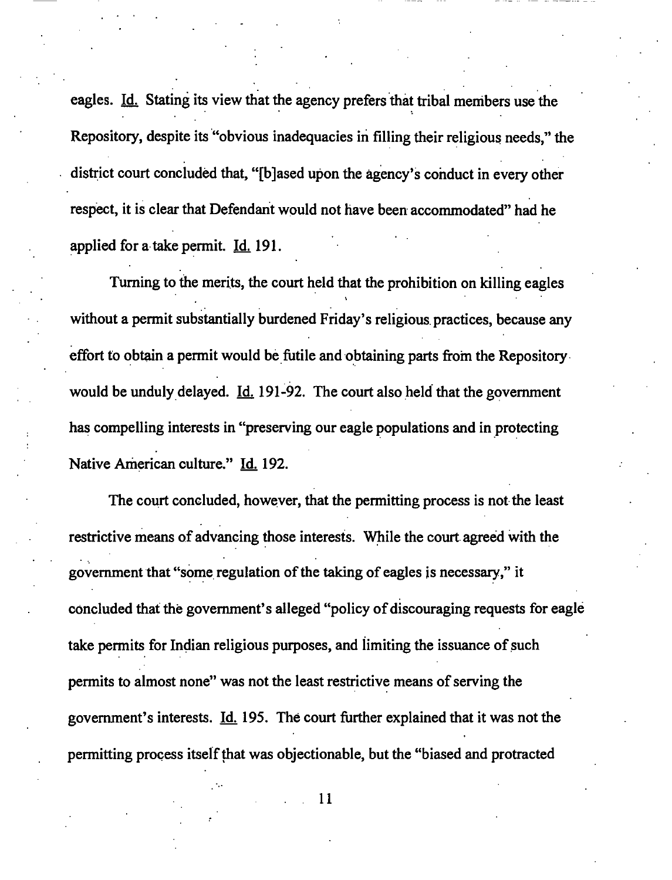eagles. Id. Stating its view that the agency prefers that tribal members use the Repository, despite its "obvious inadequacies in filling their religious needs," the district court concluded that, "[b]ased upon the agency's conduct in every other respect, it is clear that Defendant would not have been accommodated" had he applied for a take permit. Id. 191.

Turning to the merits, the court held that the prohibition on killing eagles without a permit substantially burdened Friday's religious practices, because any effort to obtain a permit would be futile and obtaining parts from the Repository would be unduly delayed. Id. 191-92. The court also held that the government has compelling interests in "preserving our eagle populations and in protecting Native American culture." Id. 192.

The court concluded, however, that the permitting process is not the least restrictive means of advancing those interests. While the court agreed with the government that "some regulation of the taking of eagles is necessary," it concluded that the government's alleged "policy of discouraging requests for eagle take permits for Indian religious purposes, and limiting the issuance of such permits to almost none" was not the least restrictive means of serving the government's interests. Id. 195. The court further explained that it was not the permitting process itself that was objectionable, but the "biased and protracted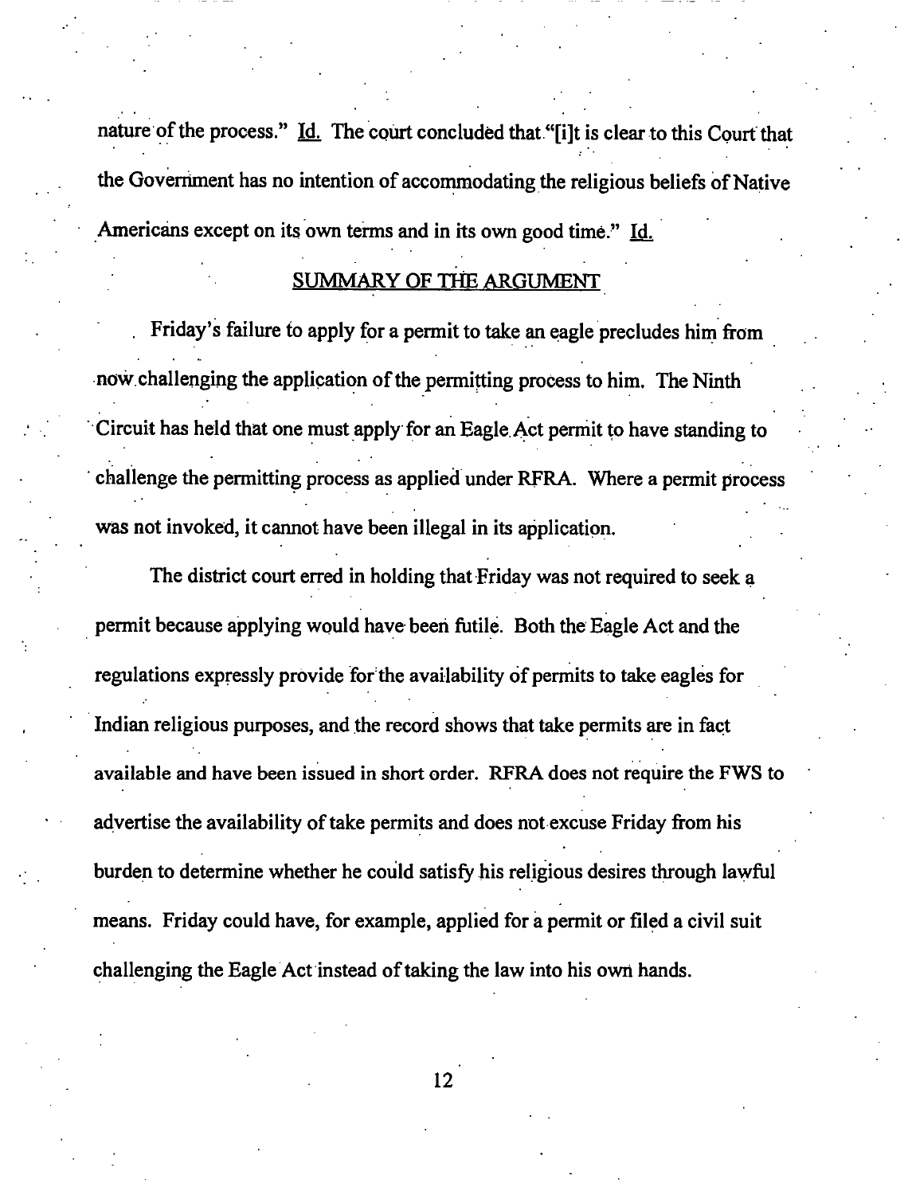nature of the process." Id. The court concluded that "[i]t is clear to this Court that the Government has no intention of accommodating the religious beliefs of Native Americans except on its own terms and in its own good time." Id.

## SUMMARY OF THE ARGUMENT

Friday's failure to apply for a permit to take an eagle precludes him from now challenging the application of the permitting process to him. The Ninth Circuit has held that one must apply for an Eagle Act permit to have standing to challenge the permitting process as applied under RFRA. Where a permit process was not invoked, it cannot have been illegal in its application.

The district court erred in holding that Friday was not required to seek a permit because applying would have been futile. Both the Eagle Act and the regulations expressly provide for the availability of permits to take eagles for Indian religious purposes, and the record shows that take permits are in fact available and have been issued in short order. RFRA does not require the FWS to advertise the availability of take permits and does not excuse Friday from his burden to determine whether he could satisfy his religious desires through lawful means. Friday could have, for example, applied for a permit or filed a civil suit challenging the Eagle Act instead of taking the law into his own hands.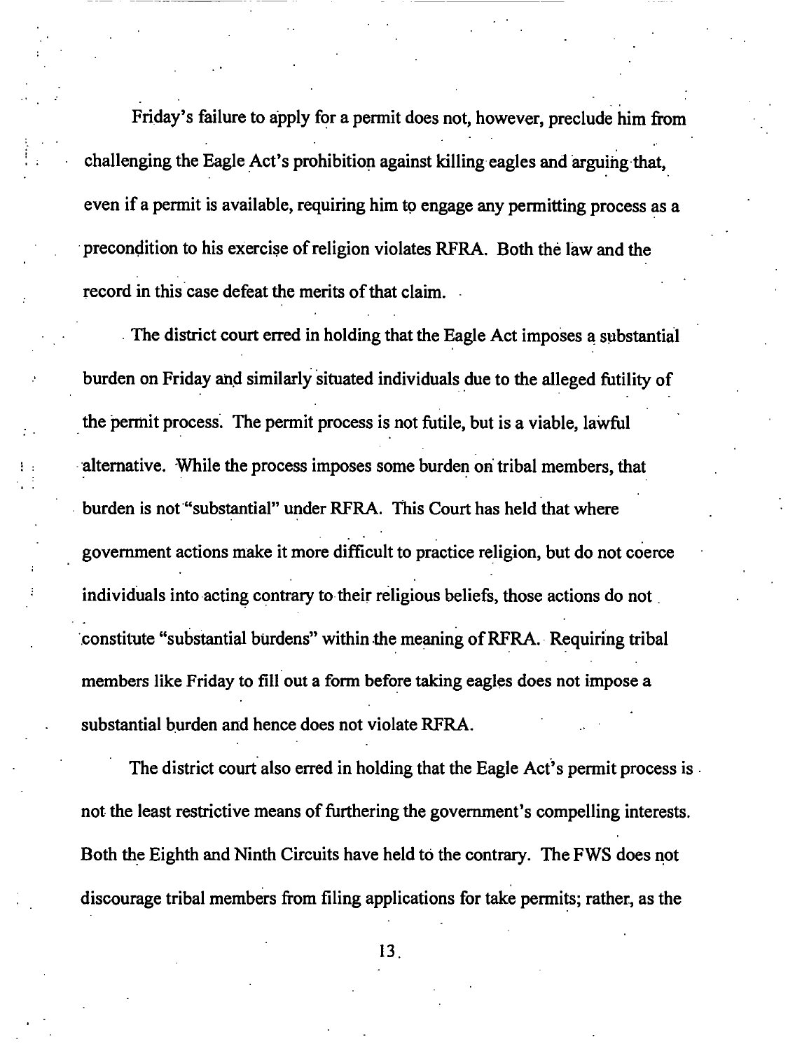Friday's failure to apply for a permit does not, however, preclude him from challenging the Eagle Act's prohibition against killing eagles and arguing that, even if a permit is available, requiring him to engage any permitting process as a precondition to his exercise of religion violates RFRA. Both the law and the record in this case defeat the merits of that claim.

The district court erred in holding that the Eagle Act imposes a substantial burden on Friday and similarly situated individuals due to the alleged futility of the permit process. The permit process is not futile, but is a viable, lawful alternative. While the process imposes some burden on tribal members, that burden is not "substantial" under RFRA. This Court has held that where government actions make it more difficult to practice religion, but do not coerce individuals into acting contrary to their religious beliefs, those actions do not constitute "substantial burdens" within the meaning of RFRA. Requiring tribal members like Friday to fill out a form before taking eagles does not impose a substantial burden and hence does not violate RFRA.

The district court also erred in holding that the Eagle Act's permit process is not the least restrictive means of furthering the government's compelling interests. Both the Eighth and Ninth Circuits have held to the contrary. The FWS does not discourage tribal members from filing applications for take permits; rather, as the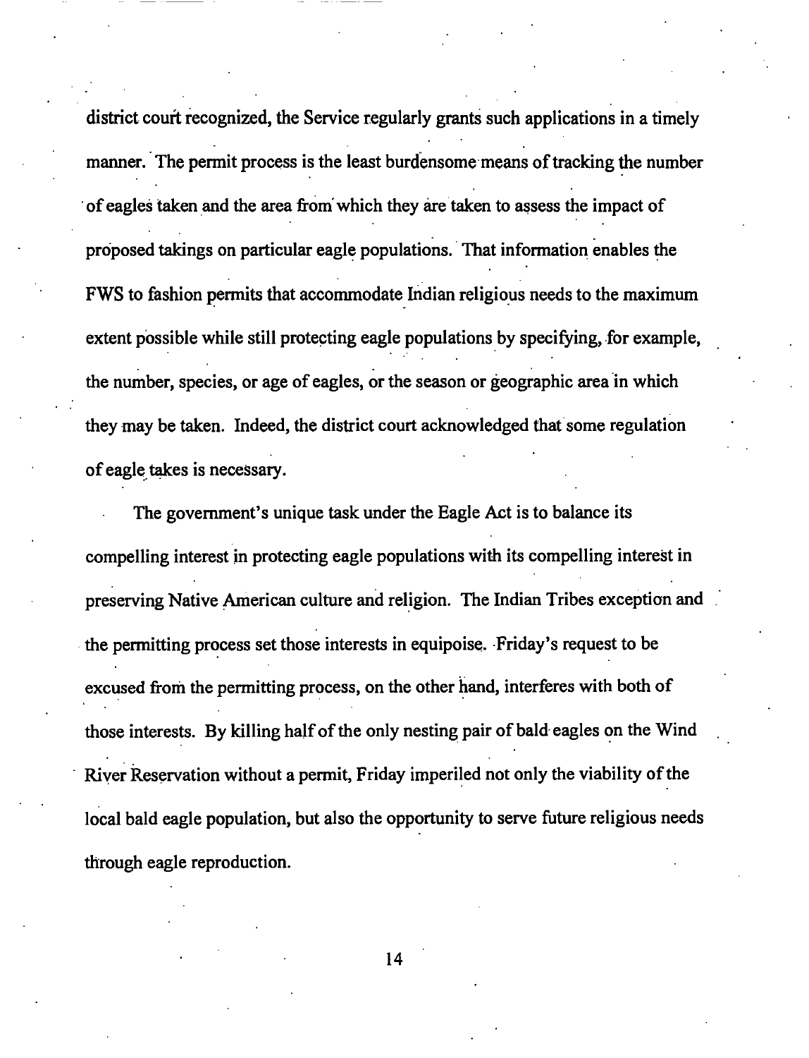district court recognized, the Service regularly grants such applications in a timely manner. The permit process is the least burdensome means of tracking the number of eagles taken and the area from which they are taken to assess the impact of proposed takings on particular eagle populations. That information enables the FWS to fashion permits that accommodate Indian religious needs to the maximum extent possible while still protecting eagle populations by specifying, for example, the number, species, or age of eagles, or the season or geographic area in which they may be taken. Indeed, the district court acknowledged that some regulation of eagle takes is necessary.

The government's unique task under the Eagle Act is to balance its compelling interest in protecting eagle populations with its compelling interest in preserving Native American culture and religion. The Indian Tribes exception and the permitting process set those interests in equipoise. Friday's request to be excused from the permitting process, on the other hand, interferes with both of those interests. By killing half of the only nesting pair of bald eagles on the Wind River Reservation without a permit, Friday imperiled not only the viability of the local bald eagle population, but also the opportunity to serve future religious needs through eagle reproduction.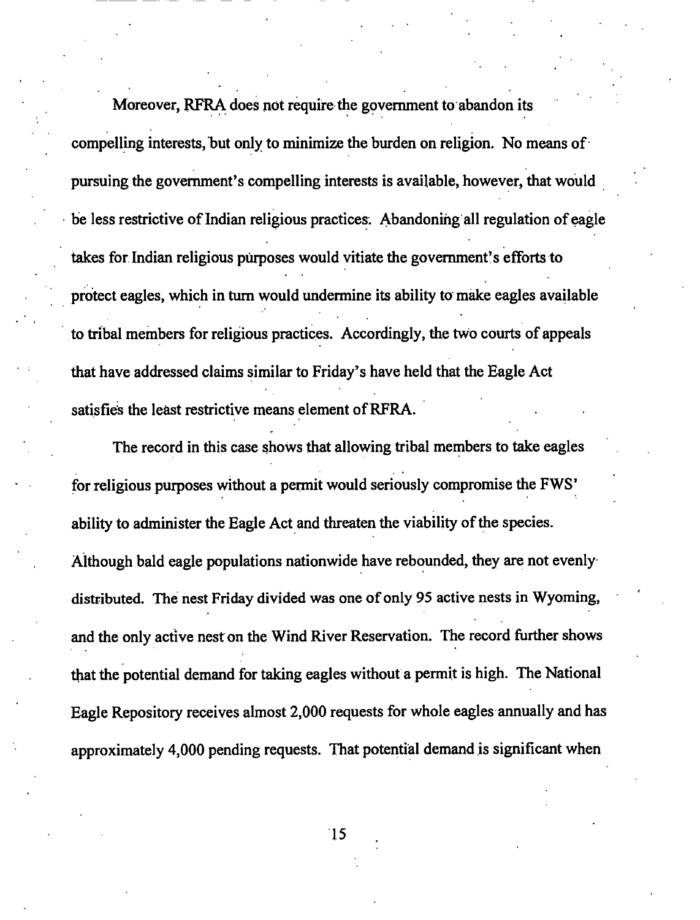Moreover, RFRA does not require the government to abandon its compelling interests, but only to minimize the burden on religion. No means of pursuing the government's compelling interests is available, however, that would be less restrictive of Indian religious practices. Abandoning all regulation of eagle takes for Indian religious purposes would vitiate the government's efforts to protect eagles, which in turn would undermine its ability to make eagles available to tribal members for religious practices. Accordingly, the two courts of appeals that have addressed claims similar to Friday's have held that the Eagle Act satisfies the least restrictive means element of RFRA.

The record in this case shows that allowing tribal members to take eagles for religious purposes without a permit would seriously compromise the FWS' ability to administer the Eagle Act and threaten the viability of the species. Although bald eagle populations nationwide have rebounded, they are not evenly distributed. The nest Friday divided was one of only 95 active nests in Wyoming, and the only active nest on the Wind River Reservation. The record further shows that the potential demand for taking eagles without a permit is high. The National Eagle Repository receives almost 2,000 requests for whole eagles annually and has approximately 4,000 pending requests. That potential demand is significant when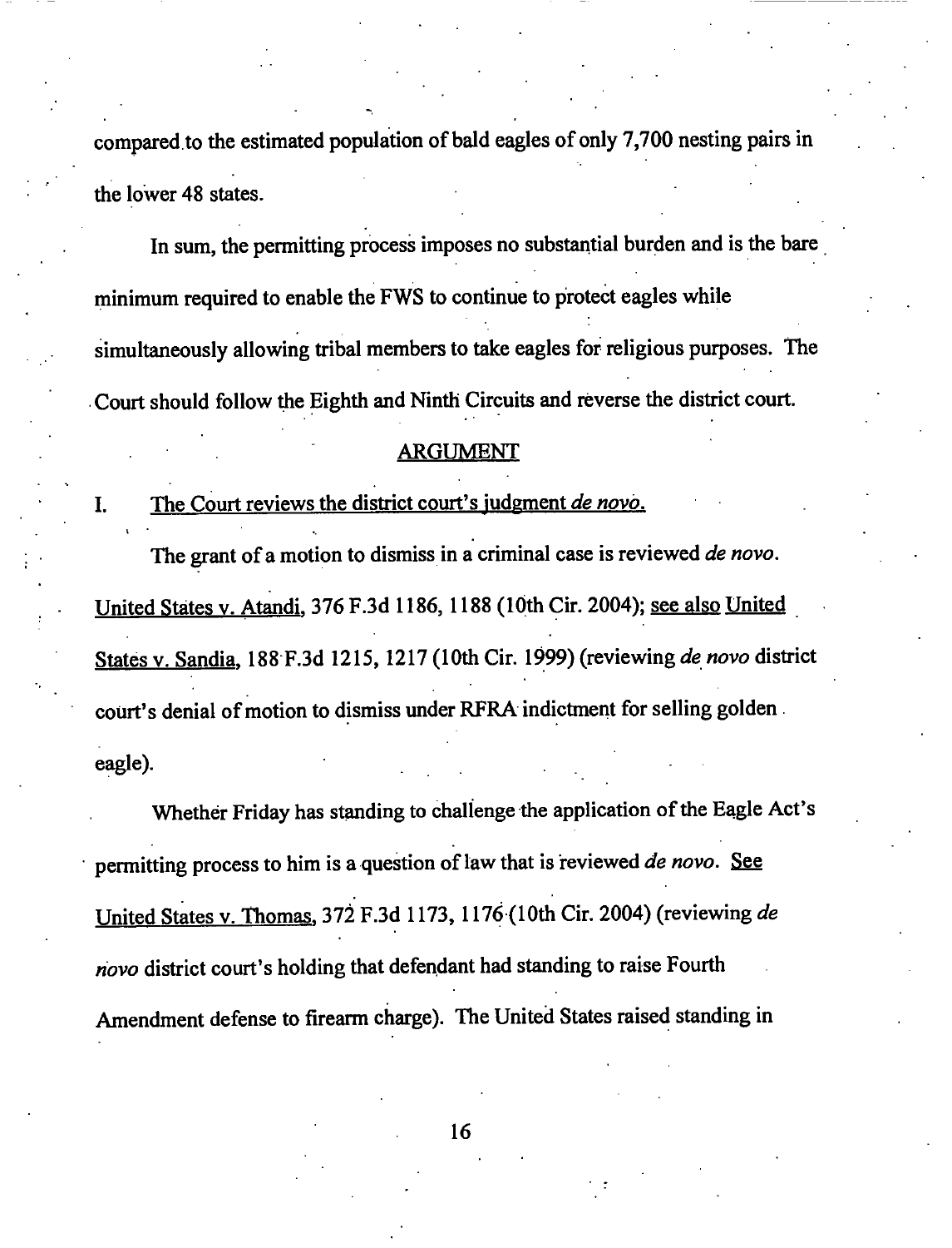compared to the estimated population of bald eagles of only 7,700 nesting pairs in the lower 48 states.

In sum, the permitting process imposes no substantial burden and is the bare minimum required to enable the FWS to continue to protect eagles while simultaneously allowing tribal members to take eagles for religious purposes. The Court should follow the Eighth and Ninth Circuits and reverse the district court.

## ARGUMENT

### I. The Court reviews the district court's judgment *de novo.*

The grant of a motion to dismiss in a criminal case is reviewed *de novo*. United States v. Atandi, 376 F.3d 1186, 1188 (10th Cir. 2004); see also United States v. Sandia, 188 F.3d 1215, 1217 (10th Cir. 1999) (reviewing *de novo* district court's denial of motion to dismiss under RFRA indictment for selling golden eagle).

Whether Friday has standing to challenge the application of the Eagle Act's permitting process to him is a question of law that is reviewed *de novo*. See United States v. Thomas, 372 F.3d 1173, 1176 (10th Cir. 2004) (reviewing *de novo* district court's holding that defendant had standing to raise Fourth Amendment defense to firearm charge). The United States raised standing in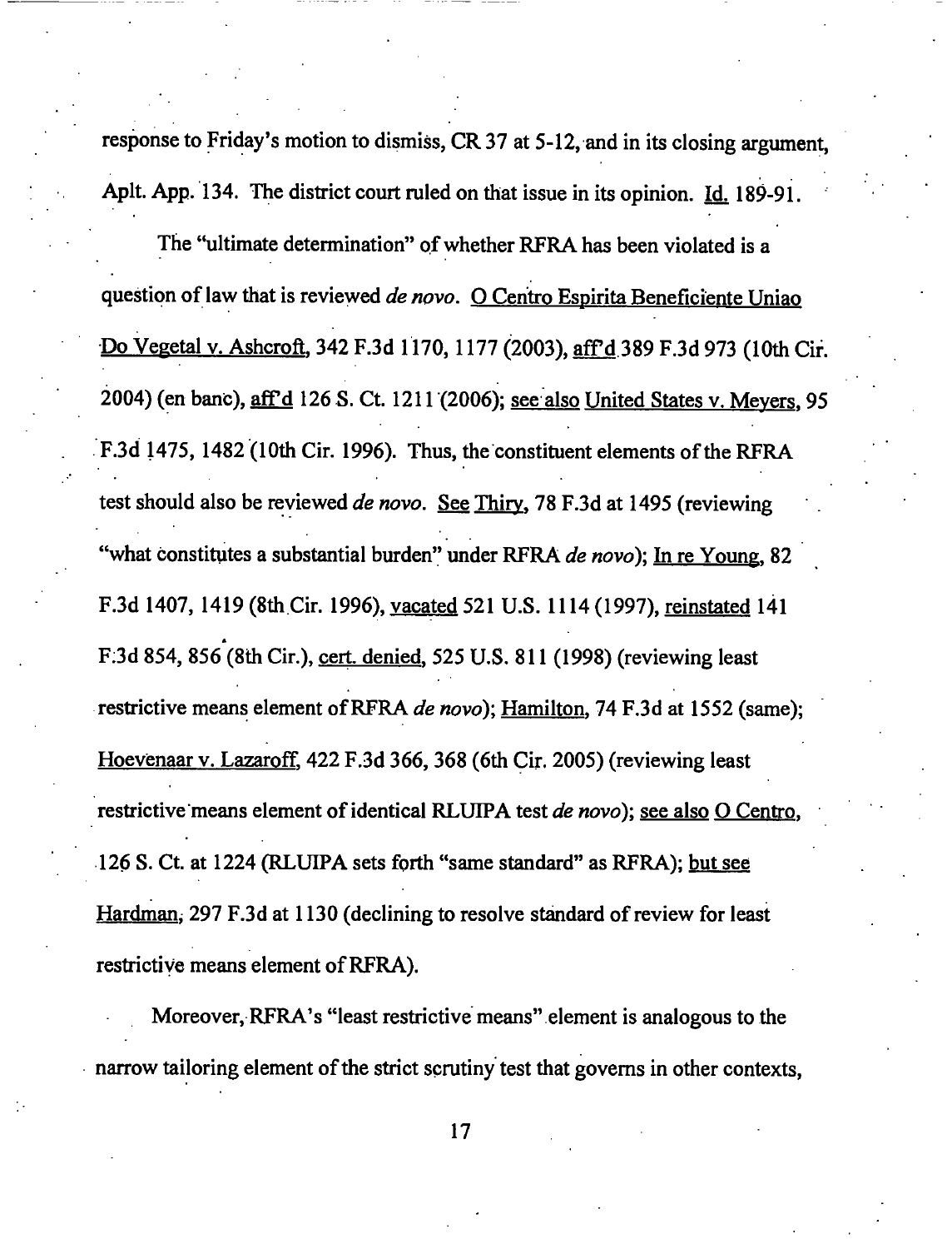response to Friday's motion to dismiss, CR 37 at 5-12, and in its closing argument, Aplt. App. 134. The district court ruled on that issue in its opinion. Id. 189-91.

The "ultimate determination" of whether RFRA has been violated is a question of law that is reviewed *de novo*. O Centro Espirita Beneficiente Uniao Do Vegetal v. Ashcroft, 342 F.3d 1170, 1177 (2003), aff'd 389 F.3d 973 (10th Cir. 2004) (en banc), aff'd 126 S. Ct. 1211 (2006); see also United States v. Meyers, 95 F.3d 1475, 1482 (10th Cir. 1996). Thus, the constituent elements of the RFRA test should also be reviewed *de novo*. See Thiry, 78 F.3d at 1495 (reviewing "what constitutes a substantial burden" under RFRA *de novo*); In re Young, 82 F.3d 1407, 1419 (8th Cir. 1996), vacated 521 U.S. 1114 (1997), reinstated 141 F.3d 854, 856 (8th Cir.), cert. denied, 525 U.S. 811 (1998) (reviewing least restrictive means element of RFRA *de novo*); Hamilton, 74 F.3d at 1552 (same); Hoevenaar v. Lazaroff, 422 F.3d 366, 368 (6th Cir. 2005) (reviewing least restrictive means element of identical RLUIPA test *de novo*); see also O Centro, 126 S. Ct. at 1224 (RLUIPA sets forth "same standard" as RFRA); but see Hardman, 297 F.3d at 1130 (declining to resolve standard of review for least restrictive means element of RFRA).

Moreover, RFRA's "least restrictive means" element is analogous to the narrow tailoring element of the strict scrutiny test that governs in other contexts,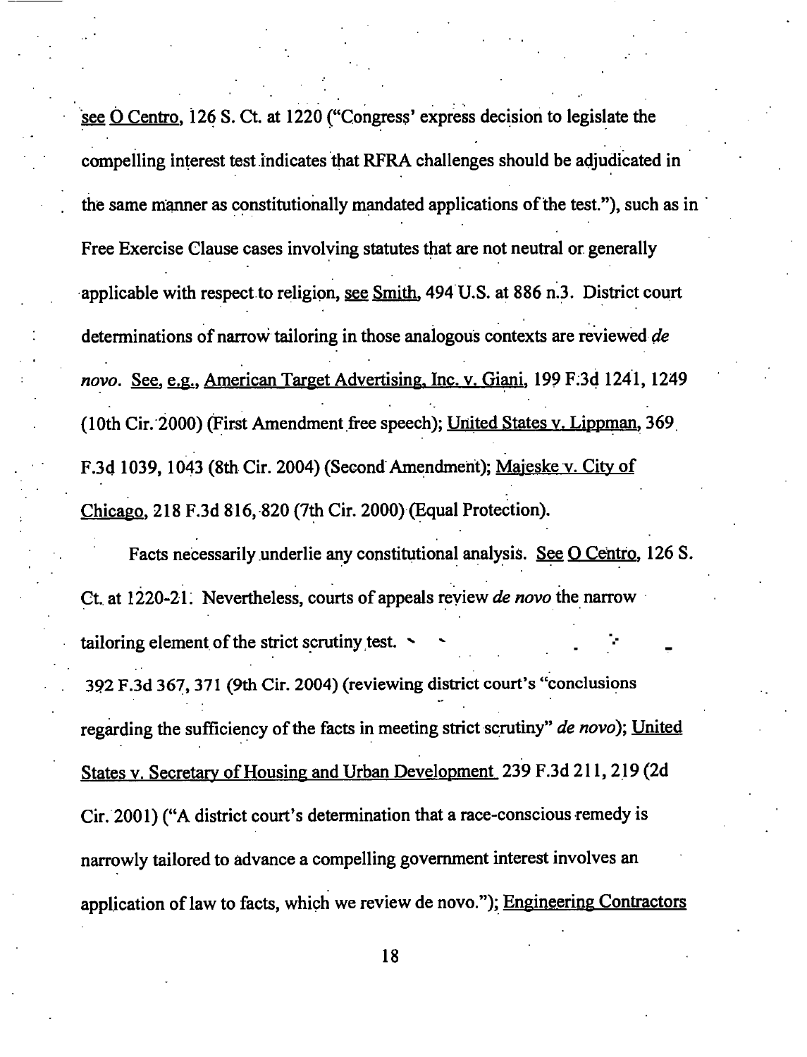see O Centro, 126 S. Ct. at 1220 ("Congress' express decision to legislate the compelling interest test indicates that RFRA challenges should be adjudicated in the same manner as constitutionally mandated applications of the test."), such as in Free Exercise Clause cases involving statutes that are not neutral or generally applicable with respect to religion, see Smith, 494 U.S. at 886 n.3. District court determinations of narrow tailoring in those analogous contexts are reviewed *de novo*. See, e.g., American Target Advertising, Inc. v. Giani, 199 F.3d 1241, 1249 (10th Cir. 2000) (First Amendment free speech); United States v. Lippman, 369 F.3d 1039, 1043 (8th Cir. 2004) (Second Amendment); Majeske v. City of Chicago, 218 F.3d 816, 820 (7th Cir. 2000) (Equal Protection).

Facts necessarily underlie any constitutional analysis. See O Centro, 126 S. Ct. at 1220-21. Nevertheless, courts of appeals review *de novo* the narrow tailoring element of the strict scrutiny test.

392 F.3d 367, 371 (9th Cir. 2004) (reviewing district court's "conclusions regarding the sufficiency of the facts in meeting strict scrutiny" *de novo*); United States v. Secretary of Housing and Urban Development 239 F.3d 211, 219 (2d Cir. 2001) ("A district court's determination that a race-conscious remedy is narrowly tailored to advance a compelling government interest involves an application of law to facts, which we review de novo."); Engineering Contractors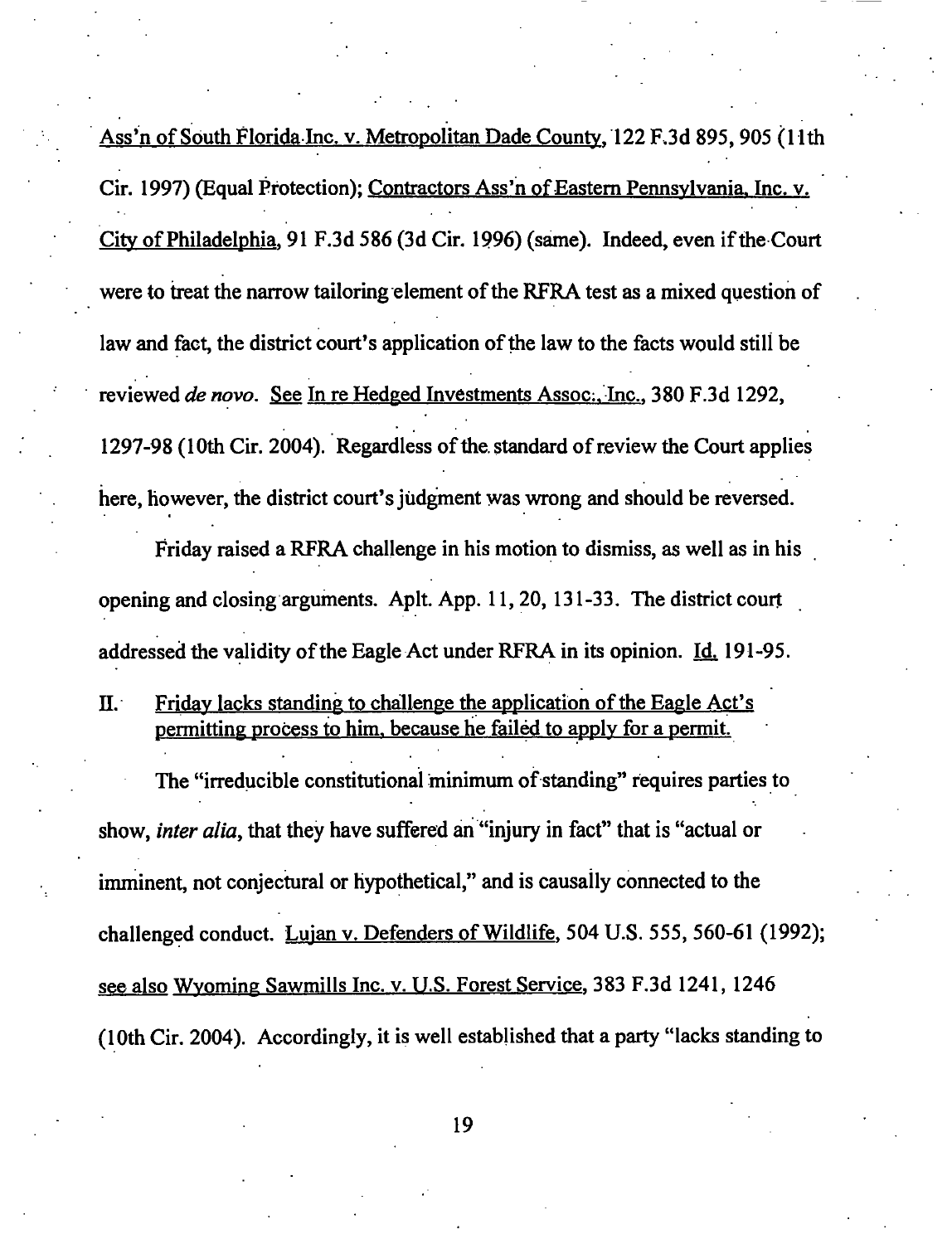Ass'n of South Florida Inc. v. Metropolitan Dade County, 122 F.3d 895, 905 (11th Cir. 1997) (Equal Protection); Contractors Ass'n of Eastern Pennsylvania, Inc. v. City of Philadelphia, 91 F.3d 586 (3d Cir. 1996) (same). Indeed, even if the Court were to treat the narrow tailoring element of the RFRA test as a mixed question of law and fact, the district court's application of the law to the facts would still be reviewed *de novo*. See In re Hedged Investments Assoc., Inc., 380 F.3d 1292, 1297-98 (10th Cir. 2004). Regardless of the standard of review the Court applies here, however, the district court's judgment was wrong and should be reversed.

Friday raised a RFRA challenge in his motion to dismiss, as well as in his opening and closing arguments. Aplt. App. 11, 20, 131-33. The district court addressed the validity of the Eagle Act under RFRA in its opinion. Id. 191-95.

## II. Friday lacks standing to challenge the application of the Eagle Act's permitting process to him, because he failed to apply for a permit.

The "irreducible constitutional minimum of standing" requires parties to show, *inter alia*, that they have suffered an "injury in fact" that is "actual or imminent, not conjectural or hypothetical," and is causally connected to the challenged conduct. Lujan v. Defenders of Wildlife, 504 U.S. 555, 560-61 (1992); see also Wyoming Sawmills Inc. v. U.S. Forest Service, 383 F.3d 1241, 1246 (10th Cir. 2004). Accordingly, it is well established that a party "lacks standing to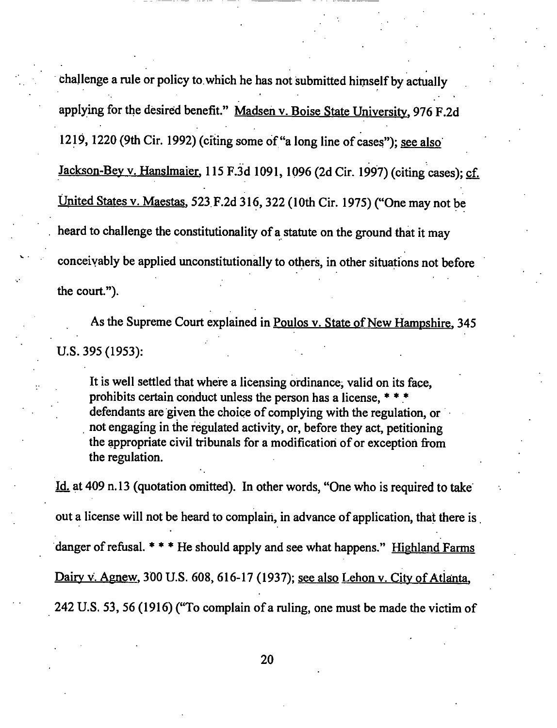challenge a rule or policy to which he has not submitted himself by actually applying for the desired benefit." Madsen v. Boise State University, 976 F.2d 1219, 1220 (9th Cir. 1992) (citing some of "a long line of cases"); see also Jackson-Bey v. Hanslmaier, 115 F.3d 1091, 1096 (2d Cir. 1997) (citing cases); cf. United States v. Maestas, 523 F.2d 316, 322 (10th Cir. 1975) ("One may not be heard to challenge the constitutionality of a statute on the ground that it may conceivably be applied unconstitutionally to others, in other situations not before the court.").

As the Supreme Court explained in Poulos v. State of New Hampshire, 345 U.S. 395 (1953):

> It is well settled that where a licensing ordinance, valid on its face, prohibits certain conduct unless the person has a license, * * * defendants are given the choice of complying with the regulation, or not engaging in the regulated activity, or, before they act, petitioning the appropriate civil tribunals for a modification of or exception from the regulation.

Id. at 409 n.13 (quotation omitted). In other words, "One who is required to take out a license will not be heard to complain, in advance of application, that there is danger of refusal. * * * He should apply and see what happens." Highland Farms Dairy v. Agnew, 300 U.S. 608, 616-17 (1937); see also Lehon v. City of Atlanta, 242 U.S. 53, 56 (1916) ("To complain of a ruling, one must be made the victim of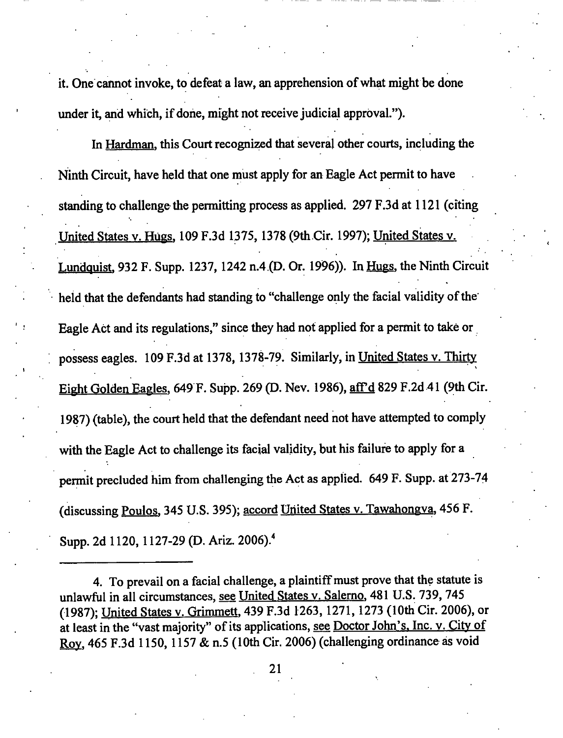it. One cannot invoke, to defeat a law, an apprehension of what might be done under it, and which, if done, might not receive judicial approval.").

In Hardman, this Court recognized that several other courts, including the Ninth Circuit, have held that one must apply for an Eagle Act permit to have standing to challenge the permitting process as applied. 297 F.3d at 1121 (citing United States v. Hugs, 109 F.3d 1375, 1378 (9th Cir. 1997); United States v. Lundquist, 932 F. Supp. 1237, 1242 n.4 (D. Or. 1996)). In Hugs, the Ninth Circuit held that the defendants had standing to "challenge only the facial validity of the Eagle Act and its regulations," since they had not applied for a permit to take or possess eagles. 109 F.3d at 1378, 1378-79. Similarly, in United States v. Thirty Eight Golden Eagles, 649 F. Supp. 269 (D. Nev. 1986), aff'd 829 F.2d 41 (9th Cir. 1987) (table), the court held that the defendant need not have attempted to comply with the Eagle Act to challenge its facial validity, but his failure to apply for a permit precluded him from challenging the Act as applied. 649 F. Supp. at 273-74 (discussing Poulos, 345 U.S. 395); accord United States v. Tawahongva, 456 F. Supp. 2d 1120, 1127-29 (D. Ariz. 2006).[4]

---

4. To prevail on a facial challenge, a plaintiff must prove that the statute is unlawful in all circumstances, see United States v. Salerno, 481 U.S. 739, 745 (1987); United States v. Grimmett, 439 F.3d 1263, 1271, 1273 (10th Cir. 2006), or at least in the "vast majority" of its applications, see Doctor John's, Inc. v. City of Roy, 465 F.3d 1150, 1157 & n.5 (10th Cir. 2006) (challenging ordinance as void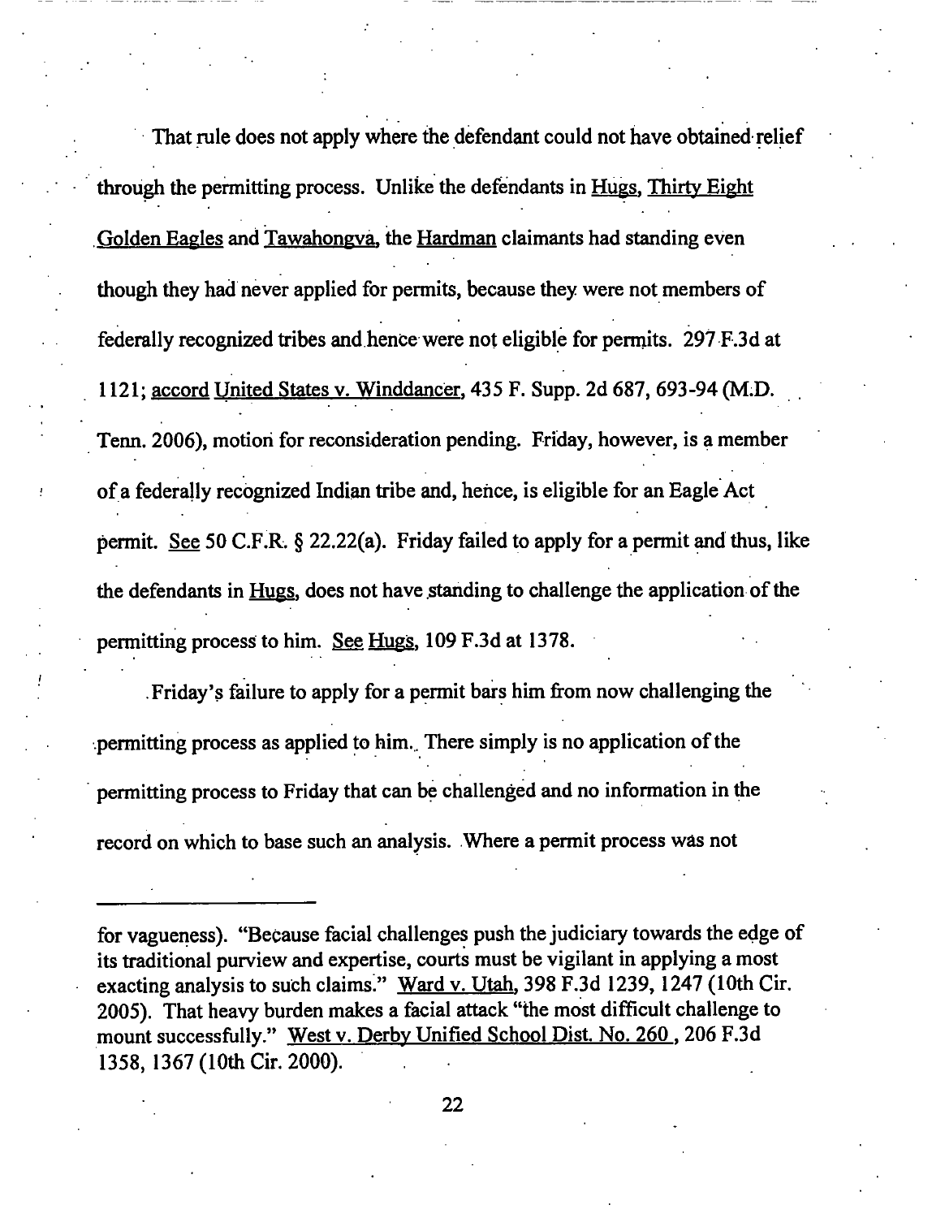That rule does not apply where the defendant could not have obtained relief through the permitting process. Unlike the defendants in Hugs, Thirty Eight Golden Eagles and Tawahongva, the Hardman claimants had standing even though they had never applied for permits, because they were not members of federally recognized tribes and hence were not eligible for permits. 297 F.3d at 1121; accord United States v. Winddancer, 435 F. Supp. 2d 687, 693-94 (M.D. Tenn. 2006), motion for reconsideration pending. Friday, however, is a member of a federally recognized Indian tribe and, hence, is eligible for an Eagle Act permit. See 50 C.F.R. § 22.22(a). Friday failed to apply for a permit and thus, like the defendants in Hugs, does not have standing to challenge the application of the permitting process to him. See Hugs, 109 F.3d at 1378.

Friday's failure to apply for a permit bars him from now challenging the permitting process as applied to him. There simply is no application of the permitting process to Friday that can be challenged and no information in the record on which to base such an analysis. Where a permit process was not

---

for vagueness). "Because facial challenges push the judiciary towards the edge of its traditional purview and expertise, courts must be vigilant in applying a most exacting analysis to such claims." Ward v. Utah, 398 F.3d 1239, 1247 (10th Cir. 2005). That heavy burden makes a facial attack "the most difficult challenge to mount successfully." West v. Derby Unified School Dist. No. 260, 206 F.3d 1358, 1367 (10th Cir. 2000).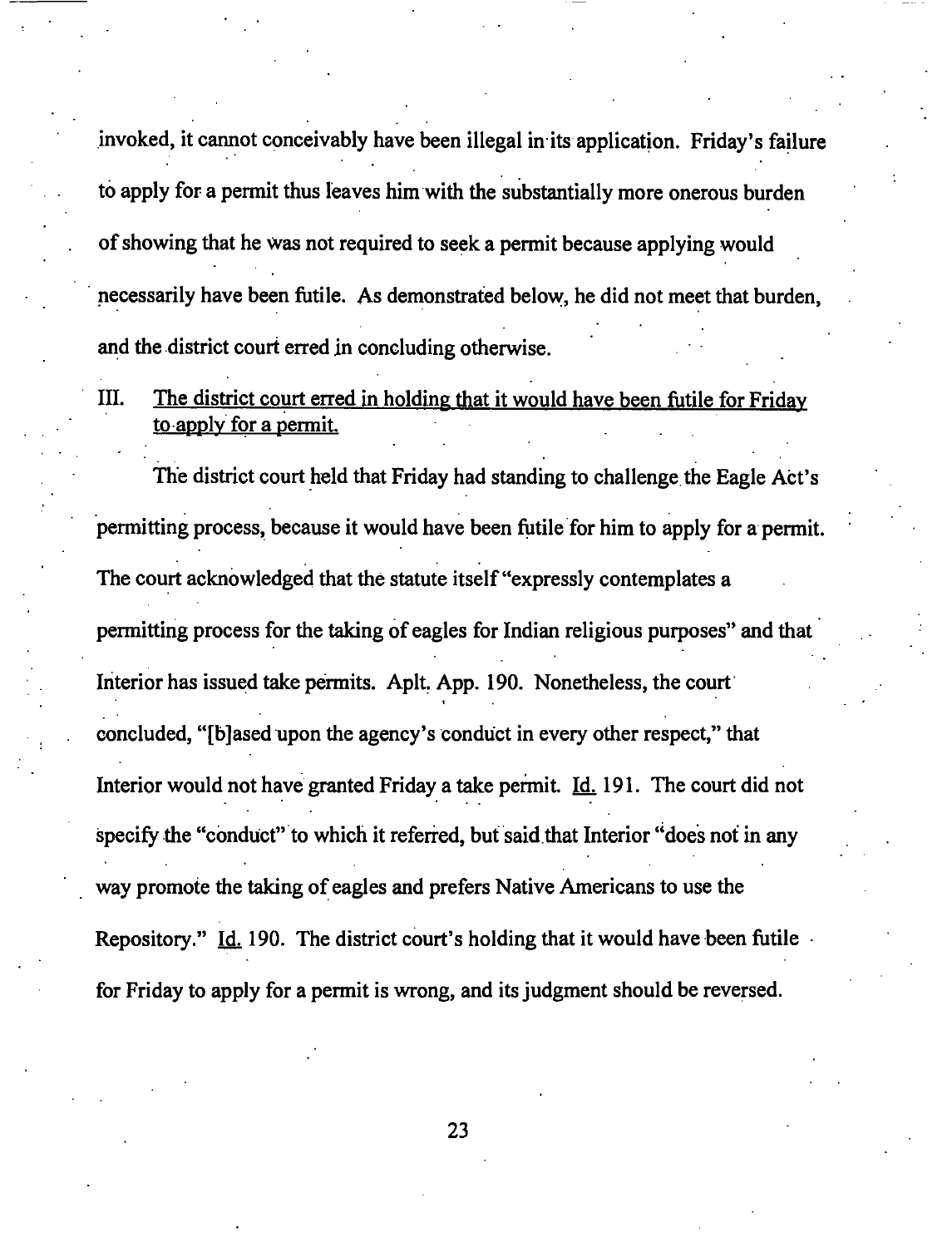invoked, it cannot conceivably have been illegal in its application. Friday's failure to apply for a permit thus leaves him with the substantially more onerous burden of showing that he was not required to seek a permit because applying would necessarily have been futile. As demonstrated below, he did not meet that burden, and the district court erred in concluding otherwise.

## III. <u>The district court erred in holding that it would have been futile for Friday to apply for a permit.</u>

The district court held that Friday had standing to challenge the Eagle Act's permitting process, because it would have been futile for him to apply for a permit. The court acknowledged that the statute itself "expressly contemplates a permitting process for the taking of eagles for Indian religious purposes" and that Interior has issued take permits. Aplt. App. 190. Nonetheless, the court concluded, "[b]ased upon the agency's conduct in every other respect," that Interior would not have granted Friday a take permit. <u>Id.</u> 191. The court did not specify the "conduct" to which it referred, but said that Interior "does not in any way promote the taking of eagles and prefers Native Americans to use the Repository." <u>Id.</u> 190. The district court's holding that it would have been futile for Friday to apply for a permit is wrong, and its judgment should be reversed.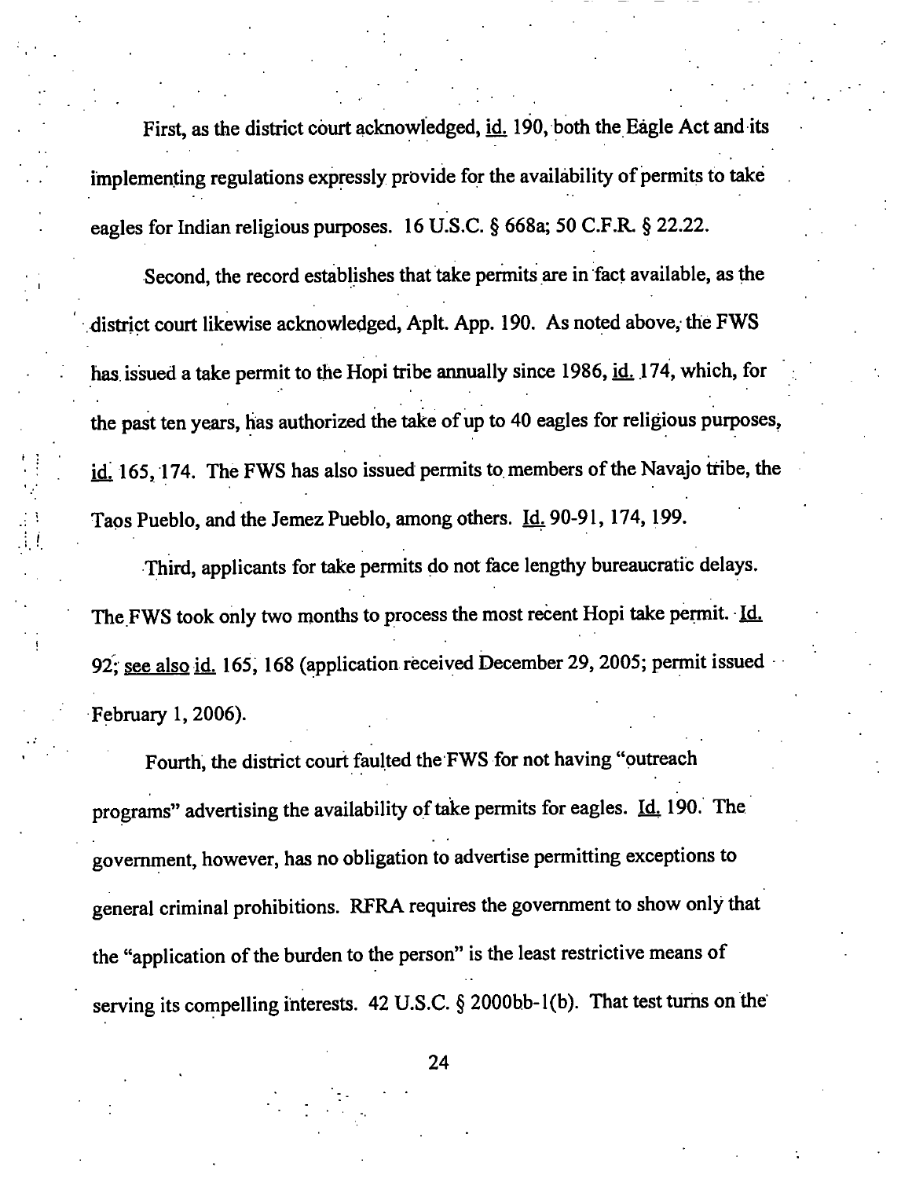First, as the district court acknowledged, id. 190, both the Eagle Act and its implementing regulations expressly provide for the availability of permits to take eagles for Indian religious purposes. 16 U.S.C. § 668a; 50 C.F.R. § 22.22.

Second, the record establishes that take permits are in fact available, as the district court likewise acknowledged, Aplt. App. 190. As noted above, the FWS has issued a take permit to the Hopi tribe annually since 1986, id. 174, which, for the past ten years, has authorized the take of up to 40 eagles for religious purposes, id. 165, 174. The FWS has also issued permits to members of the Navajo tribe, the Taos Pueblo, and the Jemez Pueblo, among others. Id. 90-91, 174, 199.

Third, applicants for take permits do not face lengthy bureaucratic delays. The FWS took only two months to process the most recent Hopi take permit. Id. 92; see also id. 165, 168 (application received December 29, 2005; permit issued February 1, 2006).

Fourth, the district court faulted the FWS for not having "outreach programs" advertising the availability of take permits for eagles. Id. 190. The government, however, has no obligation to advertise permitting exceptions to general criminal prohibitions. RFRA requires the government to show only that the "application of the burden to the person" is the least restrictive means of serving its compelling interests. 42 U.S.C. § 2000bb-1(b). That test turns on the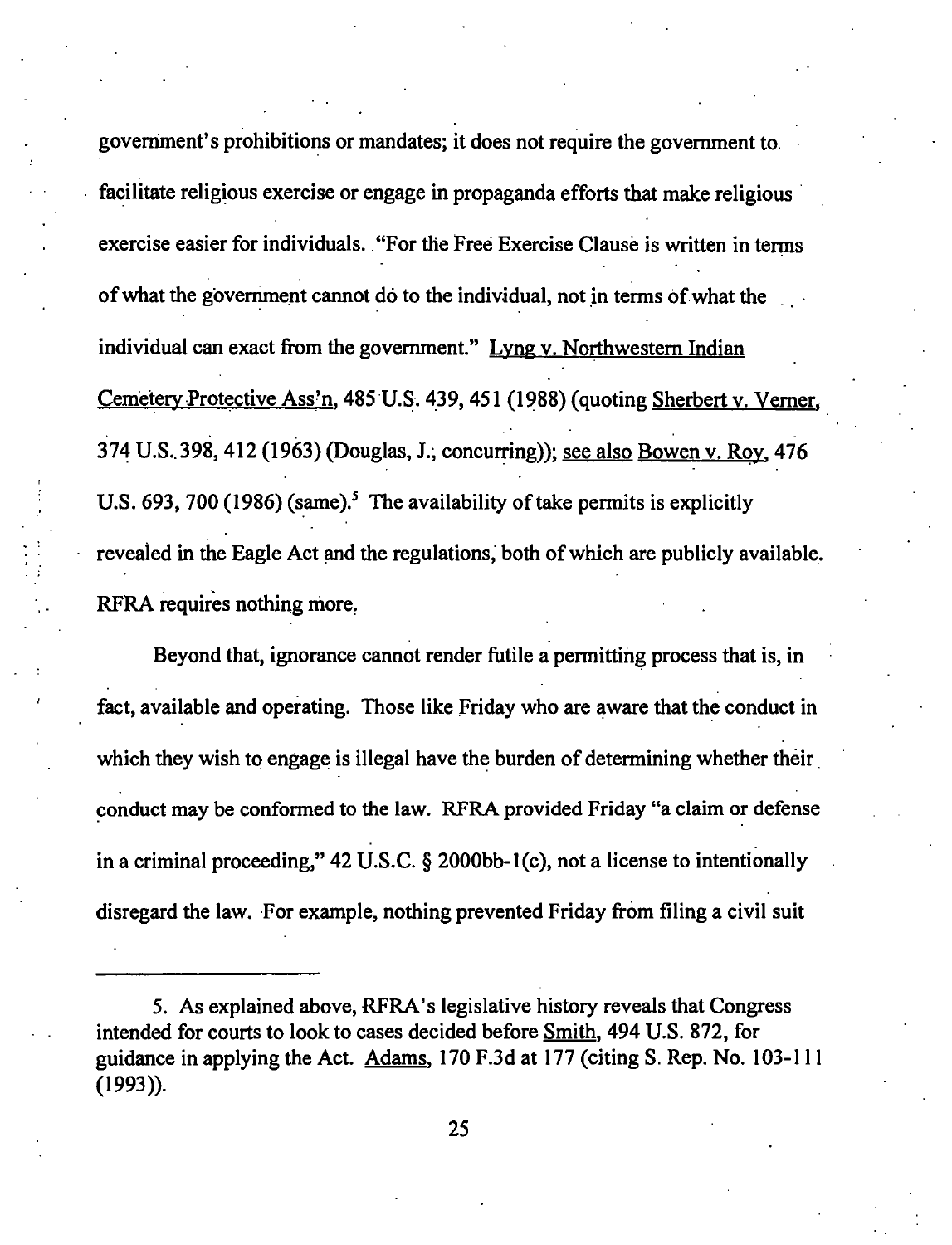government's prohibitions or mandates; it does not require the government to facilitate religious exercise or engage in propaganda efforts that make religious exercise easier for individuals. "For the Free Exercise Clause is written in terms of what the government cannot do to the individual, not in terms of what the individual can exact from the government." Lyng v. Northwestern Indian Cemetery Protective Ass'n, 485 U.S. 439, 451 (1988) (quoting Sherbert v. Verner, 374 U.S. 398, 412 (1963) (Douglas, J., concurring)); see also Bowen v. Roy, 476 U.S. 693, 700 (1986) (same).[5] The availability of take permits is explicitly revealed in the Eagle Act and the regulations, both of which are publicly available. RFRA requires nothing more.

Beyond that, ignorance cannot render futile a permitting process that is, in fact, available and operating. Those like Friday who are aware that the conduct in which they wish to engage is illegal have the burden of determining whether their conduct may be conformed to the law. RFRA provided Friday "a claim or defense in a criminal proceeding," 42 U.S.C. § 2000bb-1(c), not a license to intentionally disregard the law. For example, nothing prevented Friday from filing a civil suit

---

5. As explained above, RFRA's legislative history reveals that Congress intended for courts to look to cases decided before Smith, 494 U.S. 872, for guidance in applying the Act. Adams, 170 F.3d at 177 (citing S. Rep. No. 103-111 (1993)).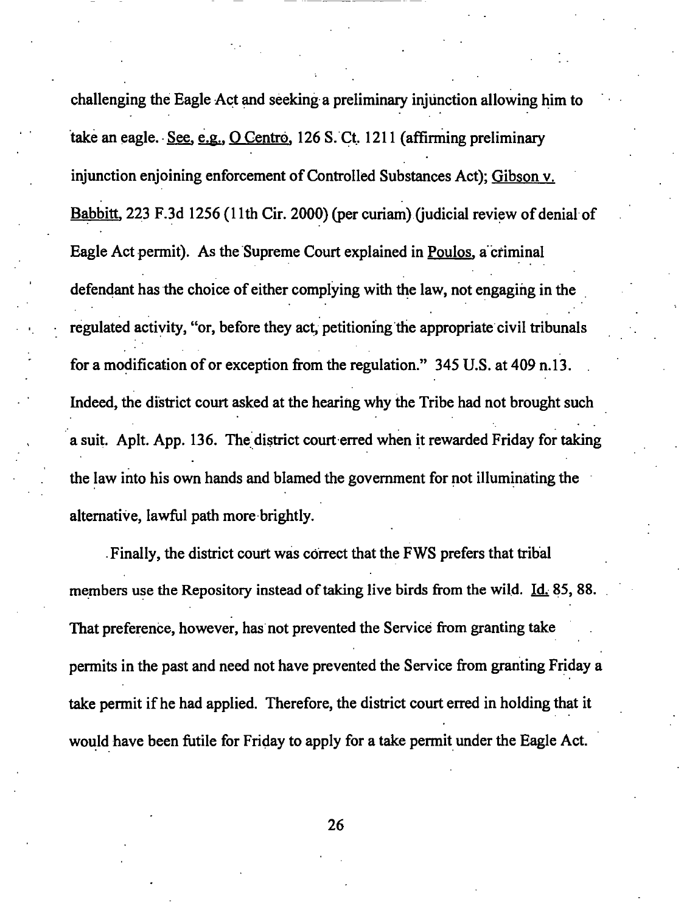challenging the Eagle Act and seeking a preliminary injunction allowing him to take an eagle. See, e.g., O Centro, 126 S. Ct. 1211 (affirming preliminary injunction enjoining enforcement of Controlled Substances Act); Gibson v. Babbitt, 223 F.3d 1256 (11th Cir. 2000) (per curiam) (judicial review of denial of Eagle Act permit). As the Supreme Court explained in Poulos, a criminal defendant has the choice of either complying with the law, not engaging in the regulated activity, "or, before they act, petitioning the appropriate civil tribunals for a modification of or exception from the regulation." 345 U.S. at 409 n.13. Indeed, the district court asked at the hearing why the Tribe had not brought such a suit. Aplt. App. 136. The district court erred when it rewarded Friday for taking the law into his own hands and blamed the government for not illuminating the alternative, lawful path more brightly.

Finally, the district court was correct that the FWS prefers that tribal members use the Repository instead of taking live birds from the wild. Id. 85, 88. That preference, however, has not prevented the Service from granting take permits in the past and need not have prevented the Service from granting Friday a take permit if he had applied. Therefore, the district court erred in holding that it would have been futile for Friday to apply for a take permit under the Eagle Act.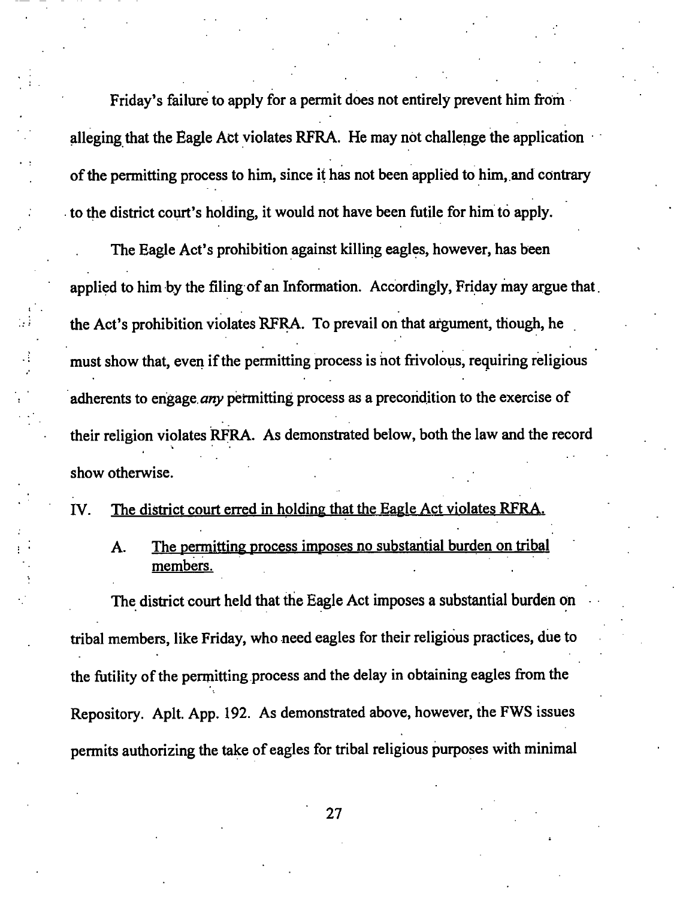Friday's failure to apply for a permit does not entirely prevent him from alleging that the Eagle Act violates RFRA. He may not challenge the application of the permitting process to him, since it has not been applied to him, and contrary to the district court's holding, it would not have been futile for him to apply.

The Eagle Act's prohibition against killing eagles, however, has been applied to him by the filing of an Information. Accordingly, Friday may argue that the Act's prohibition violates RFRA. To prevail on that argument, though, he must show that, even if the permitting process is not frivolous, requiring religious adherents to engage *any* permitting process as a precondition to the exercise of their religion violates RFRA. As demonstrated below, both the law and the record show otherwise.

IV. <u>The district court erred in holding that the Eagle Act violates RFRA.</u>

A. <u>The permitting process imposes no substantial burden on tribal members.</u>

The district court held that the Eagle Act imposes a substantial burden on tribal members, like Friday, who need eagles for their religious practices, due to the futility of the permitting process and the delay in obtaining eagles from the Repository. Aplt. App. 192. As demonstrated above, however, the FWS issues permits authorizing the take of eagles for tribal religious purposes with minimal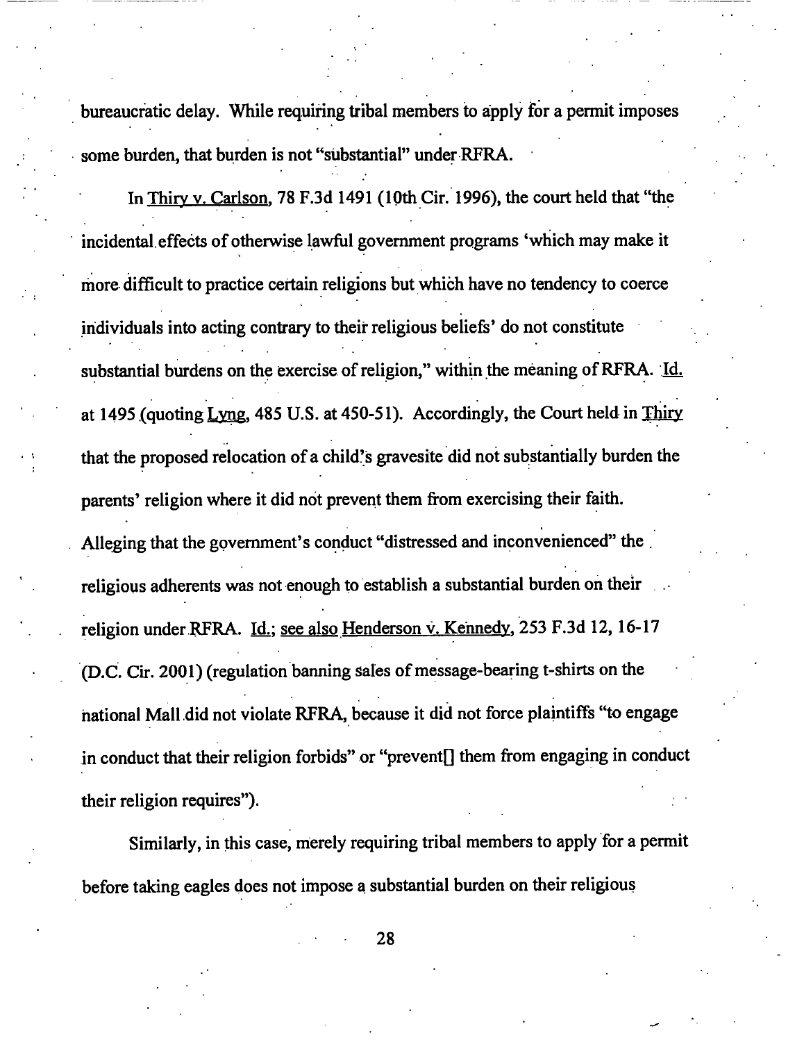bureaucratic delay. While requiring tribal members to apply for a permit imposes some burden, that burden is not "substantial" under RFRA.

In Thiry v. Carlson, 78 F.3d 1491 (10th Cir. 1996), the court held that "the incidental effects of otherwise lawful government programs 'which may make it more difficult to practice certain religions but which have no tendency to coerce individuals into acting contrary to their religious beliefs' do not constitute substantial burdens on the exercise of religion," within the meaning of RFRA. Id. at 1495 (quoting Lyng, 485 U.S. at 450-51). Accordingly, the Court held in Thiry that the proposed relocation of a child's gravesite did not substantially burden the parents' religion where it did not prevent them from exercising their faith. Alleging that the government's conduct "distressed and inconvenienced" the religious adherents was not enough to establish a substantial burden on their religion under RFRA. Id.; see also Henderson v. Kennedy, 253 F.3d 12, 16-17 (D.C. Cir. 2001) (regulation banning sales of message-bearing t-shirts on the national Mall did not violate RFRA, because it did not force plaintiffs "to engage in conduct that their religion forbids" or "prevent[] them from engaging in conduct their religion requires").

Similarly, in this case, merely requiring tribal members to apply for a permit before taking eagles does not impose a substantial burden on their religious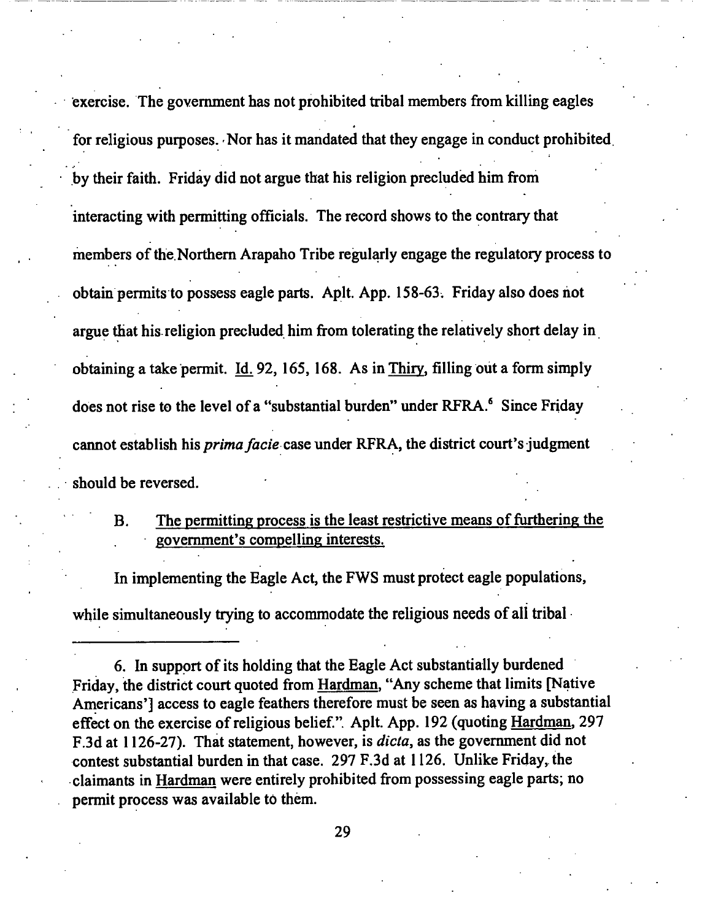exercise. The government has not prohibited tribal members from killing eagles for religious purposes. Nor has it mandated that they engage in conduct prohibited by their faith. Friday did not argue that his religion precluded him from interacting with permitting officials. The record shows to the contrary that members of the Northern Arapaho Tribe regularly engage the regulatory process to obtain permits to possess eagle parts. Aplt. App. 158-63. Friday also does not argue that his religion precluded him from tolerating the relatively short delay in obtaining a take permit. Id. 92, 165, 168. As in Thiry, filling out a form simply does not rise to the level of a "substantial burden" under RFRA.[6] Since Friday cannot establish his *prima facie* case under RFRA, the district court's judgment should be reversed.

B. The permitting process is the least restrictive means of furthering the government's compelling interests.

In implementing the Eagle Act, the FWS must protect eagle populations, while simultaneously trying to accommodate the religious needs of all tribal

---

6. In support of its holding that the Eagle Act substantially burdened Friday, the district court quoted from Hardman, "Any scheme that limits [Native Americans'] access to eagle feathers therefore must be seen as having a substantial effect on the exercise of religious belief." Aplt. App. 192 (quoting Hardman, 297 F.3d at 1126-27). That statement, however, is *dicta*, as the government did not contest substantial burden in that case. 297 F.3d at 1126. Unlike Friday, the claimants in Hardman were entirely prohibited from possessing eagle parts; no permit process was available to them.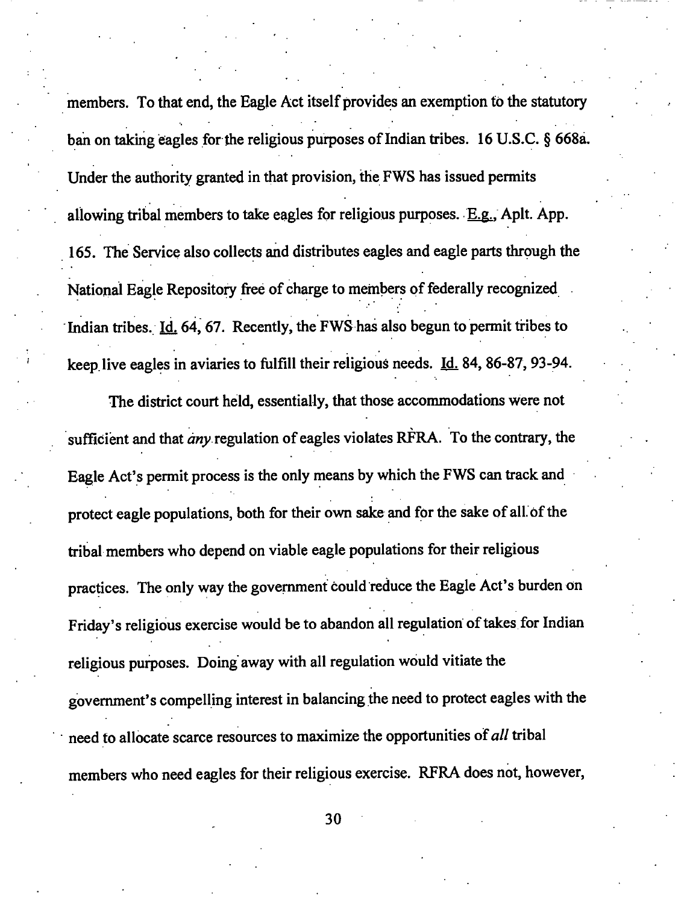members. To that end, the Eagle Act itself provides an exemption to the statutory ban on taking eagles for the religious purposes of Indian tribes. 16 U.S.C. § 668a. Under the authority granted in that provision, the FWS has issued permits allowing tribal members to take eagles for religious purposes. E.g., Aplt. App. 165. The Service also collects and distributes eagles and eagle parts through the National Eagle Repository free of charge to members of federally recognized Indian tribes. Id. 64, 67. Recently, the FWS has also begun to permit tribes to keep live eagles in aviaries to fulfill their religious needs. Id. 84, 86-87, 93-94.

The district court held, essentially, that those accommodations were not sufficient and that *any* regulation of eagles violates RFRA. To the contrary, the Eagle Act's permit process is the only means by which the FWS can track and protect eagle populations, both for their own sake and for the sake of all of the tribal members who depend on viable eagle populations for their religious practices. The only way the government could reduce the Eagle Act's burden on Friday's religious exercise would be to abandon all regulation of takes for Indian religious purposes. Doing away with all regulation would vitiate the government's compelling interest in balancing the need to protect eagles with the need to allocate scarce resources to maximize the opportunities of *all* tribal members who need eagles for their religious exercise. RFRA does not, however,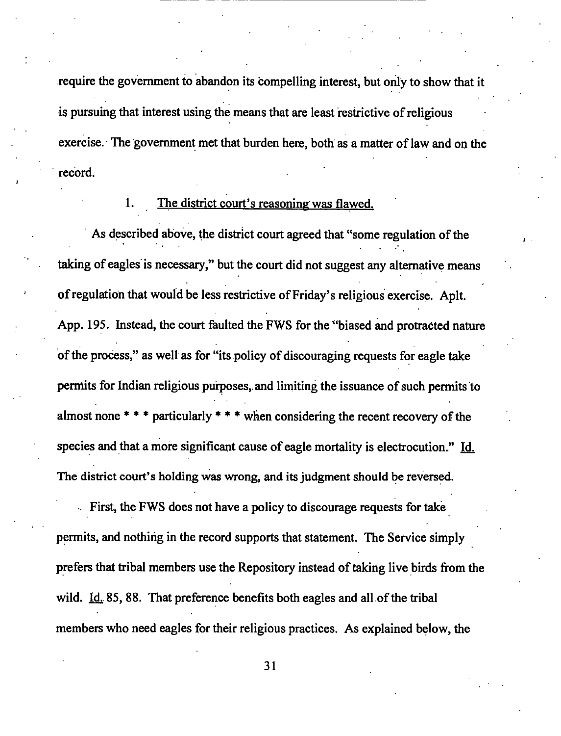require the government to abandon its compelling interest, but only to show that it is pursuing that interest using the means that are least restrictive of religious exercise. The government met that burden here, both as a matter of law and on the record.

1. <u>The district court's reasoning was flawed.</u>

As described above, the district court agreed that "some regulation of the taking of eagles is necessary," but the court did not suggest any alternative means of regulation that would be less restrictive of Friday's religious exercise. Aplt. App. 195. Instead, the court faulted the FWS for the "biased and protracted nature of the process," as well as for "its policy of discouraging requests for eagle take permits for Indian religious purposes, and limiting the issuance of such permits to almost none * * * particularly * * * when considering the recent recovery of the species and that a more significant cause of eagle mortality is electrocution." <u>Id.</u> The district court's holding was wrong, and its judgment should be reversed.

First, the FWS does not have a policy to discourage requests for take permits, and nothing in the record supports that statement. The Service simply prefers that tribal members use the Repository instead of taking live birds from the wild. <u>Id.</u> 85, 88. That preference benefits both eagles and all of the tribal members who need eagles for their religious practices. As explained below, the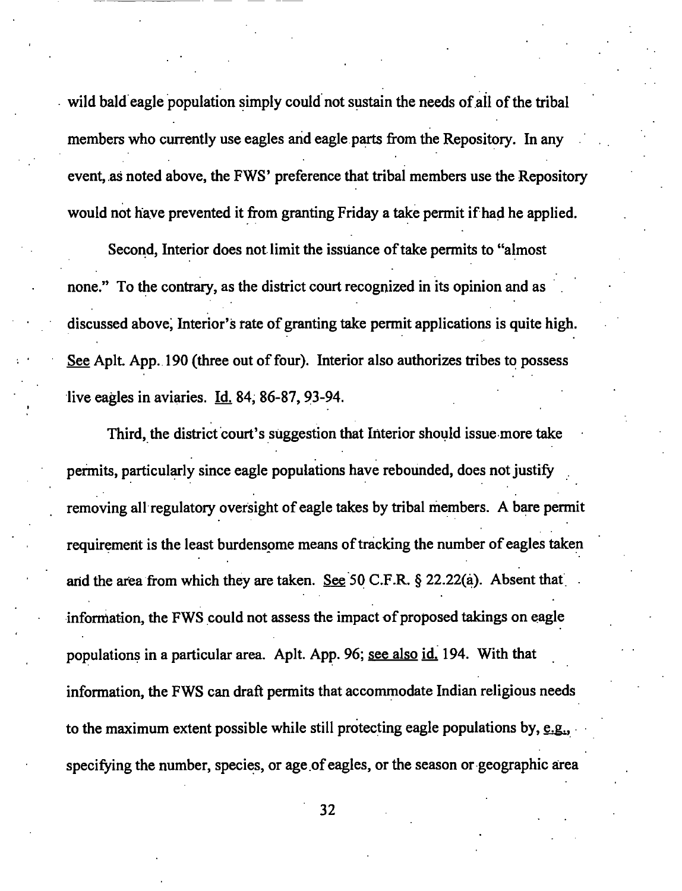wild bald eagle population simply could not sustain the needs of all of the tribal members who currently use eagles and eagle parts from the Repository. In any event, as noted above, the FWS' preference that tribal members use the Repository would not have prevented it from granting Friday a take permit if had he applied.

Second, Interior does not limit the issuance of take permits to "almost none." To the contrary, as the district court recognized in its opinion and as discussed above, Interior's rate of granting take permit applications is quite high. See Aplt. App. 190 (three out of four). Interior also authorizes tribes to possess live eagles in aviaries. Id. 84, 86-87, 93-94.

Third, the district court's suggestion that Interior should issue more take permits, particularly since eagle populations have rebounded, does not justify removing all regulatory oversight of eagle takes by tribal members. A bare permit requirement is the least burdensome means of tracking the number of eagles taken and the area from which they are taken. See 50 C.F.R. § 22.22(a). Absent that information, the FWS could not assess the impact of proposed takings on eagle populations in a particular area. Aplt. App. 96; see also id. 194. With that information, the FWS can draft permits that accommodate Indian religious needs to the maximum extent possible while still protecting eagle populations by, e.g., specifying the number, species, or age of eagles, or the season or geographic area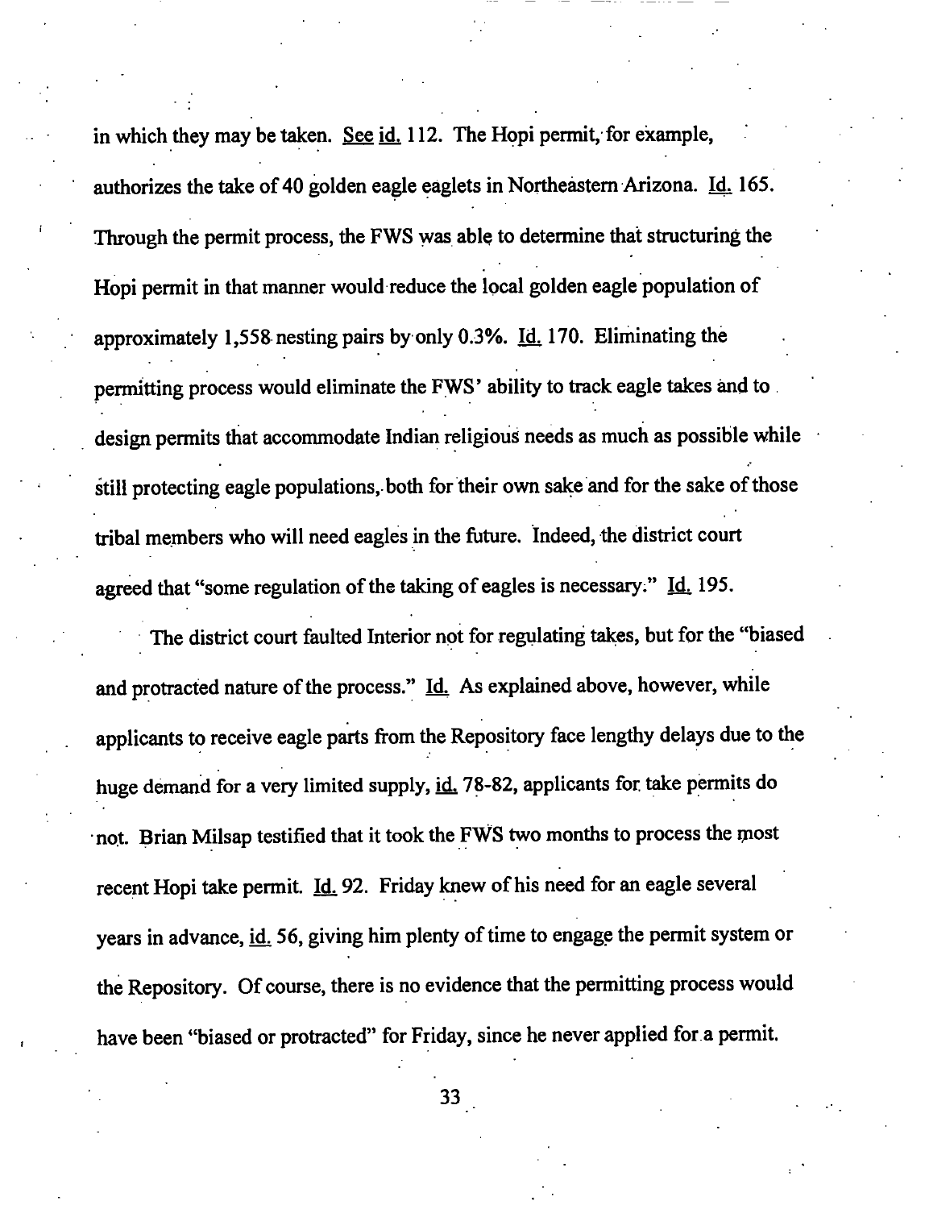in which they may be taken. See id. 112. The Hopi permit, for example, authorizes the take of 40 golden eagle eaglets in Northeastern Arizona. Id. 165. Through the permit process, the FWS was able to determine that structuring the Hopi permit in that manner would reduce the local golden eagle population of approximately 1,558 nesting pairs by only 0.3%. Id. 170. Eliminating the permitting process would eliminate the FWS' ability to track eagle takes and to design permits that accommodate Indian religious needs as much as possible while still protecting eagle populations, both for their own sake and for the sake of those tribal members who will need eagles in the future. Indeed, the district court agreed that "some regulation of the taking of eagles is necessary." Id. 195.

The district court faulted Interior not for regulating takes, but for the "biased and protracted nature of the process." Id. As explained above, however, while applicants to receive eagle parts from the Repository face lengthy delays due to the huge demand for a very limited supply, id. 78-82, applicants for take permits do not. Brian Milsap testified that it took the FWS two months to process the most recent Hopi take permit. Id. 92. Friday knew of his need for an eagle several years in advance, id. 56, giving him plenty of time to engage the permit system or the Repository. Of course, there is no evidence that the permitting process would have been "biased or protracted" for Friday, since he never applied for a permit.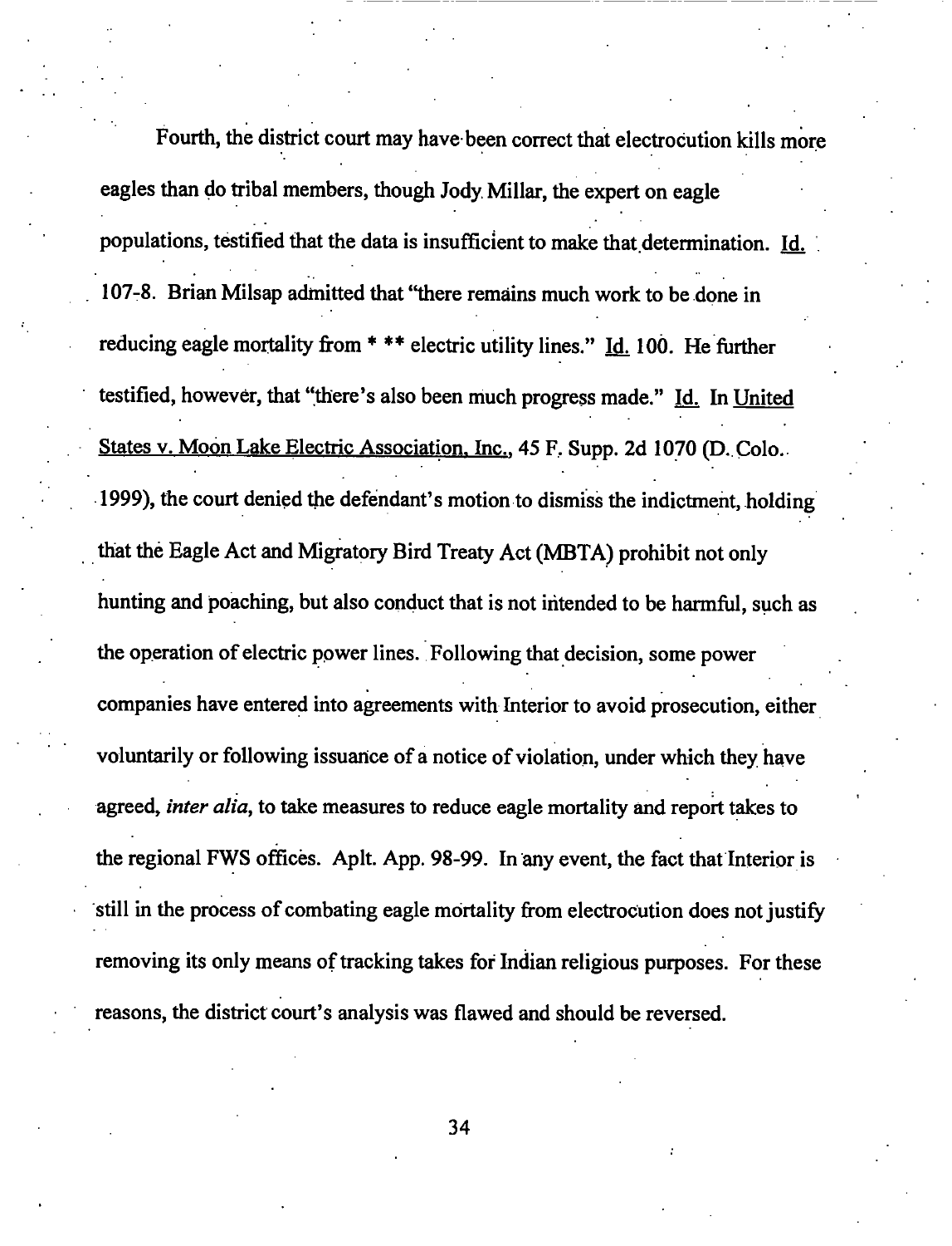Fourth, the district court may have been correct that electrocution kills more eagles than do tribal members, though Jody Millar, the expert on eagle populations, testified that the data is insufficient to make that determination. Id. 107-8. Brian Milsap admitted that "there remains much work to be done in reducing eagle mortality from * ** electric utility lines." Id. 100. He further testified, however, that "there's also been much progress made." Id. In United States v. Moon Lake Electric Association, Inc., 45 F. Supp. 2d 1070 (D. Colo. 1999), the court denied the defendant's motion to dismiss the indictment, holding that the Eagle Act and Migratory Bird Treaty Act (MBTA) prohibit not only hunting and poaching, but also conduct that is not intended to be harmful, such as the operation of electric power lines. Following that decision, some power companies have entered into agreements with Interior to avoid prosecution, either voluntarily or following issuance of a notice of violation, under which they have agreed, *inter alia*, to take measures to reduce eagle mortality and report takes to the regional FWS offices. Aplt. App. 98-99. In any event, the fact that Interior is still in the process of combating eagle mortality from electrocution does not justify removing its only means of tracking takes for Indian religious purposes. For these reasons, the district court's analysis was flawed and should be reversed.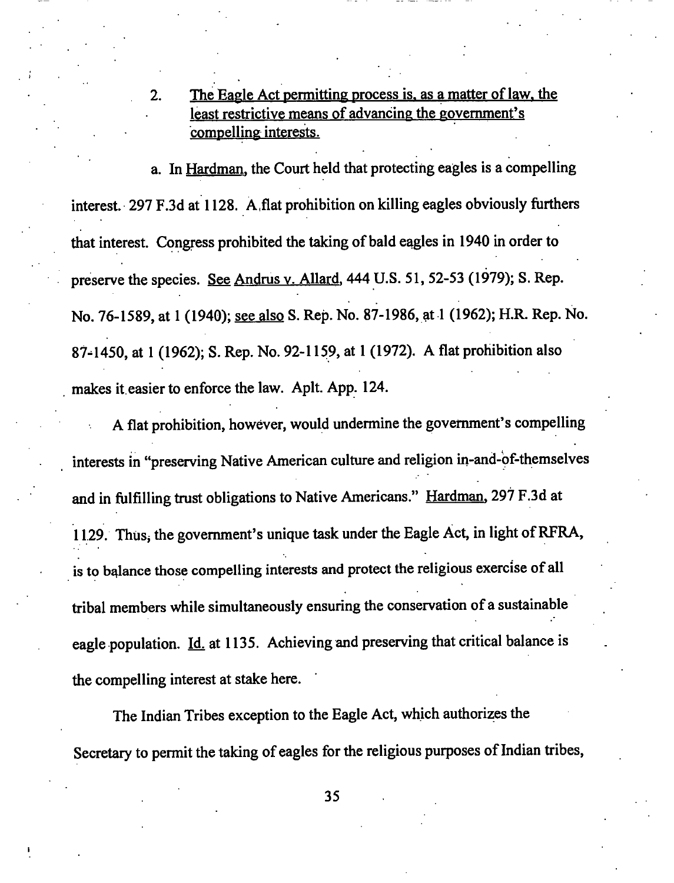2. <u>The Eagle Act permitting process is, as a matter of law, the least restrictive means of advancing the government's compelling interests.</u>

a. In <u>Hardman</u>, the Court held that protecting eagles is a compelling interest. 297 F.3d at 1128. A flat prohibition on killing eagles obviously furthers that interest. Congress prohibited the taking of bald eagles in 1940 in order to preserve the species. <u>See</u> <u>Andrus v. Allard</u>, 444 U.S. 51, 52-53 (1979); S. Rep. No. 76-1589, at 1 (1940); <u>see also</u> S. Rep. No. 87-1986, at 1 (1962); H.R. Rep. No. 87-1450, at 1 (1962); S. Rep. No. 92-1159, at 1 (1972). A flat prohibition also makes it easier to enforce the law. Aplt. App. 124.

A flat prohibition, however, would undermine the government's compelling interests in "preserving Native American culture and religion in-and-of-themselves and in fulfilling trust obligations to Native Americans." <u>Hardman</u>, 297 F.3d at 1129. Thus, the government's unique task under the Eagle Act, in light of RFRA, is to balance those compelling interests and protect the religious exercise of all tribal members while simultaneously ensuring the conservation of a sustainable eagle population. <u>Id.</u> at 1135. Achieving and preserving that critical balance is the compelling interest at stake here.

The Indian Tribes exception to the Eagle Act, which authorizes the Secretary to permit the taking of eagles for the religious purposes of Indian tribes,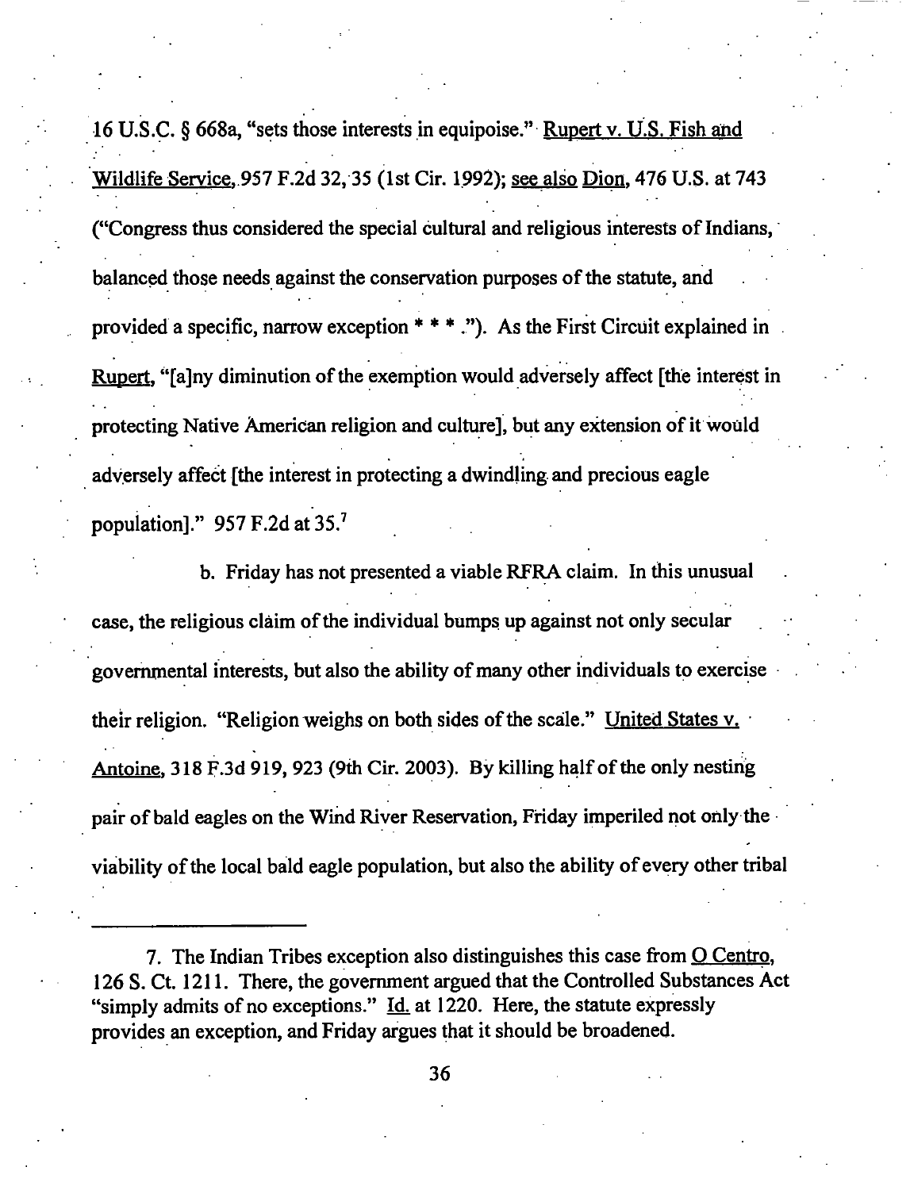16 U.S.C. § 668a, "sets those interests in equipoise." Rupert v. U.S. Fish and Wildlife Service, 957 F.2d 32, 35 (1st Cir. 1992); see also Dion, 476 U.S. at 743 ("Congress thus considered the special cultural and religious interests of Indians, balanced those needs against the conservation purposes of the statute, and provided a specific, narrow exception * * * ."). As the First Circuit explained in Rupert, "[a]ny diminution of the exemption would adversely affect [the interest in protecting Native American religion and culture], but any extension of it would adversely affect [the interest in protecting a dwindling and precious eagle population]." 957 F.2d at 35.[7]

b. Friday has not presented a viable RFRA claim. In this unusual case, the religious claim of the individual bumps up against not only secular governmental interests, but also the ability of many other individuals to exercise their religion. "Religion weighs on both sides of the scale." United States v. Antoine, 318 F.3d 919, 923 (9th Cir. 2003). By killing half of the only nesting pair of bald eagles on the Wind River Reservation, Friday imperiled not only the viability of the local bald eagle population, but also the ability of every other tribal

---

7. The Indian Tribes exception also distinguishes this case from O Centro, 126 S. Ct. 1211. There, the government argued that the Controlled Substances Act "simply admits of no exceptions." Id. at 1220. Here, the statute expressly provides an exception, and Friday argues that it should be broadened.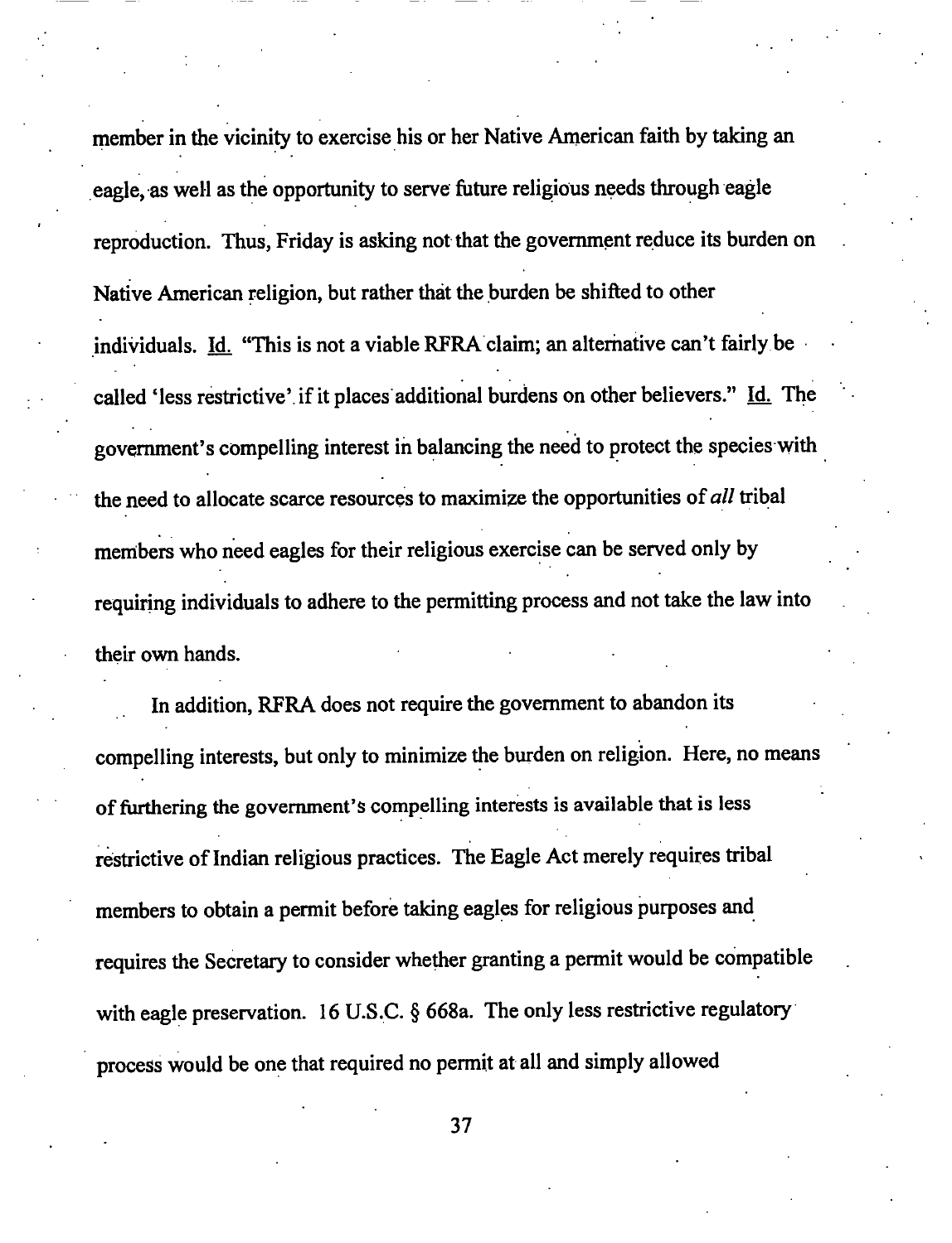member in the vicinity to exercise his or her Native American faith by taking an eagle, as well as the opportunity to serve future religious needs through eagle reproduction. Thus, Friday is asking not that the government reduce its burden on Native American religion, but rather that the burden be shifted to other individuals. Id. "This is not a viable RFRA claim; an alternative can't fairly be called 'less restrictive' if it places additional burdens on other believers." Id. The government's compelling interest in balancing the need to protect the species with the need to allocate scarce resources to maximize the opportunities of *all* tribal members who need eagles for their religious exercise can be served only by requiring individuals to adhere to the permitting process and not take the law into their own hands.

In addition, RFRA does not require the government to abandon its compelling interests, but only to minimize the burden on religion. Here, no means of furthering the government's compelling interests is available that is less restrictive of Indian religious practices. The Eagle Act merely requires tribal members to obtain a permit before taking eagles for religious purposes and requires the Secretary to consider whether granting a permit would be compatible with eagle preservation. 16 U.S.C. § 668a. The only less restrictive regulatory process would be one that required no permit at all and simply allowed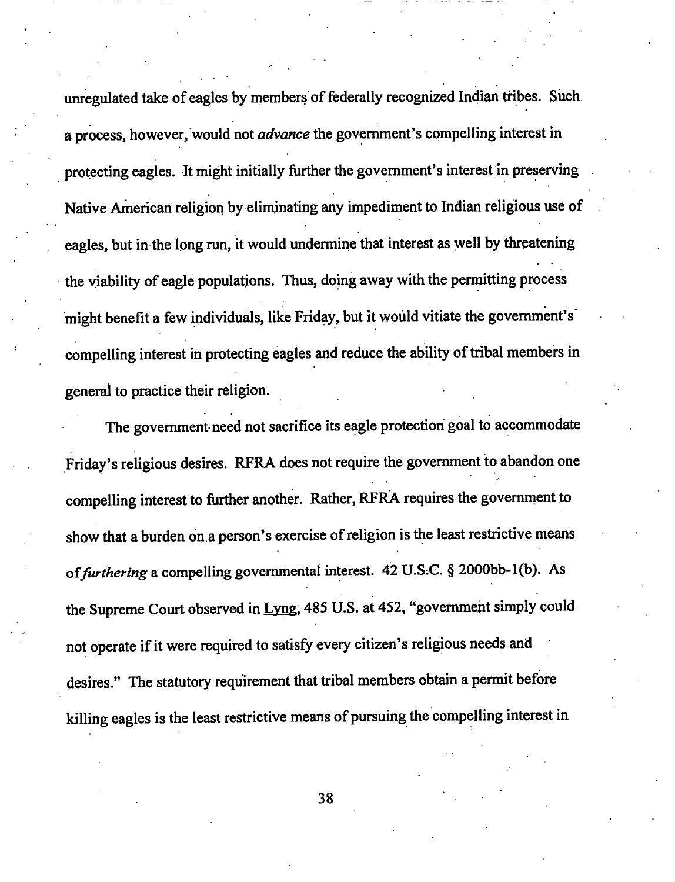unregulated take of eagles by members of federally recognized Indian tribes. Such a process, however, would not *advance* the government's compelling interest in protecting eagles. It might initially further the government's interest in preserving Native American religion by eliminating any impediment to Indian religious use of eagles, but in the long run, it would undermine that interest as well by threatening the viability of eagle populations. Thus, doing away with the permitting process might benefit a few individuals, like Friday, but it would vitiate the government's compelling interest in protecting eagles and reduce the ability of tribal members in general to practice their religion.

The government need not sacrifice its eagle protection goal to accommodate Friday's religious desires. RFRA does not require the government to abandon one compelling interest to further another. Rather, RFRA requires the government to show that a burden on a person's exercise of religion is the least restrictive means of *furthering* a compelling governmental interest. 42 U.S.C. § 2000bb-1(b). As the Supreme Court observed in Lyng, 485 U.S. at 452, "government simply could not operate if it were required to satisfy every citizen's religious needs and desires." The statutory requirement that tribal members obtain a permit before killing eagles is the least restrictive means of pursuing the compelling interest in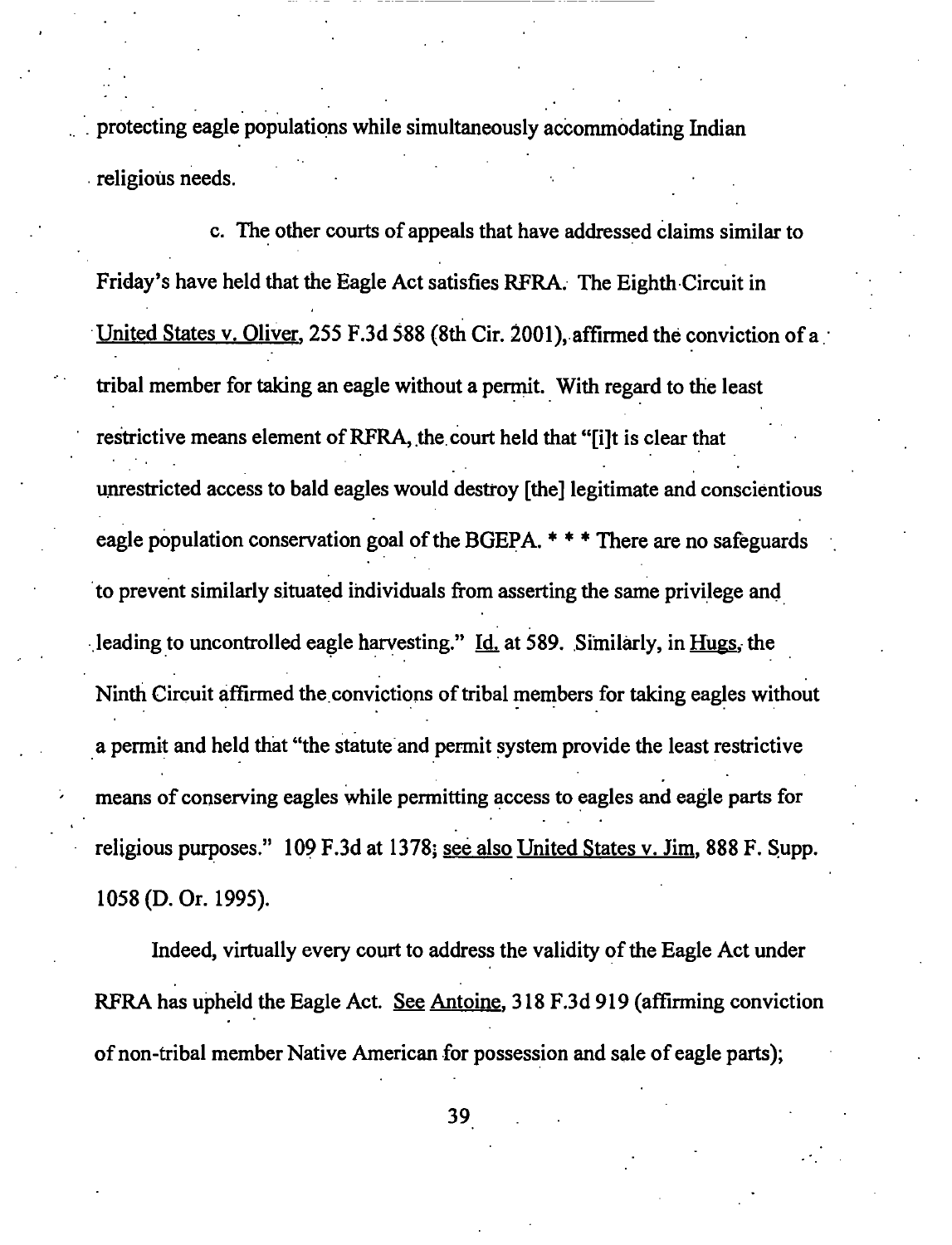protecting eagle populations while simultaneously accommodating Indian religious needs.

c. The other courts of appeals that have addressed claims similar to Friday's have held that the Eagle Act satisfies RFRA. The Eighth Circuit in United States v. Oliver, 255 F.3d 588 (8th Cir. 2001), affirmed the conviction of a tribal member for taking an eagle without a permit. With regard to the least restrictive means element of RFRA, the court held that "[i]t is clear that unrestricted access to bald eagles would destroy [the] legitimate and conscientious eagle population conservation goal of the BGEPA. * * * There are no safeguards to prevent similarly situated individuals from asserting the same privilege and leading to uncontrolled eagle harvesting." Id. at 589. Similarly, in Hugs, the Ninth Circuit affirmed the convictions of tribal members for taking eagles without a permit and held that "the statute and permit system provide the least restrictive means of conserving eagles while permitting access to eagles and eagle parts for religious purposes." 109 F.3d at 1378; see also United States v. Jim, 888 F. Supp. 1058 (D. Or. 1995).

Indeed, virtually every court to address the validity of the Eagle Act under RFRA has upheld the Eagle Act. See Antoine, 318 F.3d 919 (affirming conviction of non-tribal member Native American for possession and sale of eagle parts);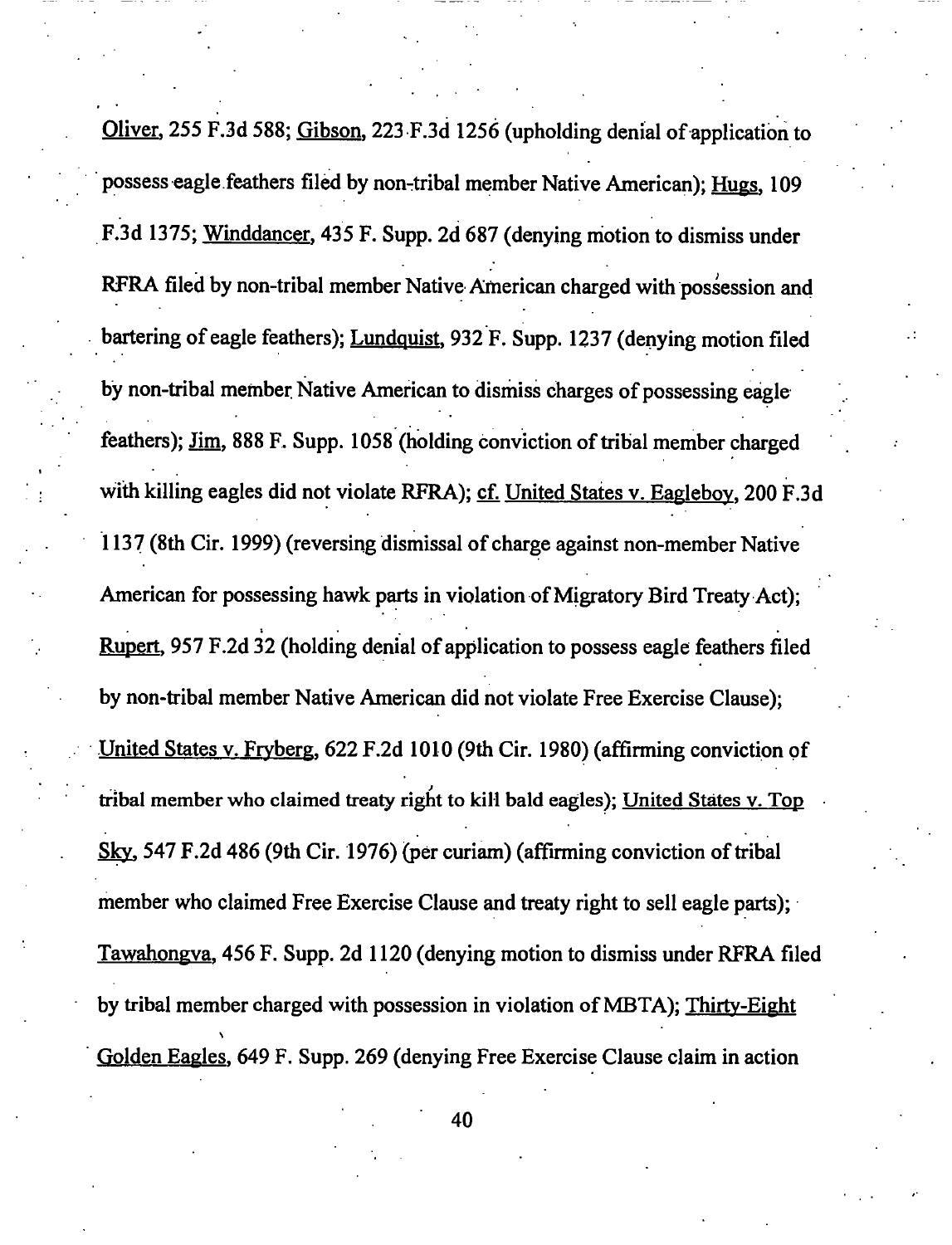Oliver, 255 F.3d 588; Gibson, 223 F.3d 1256 (upholding denial of application to possess eagle feathers filed by non-tribal member Native American); Hugs, 109 F.3d 1375; Winddancer, 435 F. Supp. 2d 687 (denying motion to dismiss under RFRA filed by non-tribal member Native American charged with possession and bartering of eagle feathers); Lundquist, 932 F. Supp. 1237 (denying motion filed by non-tribal member Native American to dismiss charges of possessing eagle feathers); Jim, 888 F. Supp. 1058 (holding conviction of tribal member charged with killing eagles did not violate RFRA); cf. United States v. Eagleboy, 200 F.3d 1137 (8th Cir. 1999) (reversing dismissal of charge against non-member Native American for possessing hawk parts in violation of Migratory Bird Treaty Act); Rupert, 957 F.2d 32 (holding denial of application to possess eagle feathers filed by non-tribal member Native American did not violate Free Exercise Clause); United States v. Fryberg, 622 F.2d 1010 (9th Cir. 1980) (affirming conviction of tribal member who claimed treaty right to kill bald eagles); United States v. Top Sky, 547 F.2d 486 (9th Cir. 1976) (per curiam) (affirming conviction of tribal member who claimed Free Exercise Clause and treaty right to sell eagle parts); Tawahongva, 456 F. Supp. 2d 1120 (denying motion to dismiss under RFRA filed by tribal member charged with possession in violation of MBTA); Thirty-Eight Golden Eagles, 649 F. Supp. 269 (denying Free Exercise Clause claim in action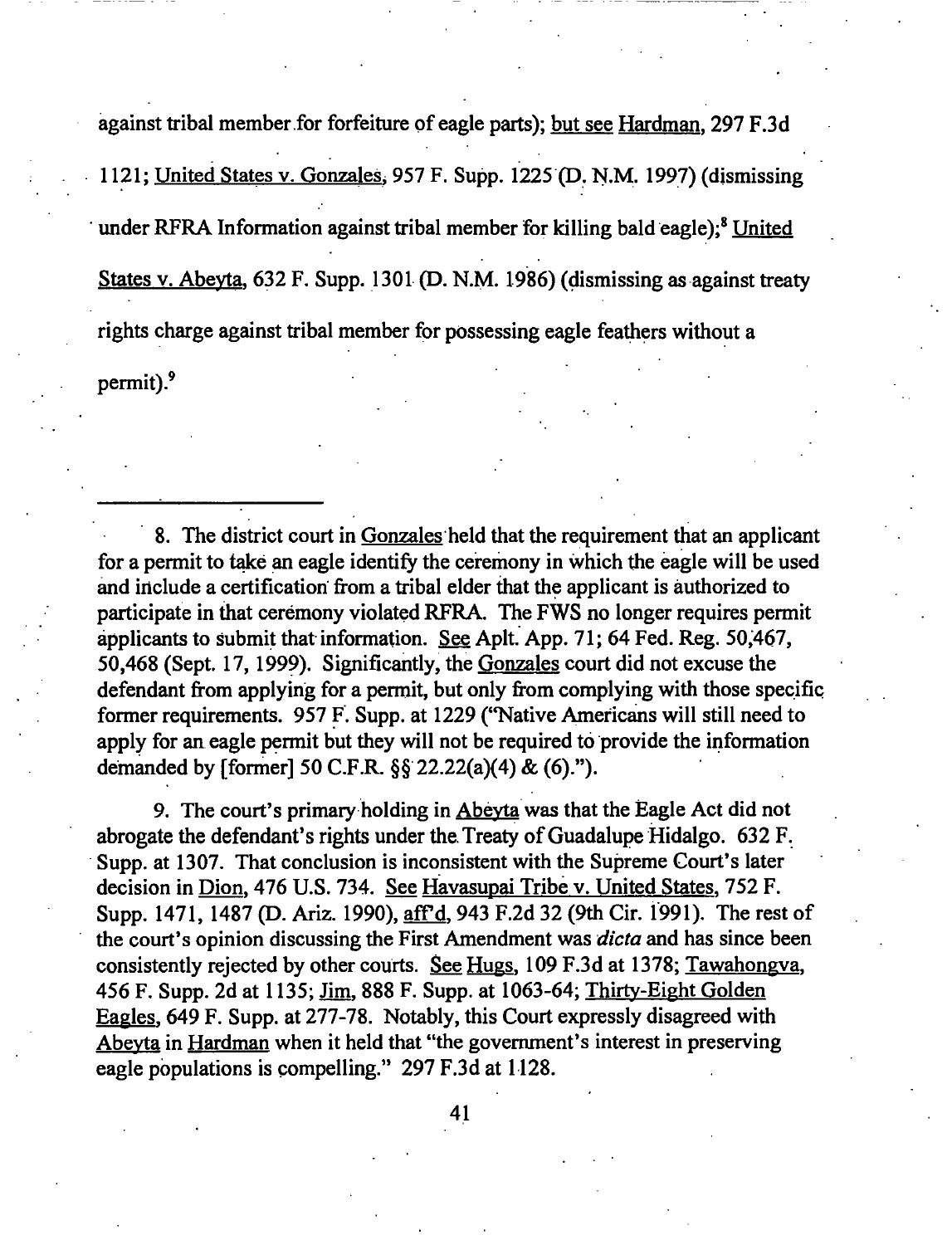against tribal member for forfeiture of eagle parts); but see Hardman, 297 F.3d 1121; United States v. Gonzales, 957 F. Supp. 1225 (D. N.M. 1997) (dismissing under RFRA Information against tribal member for killing bald eagle);[8] United States v. Abeyta, 632 F. Supp. 1301 (D. N.M. 1986) (dismissing as against treaty rights charge against tribal member for possessing eagle feathers without a permit).[9]

---

8. The district court in Gonzales held that the requirement that an applicant for a permit to take an eagle identify the ceremony in which the eagle will be used and include a certification from a tribal elder that the applicant is authorized to participate in that ceremony violated RFRA. The FWS no longer requires permit applicants to submit that information. See Aplt. App. 71; 64 Fed. Reg. 50,467, 50,468 (Sept. 17, 1999). Significantly, the Gonzales court did not excuse the defendant from applying for a permit, but only from complying with those specific former requirements. 957 F. Supp. at 1229 ("Native Americans will still need to apply for an eagle permit but they will not be required to provide the information demanded by [former] 50 C.F.R. §§ 22.22(a)(4) & (6).").

9. The court's primary holding in Abeyta was that the Eagle Act did not abrogate the defendant's rights under the Treaty of Guadalupe Hidalgo. 632 F. Supp. at 1307. That conclusion is inconsistent with the Supreme Court's later decision in Dion, 476 U.S. 734. See Havasupai Tribe v. United States, 752 F. Supp. 1471, 1487 (D. Ariz. 1990), aff'd, 943 F.2d 32 (9th Cir. 1991). The rest of the court's opinion discussing the First Amendment was *dicta* and has since been consistently rejected by other courts. See Hugs, 109 F.3d at 1378; Tawahongva, 456 F. Supp. 2d at 1135; Jim, 888 F. Supp. at 1063-64; Thirty-Eight Golden Eagles, 649 F. Supp. at 277-78. Notably, this Court expressly disagreed with Abeyta in Hardman when it held that "the government's interest in preserving eagle populations is compelling." 297 F.3d at 1128.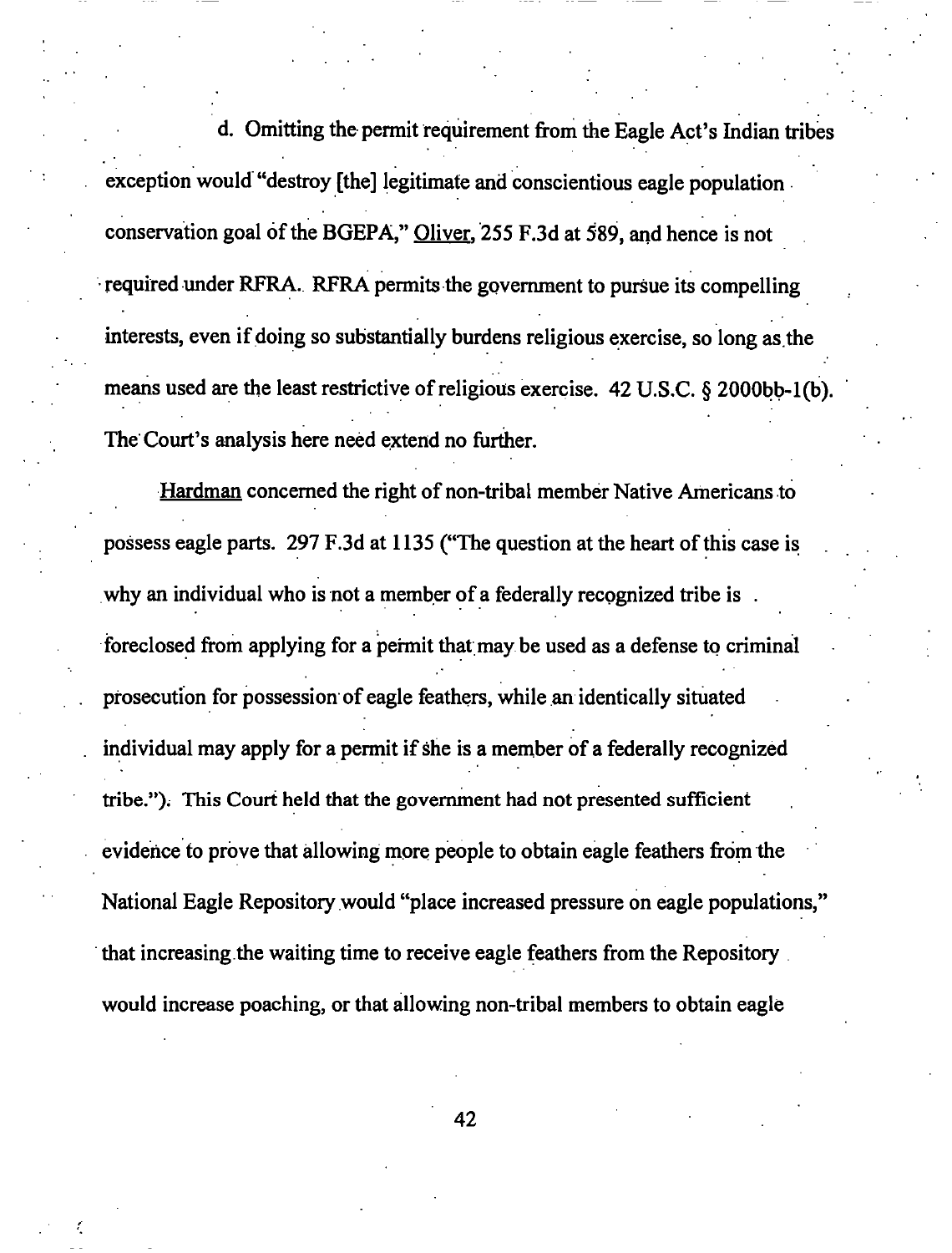d. Omitting the permit requirement from the Eagle Act's Indian tribes exception would "destroy [the] legitimate and conscientious eagle population conservation goal of the BGEPA," Oliver, 255 F.3d at 589, and hence is not required under RFRA. RFRA permits the government to pursue its compelling interests, even if doing so substantially burdens religious exercise, so long as the means used are the least restrictive of religious exercise. 42 U.S.C. § 2000bb-1(b). The Court's analysis here need extend no further.

Hardman concerned the right of non-tribal member Native Americans to possess eagle parts. 297 F.3d at 1135 ("The question at the heart of this case is why an individual who is not a member of a federally recognized tribe is foreclosed from applying for a permit that may be used as a defense to criminal prosecution for possession of eagle feathers, while an identically situated individual may apply for a permit if she is a member of a federally recognized tribe."). This Court held that the government had not presented sufficient evidence to prove that allowing more people to obtain eagle feathers from the National Eagle Repository would "place increased pressure on eagle populations," that increasing the waiting time to receive eagle feathers from the Repository would increase poaching, or that allowing non-tribal members to obtain eagle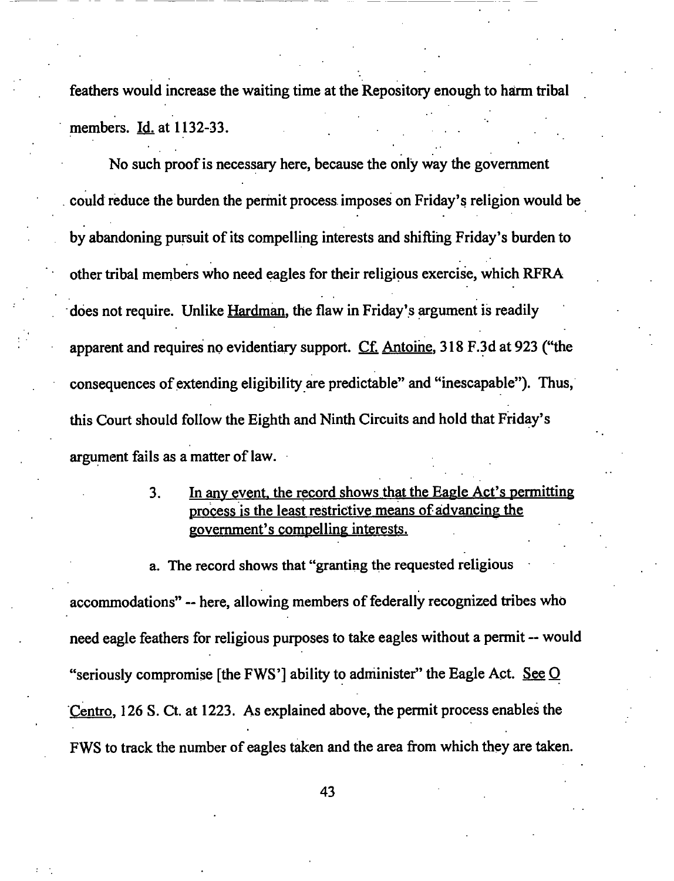feathers would increase the waiting time at the Repository enough to harm tribal members. Id. at 1132-33.

No such proof is necessary here, because the only way the government could reduce the burden the permit process imposes on Friday's religion would be by abandoning pursuit of its compelling interests and shifting Friday's burden to other tribal members who need eagles for their religious exercise, which RFRA does not require. Unlike Hardman, the flaw in Friday's argument is readily apparent and requires no evidentiary support. Cf. Antoine, 318 F.3d at 923 ("the consequences of extending eligibility are predictable" and "inescapable"). Thus, this Court should follow the Eighth and Ninth Circuits and hold that Friday's argument fails as a matter of law.

3. In any event, the record shows that the Eagle Act's permitting process is the least restrictive means of advancing the government's compelling interests.

a. The record shows that "granting the requested religious accommodations" -- here, allowing members of federally recognized tribes who need eagle feathers for religious purposes to take eagles without a permit -- would "seriously compromise [the FWS'] ability to administer" the Eagle Act. See O Centro, 126 S. Ct. at 1223. As explained above, the permit process enables the FWS to track the number of eagles taken and the area from which they are taken.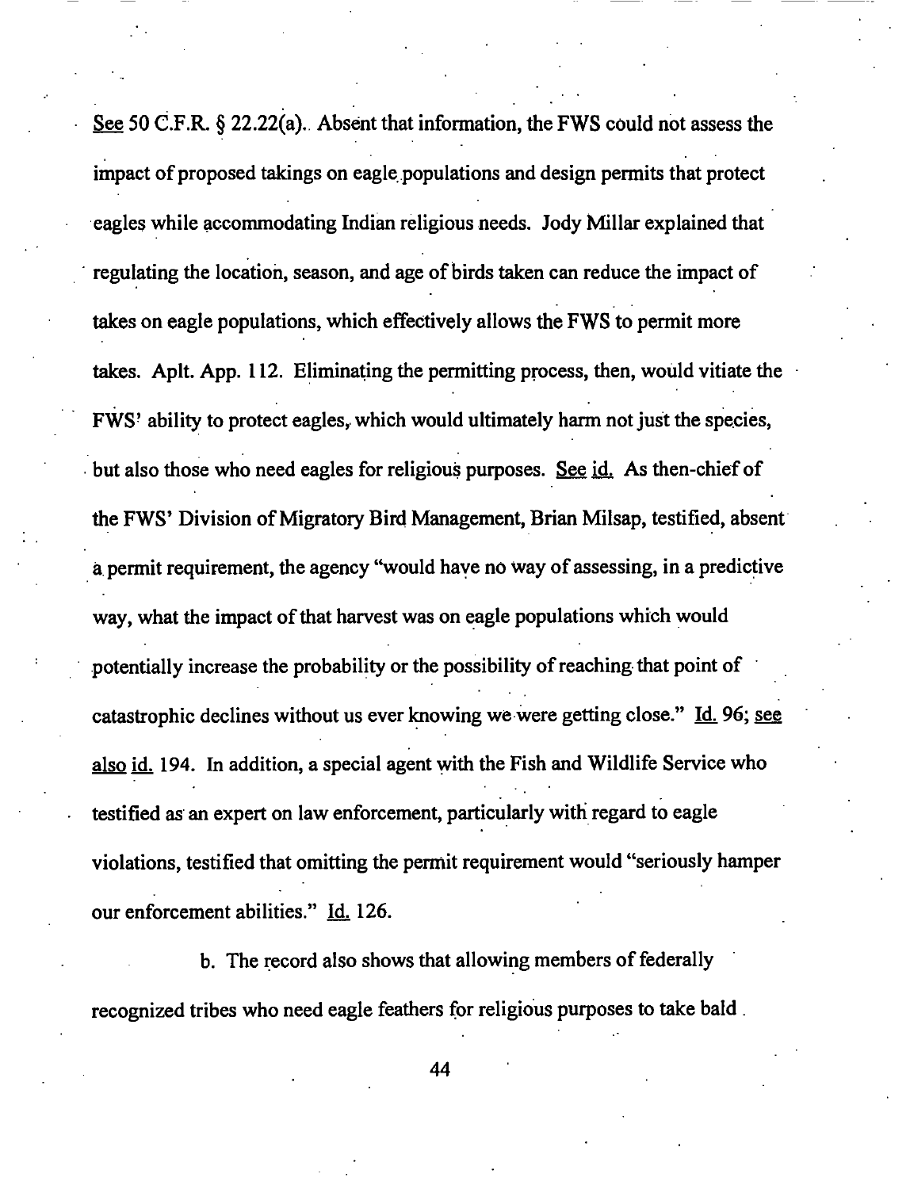See 50 C.F.R. § 22.22(a). Absent that information, the FWS could not assess the impact of proposed takings on eagle populations and design permits that protect eagles while accommodating Indian religious needs. Jody Millar explained that regulating the location, season, and age of birds taken can reduce the impact of takes on eagle populations, which effectively allows the FWS to permit more takes. Aplt. App. 112. Eliminating the permitting process, then, would vitiate the FWS' ability to protect eagles, which would ultimately harm not just the species, but also those who need eagles for religious purposes. See id. As then-chief of the FWS' Division of Migratory Bird Management, Brian Milsap, testified, absent a permit requirement, the agency "would have no way of assessing, in a predictive way, what the impact of that harvest was on eagle populations which would potentially increase the probability or the possibility of reaching that point of catastrophic declines without us ever knowing we were getting close." Id. 96; see also id. 194. In addition, a special agent with the Fish and Wildlife Service who testified as an expert on law enforcement, particularly with regard to eagle violations, testified that omitting the permit requirement would "seriously hamper our enforcement abilities." Id. 126.

b. The record also shows that allowing members of federally recognized tribes who need eagle feathers for religious purposes to take bald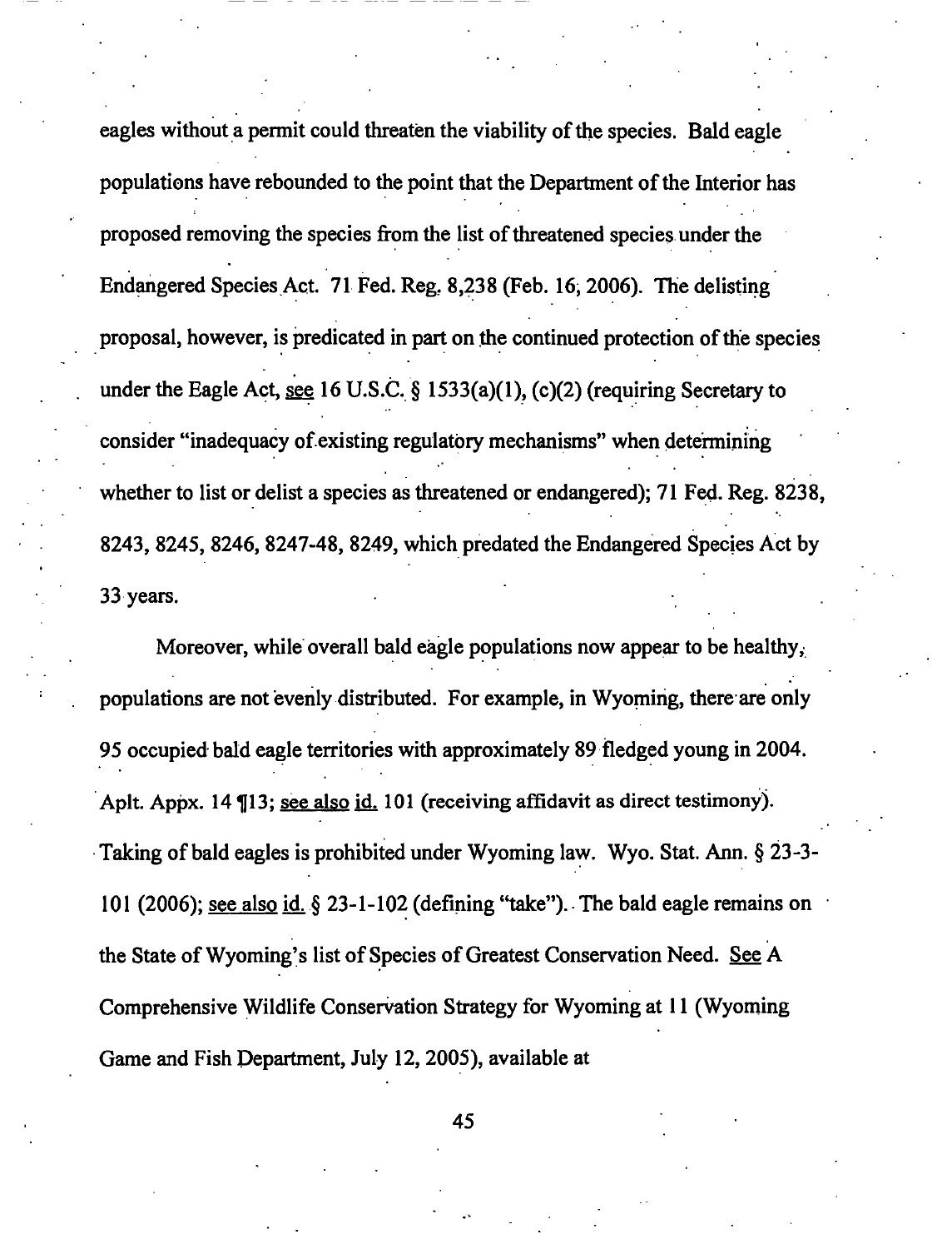eagles without a permit could threaten the viability of the species. Bald eagle populations have rebounded to the point that the Department of the Interior has proposed removing the species from the list of threatened species under the Endangered Species Act. 71 Fed. Reg. 8,238 (Feb. 16, 2006). The delisting proposal, however, is predicated in part on the continued protection of the species under the Eagle Act, see 16 U.S.C. § 1533(a)(1), (c)(2) (requiring Secretary to consider "inadequacy of existing regulatory mechanisms" when determining whether to list or delist a species as threatened or endangered); 71 Fed. Reg. 8238, 8243, 8245, 8246, 8247-48, 8249, which predated the Endangered Species Act by 33 years.

Moreover, while overall bald eagle populations now appear to be healthy, populations are not evenly distributed. For example, in Wyoming, there are only 95 occupied bald eagle territories with approximately 89 fledged young in 2004. Aplt. Appx. 14 ¶13; see also id. 101 (receiving affidavit as direct testimony). Taking of bald eagles is prohibited under Wyoming law. Wyo. Stat. Ann. § 23-3-101 (2006); see also id. § 23-1-102 (defining "take"). The bald eagle remains on the State of Wyoming's list of Species of Greatest Conservation Need. See A Comprehensive Wildlife Conservation Strategy for Wyoming at 11 (Wyoming Game and Fish Department, July 12, 2005), available at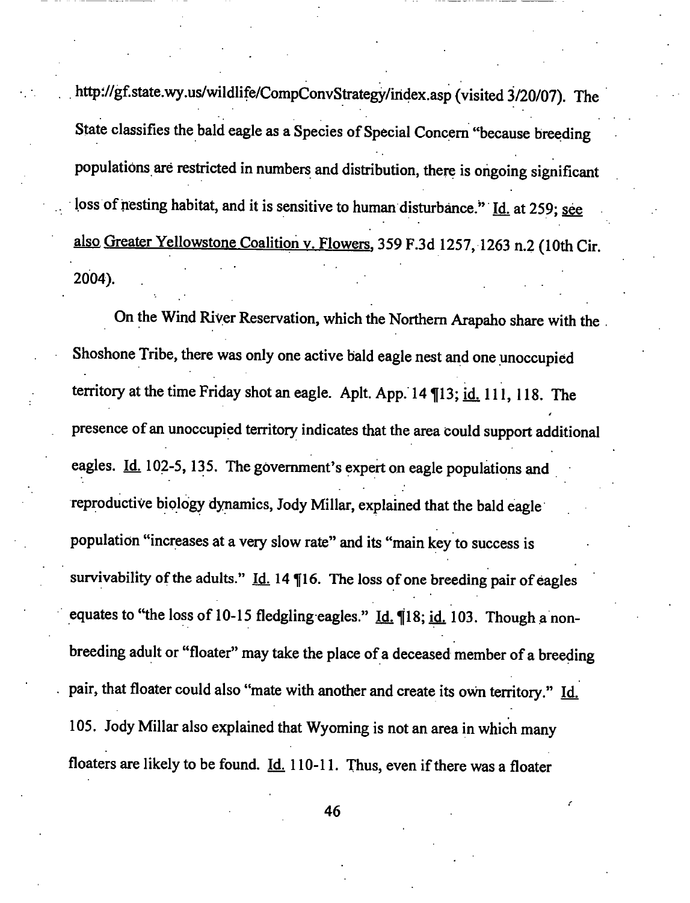http://gf.state.wy.us/wildlife/CompConvStrategy/index.asp (visited 3/20/07). The State classifies the bald eagle as a Species of Special Concern "because breeding populations are restricted in numbers and distribution, there is ongoing significant loss of nesting habitat, and it is sensitive to human disturbance." Id. at 259; see also Greater Yellowstone Coalition v. Flowers, 359 F.3d 1257, 1263 n.2 (10th Cir. 2004).

On the Wind River Reservation, which the Northern Arapaho share with the Shoshone Tribe, there was only one active bald eagle nest and one unoccupied territory at the time Friday shot an eagle. Aplt. App. 14 ¶13; id. 111, 118. The presence of an unoccupied territory indicates that the area could support additional eagles. Id. 102-5, 135. The government's expert on eagle populations and reproductive biology dynamics, Jody Millar, explained that the bald eagle population "increases at a very slow rate" and its "main key to success is survivability of the adults." Id. 14 ¶16. The loss of one breeding pair of eagles equates to "the loss of 10-15 fledgling eagles." Id. ¶18; id. 103. Though a non-breeding adult or "floater" may take the place of a deceased member of a breeding pair, that floater could also "mate with another and create its own territory." Id. 105. Jody Millar also explained that Wyoming is not an area in which many floaters are likely to be found. Id. 110-11. Thus, even if there was a floater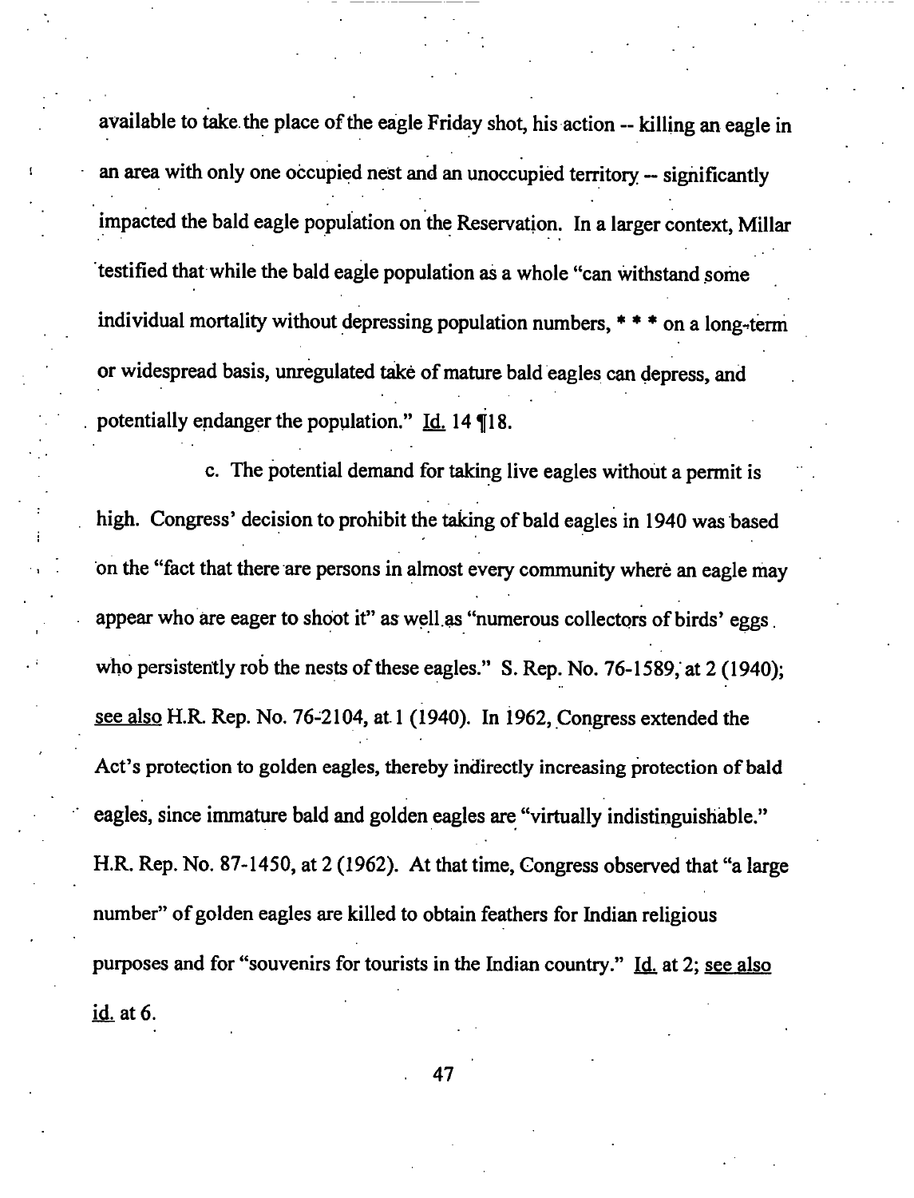available to take the place of the eagle Friday shot, his action -- killing an eagle in an area with only one occupied nest and an unoccupied territory -- significantly impacted the bald eagle population on the Reservation. In a larger context, Millar testified that while the bald eagle population as a whole "can withstand some individual mortality without depressing population numbers, * * * on a long-term or widespread basis, unregulated take of mature bald eagles can depress, and potentially endanger the population." Id. 14 ¶18.

c. The potential demand for taking live eagles without a permit is high. Congress' decision to prohibit the taking of bald eagles in 1940 was based on the "fact that there are persons in almost every community where an eagle may appear who are eager to shoot it" as well as "numerous collectors of birds' eggs who persistently rob the nests of these eagles." S. Rep. No. 76-1589, at 2 (1940); see also H.R. Rep. No. 76-2104, at 1 (1940). In 1962, Congress extended the Act's protection to golden eagles, thereby indirectly increasing protection of bald eagles, since immature bald and golden eagles are "virtually indistinguishable." H.R. Rep. No. 87-1450, at 2 (1962). At that time, Congress observed that "a large number" of golden eagles are killed to obtain feathers for Indian religious purposes and for "souvenirs for tourists in the Indian country." Id. at 2; see also id. at 6.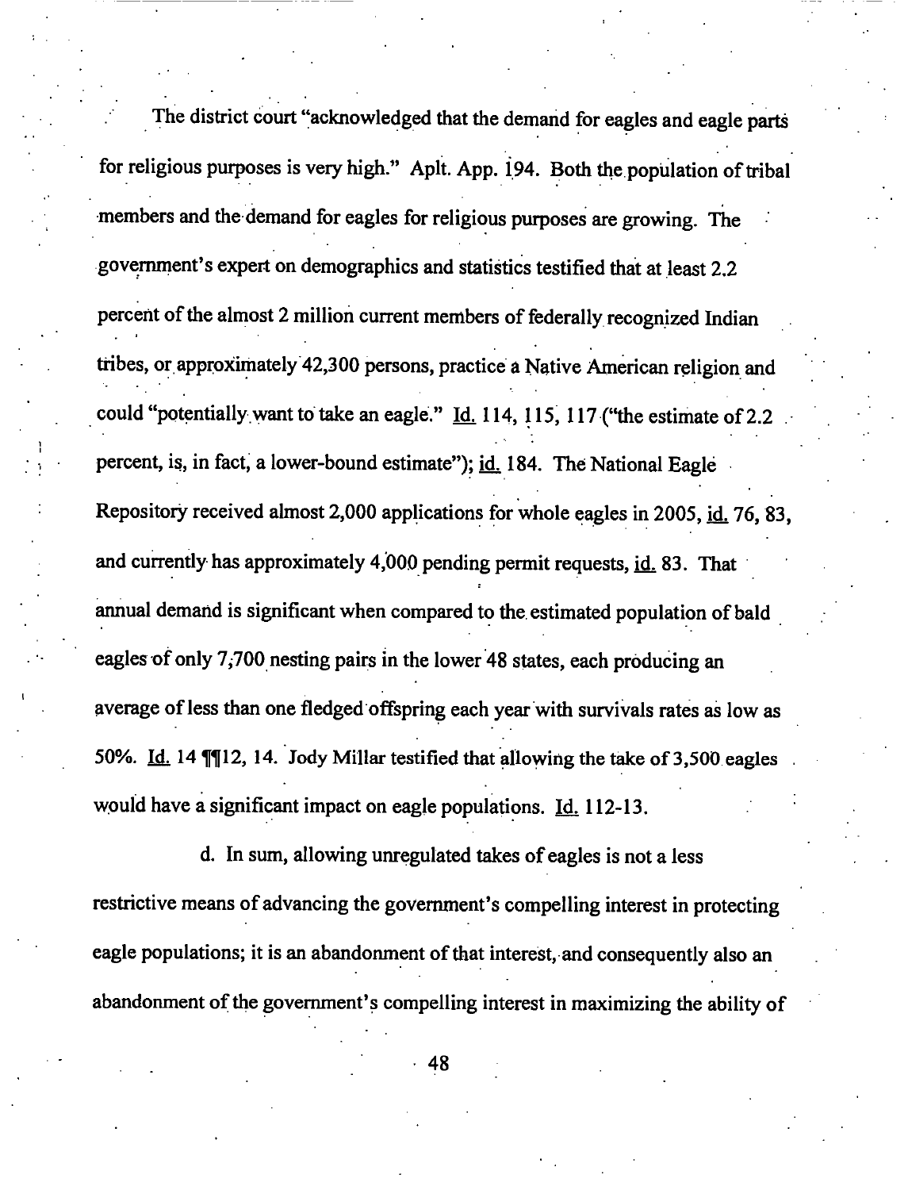The district court "acknowledged that the demand for eagles and eagle parts for religious purposes is very high." Aplt. App. 194. Both the population of tribal members and the demand for eagles for religious purposes are growing. The government's expert on demographics and statistics testified that at least 2.2 percent of the almost 2 million current members of federally recognized Indian tribes, or approximately 42,300 persons, practice a Native American religion and could "potentially want to take an eagle." Id. 114, 115, 117 ("the estimate of 2.2 percent, is, in fact, a lower-bound estimate"); id. 184. The National Eagle Repository received almost 2,000 applications for whole eagles in 2005, id. 76, 83, and currently has approximately 4,000 pending permit requests, id. 83. That annual demand is significant when compared to the estimated population of bald eagles of only 7,700 nesting pairs in the lower 48 states, each producing an average of less than one fledged offspring each year with survivals rates as low as 50%. Id. 14 ¶¶12, 14. Jody Millar testified that allowing the take of 3,500 eagles would have a significant impact on eagle populations. Id. 112-13.

d. In sum, allowing unregulated takes of eagles is not a less restrictive means of advancing the government's compelling interest in protecting eagle populations; it is an abandonment of that interest, and consequently also an abandonment of the government's compelling interest in maximizing the ability of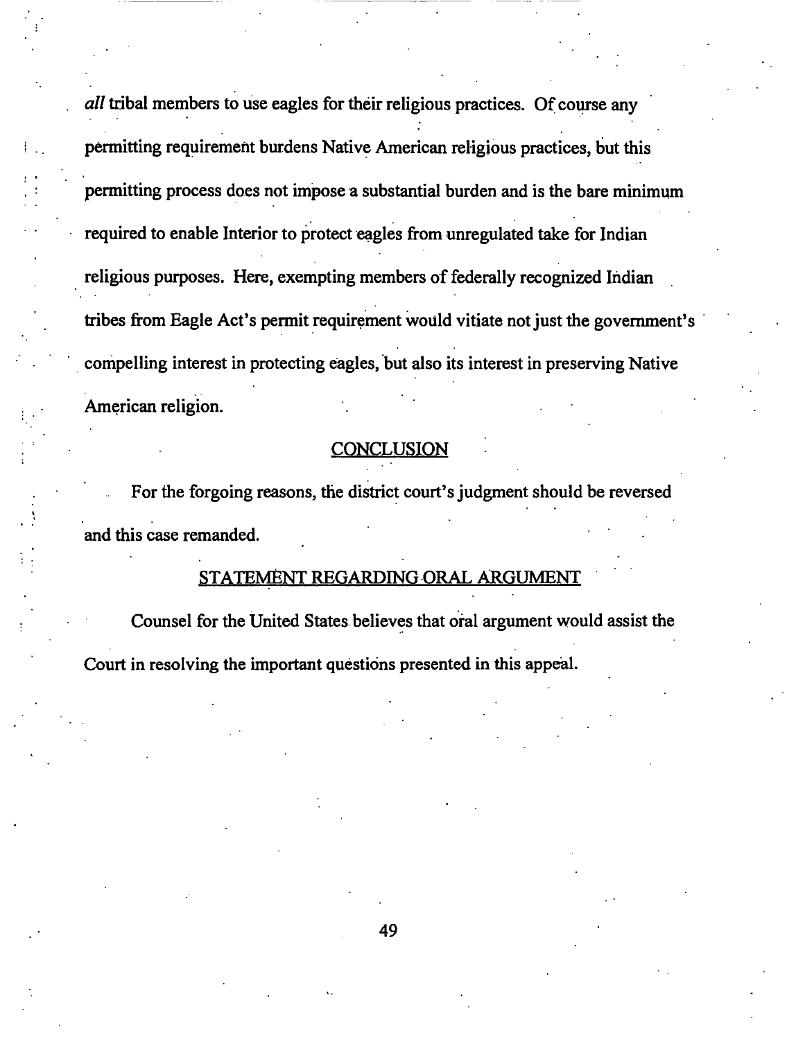*all* tribal members to use eagles for their religious practices. Of course any permitting requirement burdens Native American religious practices, but this permitting process does not impose a substantial burden and is the bare minimum required to enable Interior to protect eagles from unregulated take for Indian religious purposes. Here, exempting members of federally recognized Indian tribes from Eagle Act's permit requirement would vitiate not just the government's compelling interest in protecting eagles, but also its interest in preserving Native American religion.

## CONCLUSION

For the forgoing reasons, the district court's judgment should be reversed and this case remanded.

## STATEMENT REGARDING ORAL ARGUMENT

Counsel for the United States believes that oral argument would assist the Court in resolving the important questions presented in this appeal.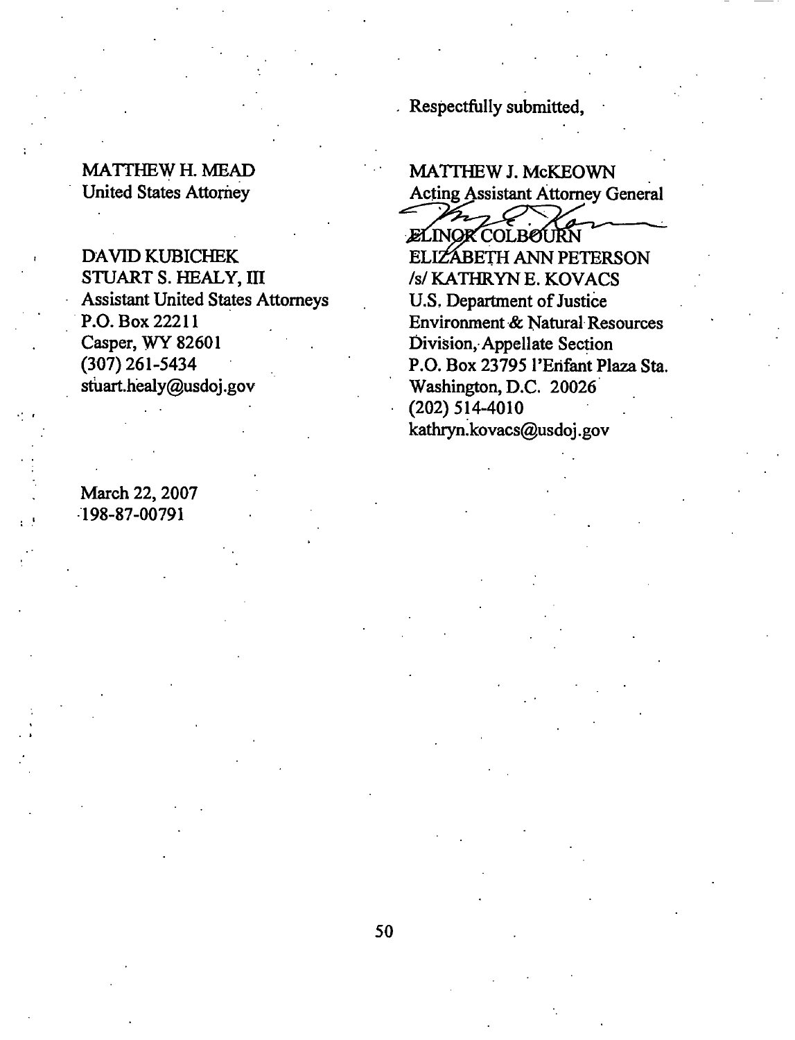Respectfully submitted,

MATTHEW H. MEAD
United States Attorney

DAVID KUBICHEK
STUART S. HEALY, III
Assistant United States Attorneys
P.O. Box 22211
Casper, WY 82601
(307) 261-5434
stuart.healy@usdoj.gov

MATTHEW J. McKEOWN
Acting Assistant Attorney General

ELINOR COLBOURN
ELIZABETH ANN PETERSON
/s/ KATHRYN E. KOVACS
U.S. Department of Justice
Environment & Natural Resources
Division, Appellate Section
P.O. Box 23795 l'Enfant Plaza Sta.
Washington, D.C. 20026
(202) 514-4010
kathryn.kovacs@usdoj.gov

March 22, 2007
198-87-00791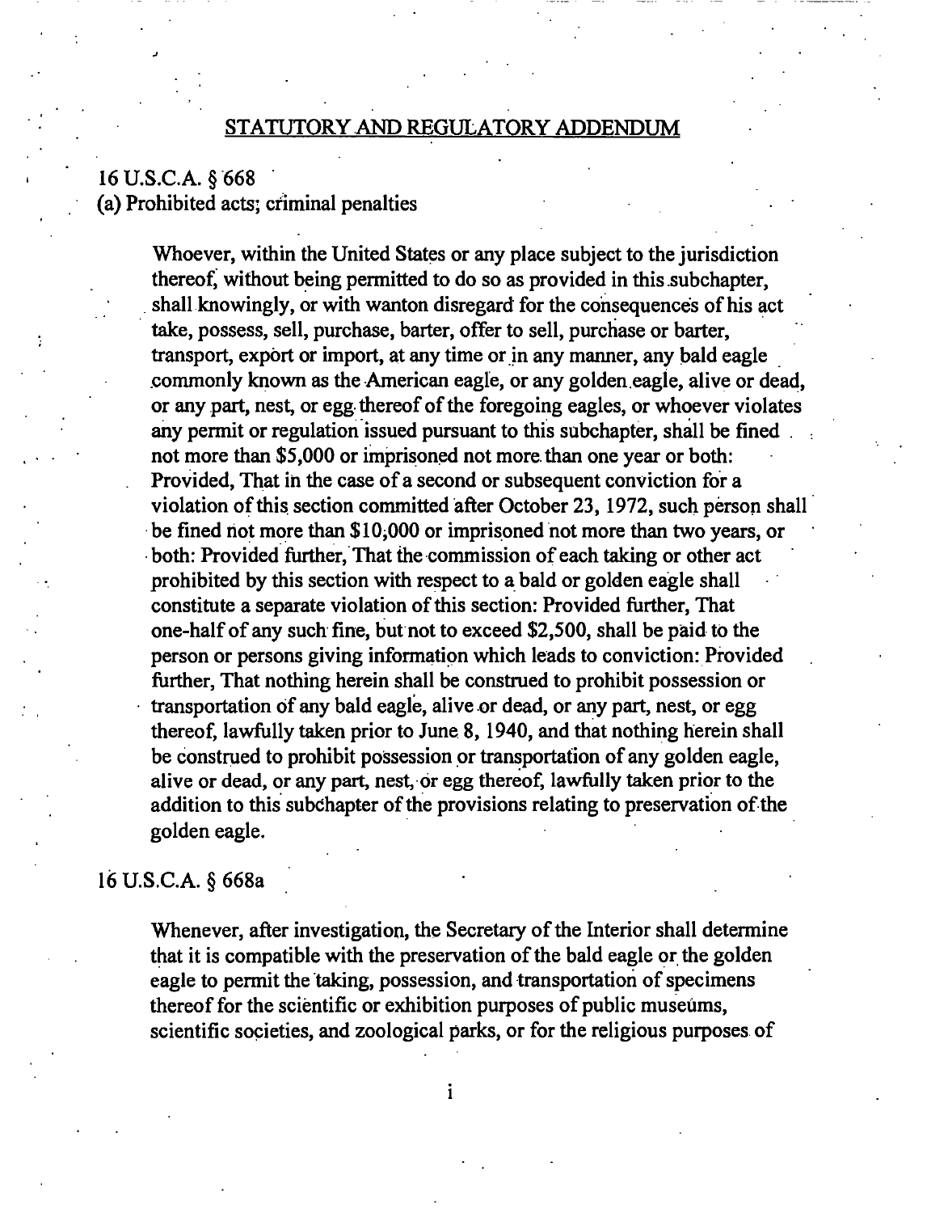## STATUTORY AND REGULATORY ADDENDUM

16 U.S.C.A. § 668

(a) Prohibited acts; criminal penalties

> Whoever, within the United States or any place subject to the jurisdiction thereof, without being permitted to do so as provided in this subchapter, shall knowingly, or with wanton disregard for the consequences of his act take, possess, sell, purchase, barter, offer to sell, purchase or barter, transport, export or import, at any time or in any manner, any bald eagle commonly known as the American eagle, or any golden eagle, alive or dead, or any part, nest, or egg thereof of the foregoing eagles, or whoever violates any permit or regulation issued pursuant to this subchapter, shall be fined not more than $5,000 or imprisoned not more than one year or both: Provided, That in the case of a second or subsequent conviction for a violation of this section committed after October 23, 1972, such person shall be fined not more than $10,000 or imprisoned not more than two years, or both: Provided further, That the commission of each taking or other act prohibited by this section with respect to a bald or golden eagle shall constitute a separate violation of this section: Provided further, That one-half of any such fine, but not to exceed $2,500, shall be paid to the person or persons giving information which leads to conviction: Provided further, That nothing herein shall be construed to prohibit possession or transportation of any bald eagle, alive or dead, or any part, nest, or egg thereof, lawfully taken prior to June 8, 1940, and that nothing herein shall be construed to prohibit possession or transportation of any golden eagle, alive or dead, or any part, nest, or egg thereof, lawfully taken prior to the addition to this subchapter of the provisions relating to preservation of the golden eagle.

16 U.S.C.A. § 668a

> Whenever, after investigation, the Secretary of the Interior shall determine that it is compatible with the preservation of the bald eagle or the golden eagle to permit the taking, possession, and transportation of specimens thereof for the scientific or exhibition purposes of public museums, scientific societies, and zoological parks, or for the religious purposes of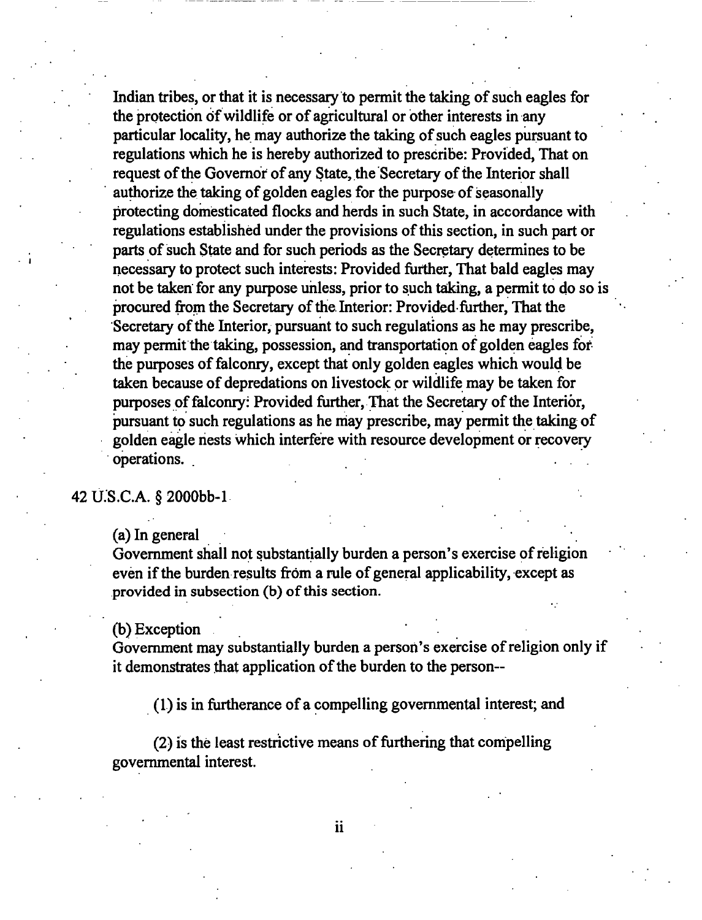Indian tribes, or that it is necessary to permit the taking of such eagles for the protection of wildlife or of agricultural or other interests in any particular locality, he may authorize the taking of such eagles pursuant to regulations which he is hereby authorized to prescribe: Provided, That on request of the Governor of any State, the Secretary of the Interior shall authorize the taking of golden eagles for the purpose of seasonally protecting domesticated flocks and herds in such State, in accordance with regulations established under the provisions of this section, in such part or parts of such State and for such periods as the Secretary determines to be necessary to protect such interests: Provided further, That bald eagles may not be taken for any purpose unless, prior to such taking, a permit to do so is procured from the Secretary of the Interior: Provided further, That the Secretary of the Interior, pursuant to such regulations as he may prescribe, may permit the taking, possession, and transportation of golden eagles for the purposes of falconry, except that only golden eagles which would be taken because of depredations on livestock or wildlife may be taken for purposes of falconry: Provided further, That the Secretary of the Interior, pursuant to such regulations as he may prescribe, may permit the taking of golden eagle nests which interfere with resource development or recovery operations.

42 U.S.C.A. § 2000bb-1

(a) In general
Government shall not substantially burden a person's exercise of religion even if the burden results from a rule of general applicability, except as provided in subsection (b) of this section.

(b) Exception
Government may substantially burden a person's exercise of religion only if it demonstrates that application of the burden to the person--

(1) is in furtherance of a compelling governmental interest; and

(2) is the least restrictive means of furthering that compelling governmental interest.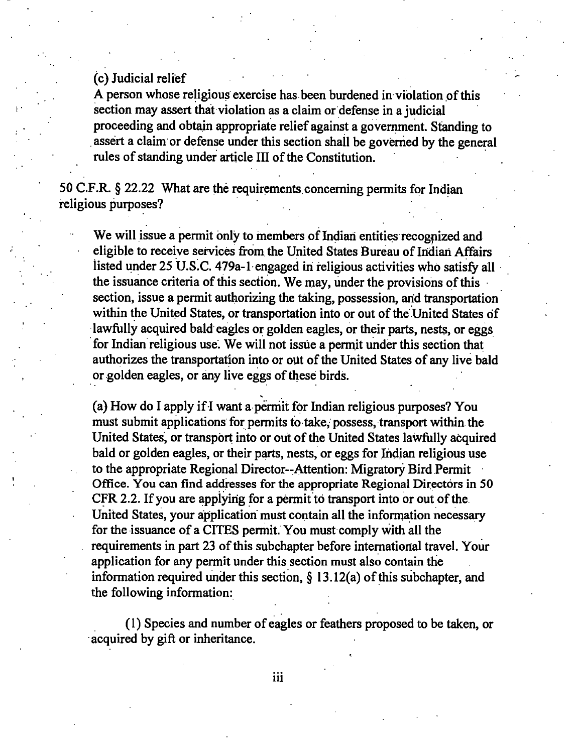(c) Judicial relief

A person whose religious exercise has been burdened in violation of this section may assert that violation as a claim or defense in a judicial proceeding and obtain appropriate relief against a government. Standing to assert a claim or defense under this section shall be governed by the general rules of standing under article III of the Constitution.

50 C.F.R. § 22.22 What are the requirements concerning permits for Indian religious purposes?

> We will issue a permit only to members of Indian entities recognized and eligible to receive services from the United States Bureau of Indian Affairs listed under 25 U.S.C. 479a-1 engaged in religious activities who satisfy all the issuance criteria of this section. We may, under the provisions of this section, issue a permit authorizing the taking, possession, and transportation within the United States, or transportation into or out of the United States of lawfully acquired bald eagles or golden eagles, or their parts, nests, or eggs for Indian religious use. We will not issue a permit under this section that authorizes the transportation into or out of the United States of any live bald or golden eagles, or any live eggs of these birds.
>
> (a) How do I apply if I want a permit for Indian religious purposes? You must submit applications for permits to take, possess, transport within the United States, or transport into or out of the United States lawfully acquired bald or golden eagles, or their parts, nests, or eggs for Indian religious use to the appropriate Regional Director--Attention: Migratory Bird Permit Office. You can find addresses for the appropriate Regional Directors in 50 CFR 2.2. If you are applying for a permit to transport into or out of the United States, your application must contain all the information necessary for the issuance of a CITES permit. You must comply with all the requirements in part 23 of this subchapter before international travel. Your application for any permit under this section must also contain the information required under this section, § 13.12(a) of this subchapter, and the following information:
>
> > (1) Species and number of eagles or feathers proposed to be taken, or acquired by gift or inheritance.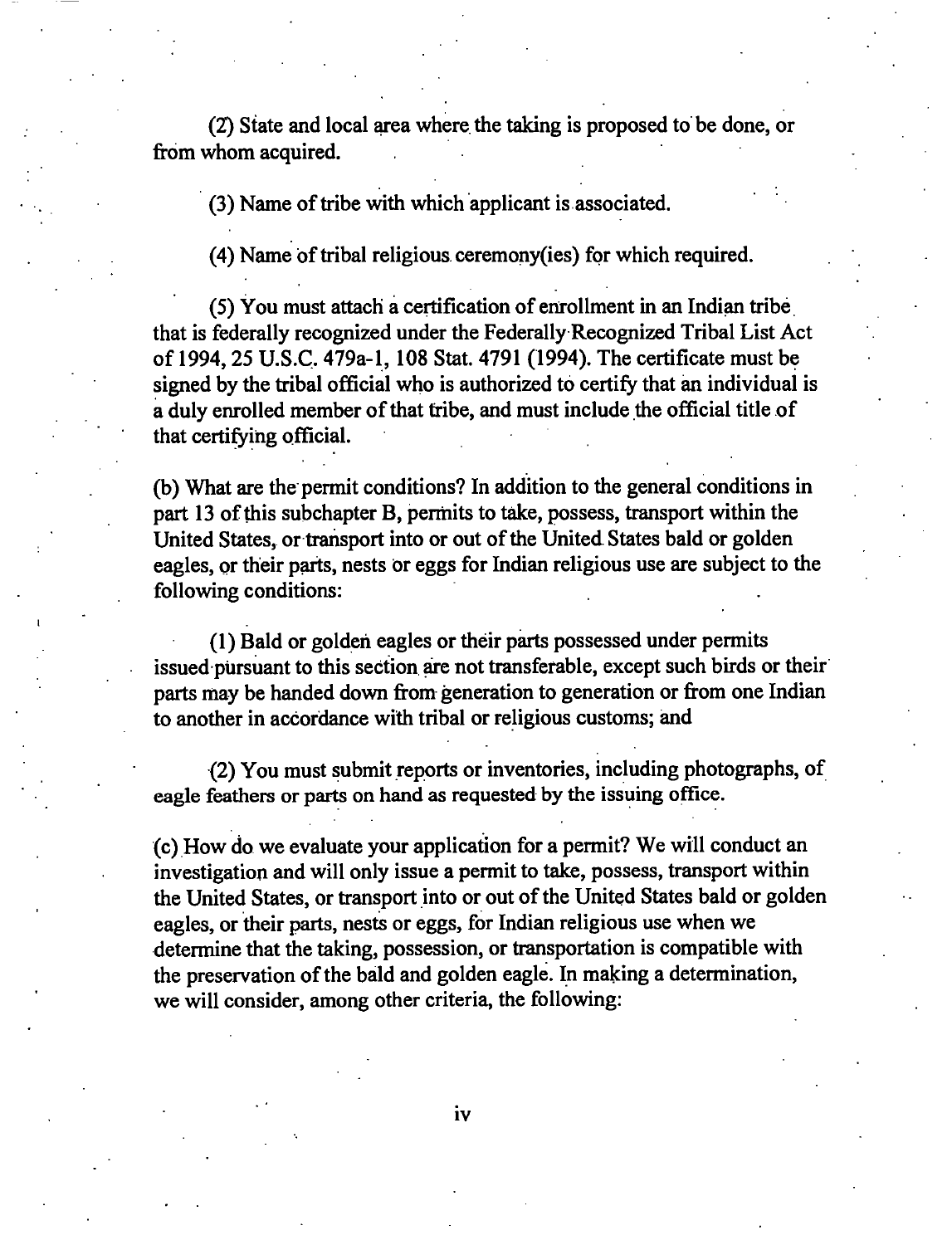(2) State and local area where the taking is proposed to be done, or from whom acquired.

(3) Name of tribe with which applicant is associated.

(4) Name of tribal religious ceremony(ies) for which required.

(5) You must attach a certification of enrollment in an Indian tribe that is federally recognized under the Federally Recognized Tribal List Act of 1994, 25 U.S.C. 479a-1, 108 Stat. 4791 (1994). The certificate must be signed by the tribal official who is authorized to certify that an individual is a duly enrolled member of that tribe, and must include the official title of that certifying official.

(b) What are the permit conditions? In addition to the general conditions in part 13 of this subchapter B, permits to take, possess, transport within the United States, or transport into or out of the United States bald or golden eagles, or their parts, nests or eggs for Indian religious use are subject to the following conditions:

(1) Bald or golden eagles or their parts possessed under permits issued pursuant to this section are not transferable, except such birds or their parts may be handed down from generation to generation or from one Indian to another in accordance with tribal or religious customs; and

(2) You must submit reports or inventories, including photographs, of eagle feathers or parts on hand as requested by the issuing office.

(c) How do we evaluate your application for a permit? We will conduct an investigation and will only issue a permit to take, possess, transport within the United States, or transport into or out of the United States bald or golden eagles, or their parts, nests or eggs, for Indian religious use when we determine that the taking, possession, or transportation is compatible with the preservation of the bald and golden eagle. In making a determination, we will consider, among other criteria, the following: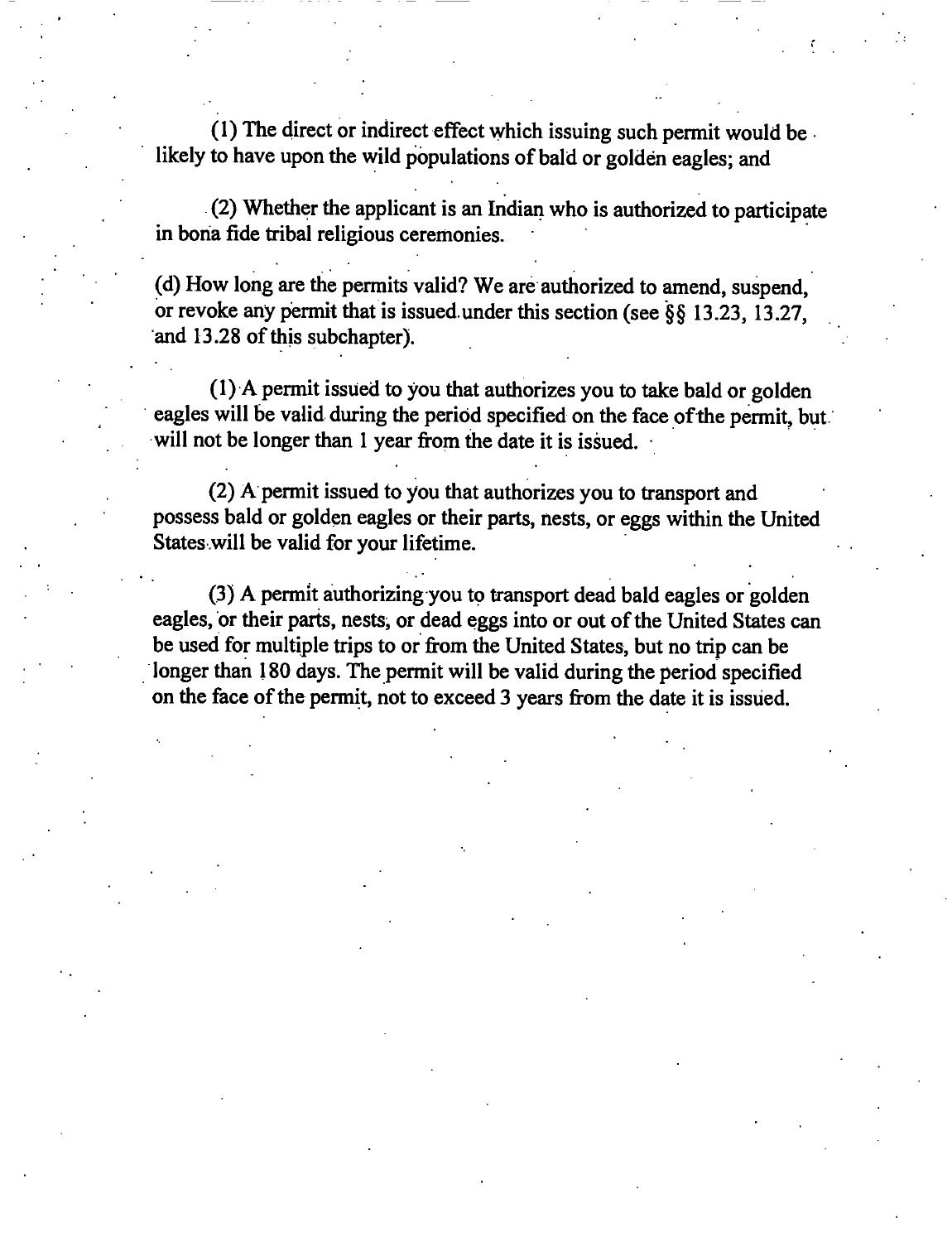(1) The direct or indirect effect which issuing such permit would be likely to have upon the wild populations of bald or golden eagles; and

(2) Whether the applicant is an Indian who is authorized to participate in bona fide tribal religious ceremonies.

(d) How long are the permits valid? We are authorized to amend, suspend, or revoke any permit that is issued under this section (see §§ 13.23, 13.27, and 13.28 of this subchapter).

(1) A permit issued to you that authorizes you to take bald or golden eagles will be valid during the period specified on the face of the permit, but will not be longer than 1 year from the date it is issued.

(2) A permit issued to you that authorizes you to transport and possess bald or golden eagles or their parts, nests, or eggs within the United States will be valid for your lifetime.

(3) A permit authorizing you to transport dead bald eagles or golden eagles, or their parts, nests, or dead eggs into or out of the United States can be used for multiple trips to or from the United States, but no trip can be longer than 180 days. The permit will be valid during the period specified on the face of the permit, not to exceed 3 years from the date it is issued.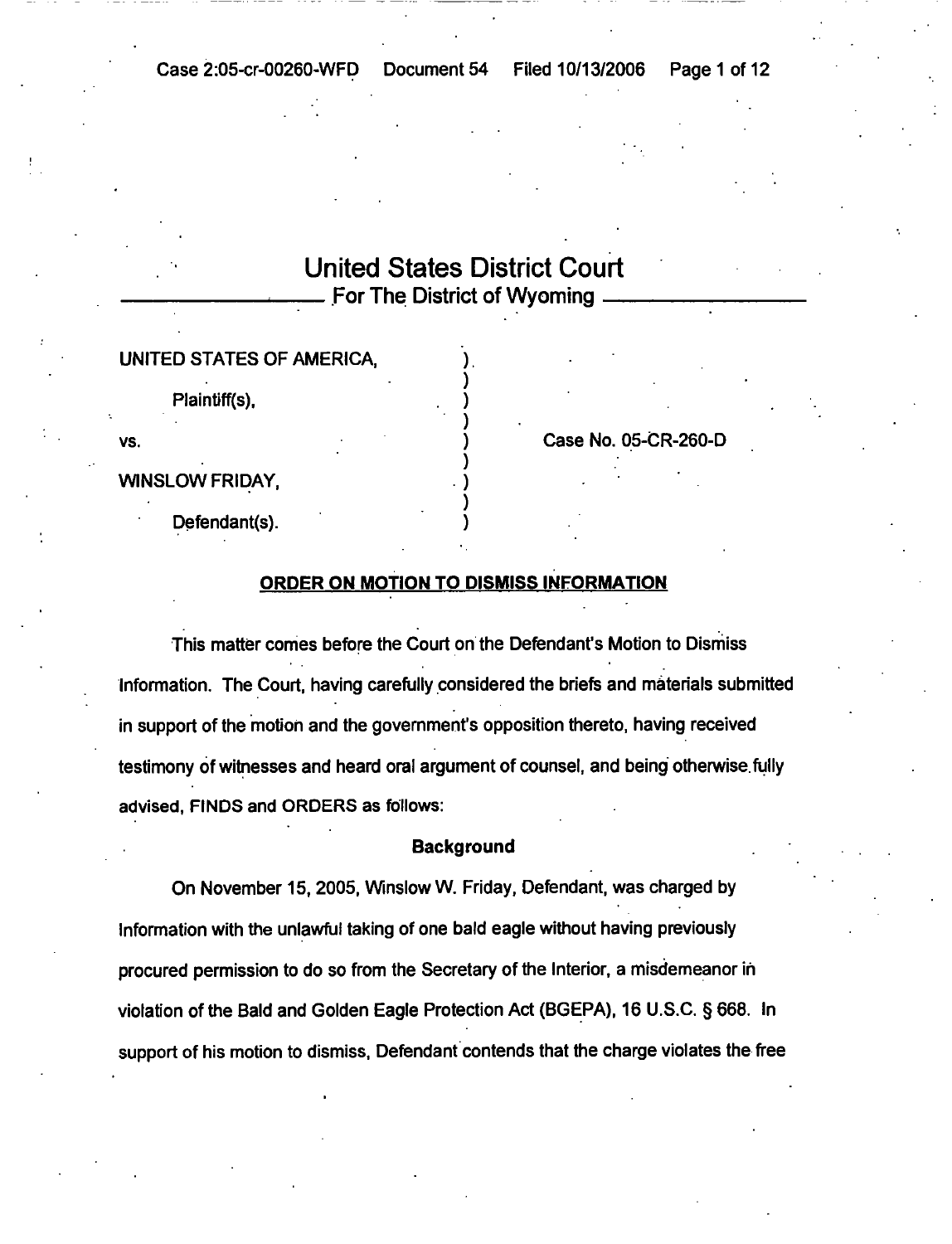# United States District Court

## For The District of Wyoming

UNITED STATES OF AMERICA,

Plaintiff(s),

vs.

WINSLOW FRIDAY,

Defendant(s).

Case No. 05-CR-260-D

**ORDER ON MOTION TO DISMISS INFORMATION**

This matter comes before the Court on the Defendant's Motion to Dismiss Information. The Court, having carefully considered the briefs and materials submitted in support of the motion and the government's opposition thereto, having received testimony of witnesses and heard oral argument of counsel, and being otherwise fully advised, FINDS and ORDERS as follows:

**Background**

On November 15, 2005, Winslow W. Friday, Defendant, was charged by Information with the unlawful taking of one bald eagle without having previously procured permission to do so from the Secretary of the Interior, a misdemeanor in violation of the Bald and Golden Eagle Protection Act (BGEPA), 16 U.S.C. § 668. In support of his motion to dismiss, Defendant contends that the charge violates the free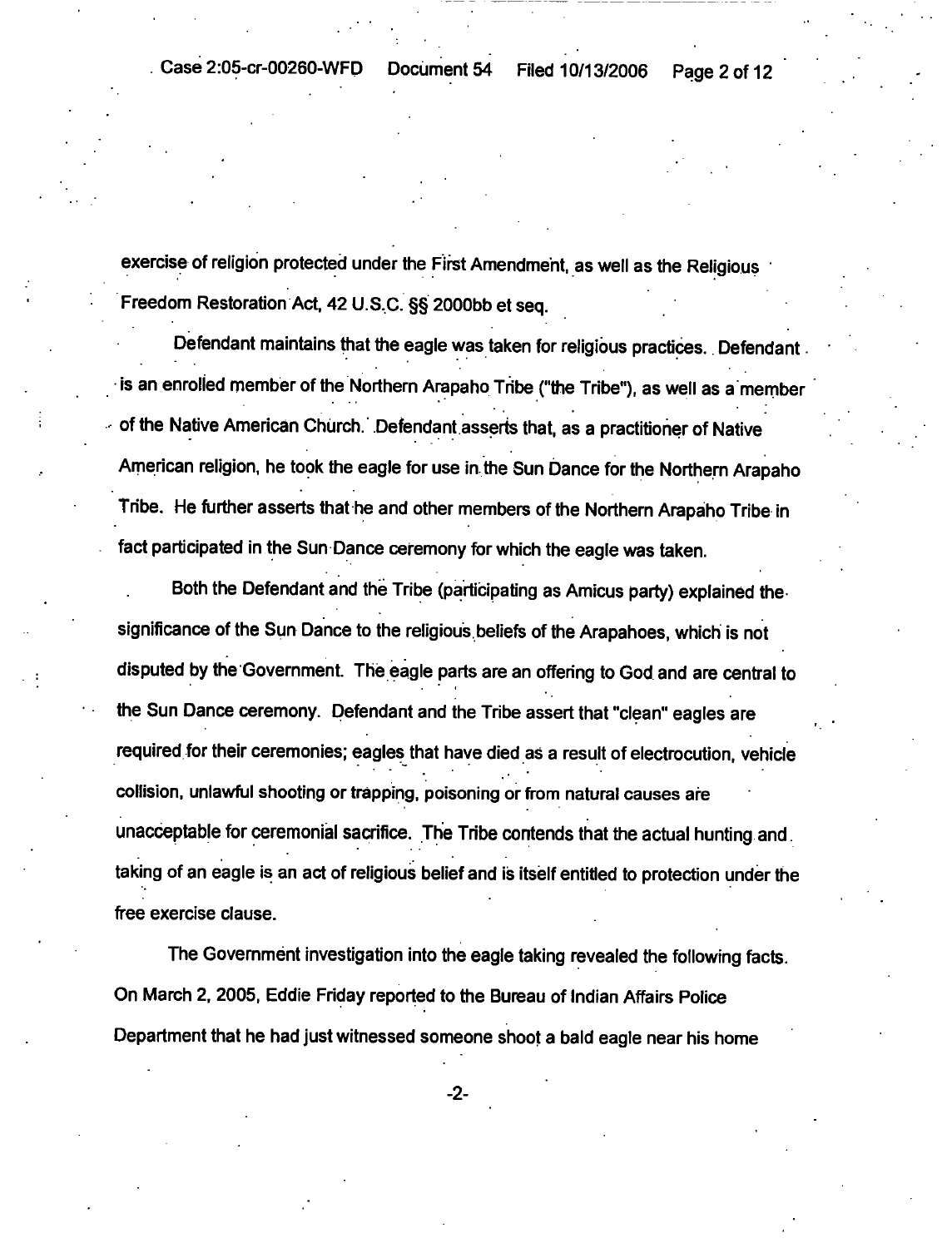exercise of religion protected under the First Amendment, as well as the Religious Freedom Restoration Act, 42 U.S.C. §§ 2000bb et seq.

Defendant maintains that the eagle was taken for religious practices. Defendant is an enrolled member of the Northern Arapaho Tribe ("the Tribe"), as well as a member of the Native American Church. Defendant asserts that, as a practitioner of Native American religion, he took the eagle for use in the Sun Dance for the Northern Arapaho Tribe. He further asserts that he and other members of the Northern Arapaho Tribe in fact participated in the Sun Dance ceremony for which the eagle was taken.

Both the Defendant and the Tribe (participating as Amicus party) explained the significance of the Sun Dance to the religious beliefs of the Arapahoes, which is not disputed by the Government. The eagle parts are an offering to God and are central to the Sun Dance ceremony. Defendant and the Tribe assert that "clean" eagles are required for their ceremonies; eagles that have died as a result of electrocution, vehicle collision, unlawful shooting or trapping, poisoning or from natural causes are unacceptable for ceremonial sacrifice. The Tribe contends that the actual hunting and taking of an eagle is an act of religious belief and is itself entitled to protection under the free exercise clause.

The Government investigation into the eagle taking revealed the following facts. On March 2, 2005, Eddie Friday reported to the Bureau of Indian Affairs Police Department that he had just witnessed someone shoot a bald eagle near his home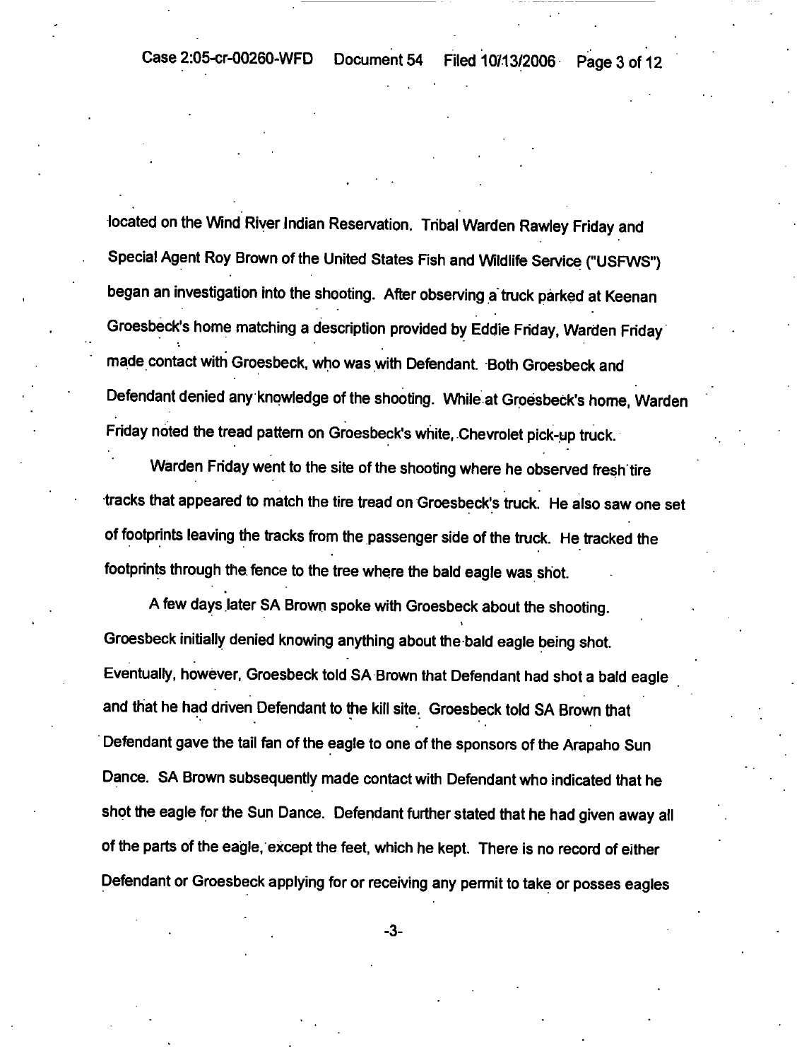located on the Wind River Indian Reservation. Tribal Warden Rawley Friday and Special Agent Roy Brown of the United States Fish and Wildlife Service ("USFWS") began an investigation into the shooting. After observing a truck parked at Keenan Groesbeck's home matching a description provided by Eddie Friday, Warden Friday made contact with Groesbeck, who was with Defendant. Both Groesbeck and Defendant denied any knowledge of the shooting. While at Groesbeck's home, Warden Friday noted the tread pattern on Groesbeck's white, Chevrolet pick-up truck.

Warden Friday went to the site of the shooting where he observed fresh tire tracks that appeared to match the tire tread on Groesbeck's truck. He also saw one set of footprints leaving the tracks from the passenger side of the truck. He tracked the footprints through the fence to the tree where the bald eagle was shot.

A few days later SA Brown spoke with Groesbeck about the shooting. Groesbeck initially denied knowing anything about the bald eagle being shot. Eventually, however, Groesbeck told SA Brown that Defendant had shot a bald eagle and that he had driven Defendant to the kill site. Groesbeck told SA Brown that Defendant gave the tail fan of the eagle to one of the sponsors of the Arapaho Sun Dance. SA Brown subsequently made contact with Defendant who indicated that he shot the eagle for the Sun Dance. Defendant further stated that he had given away all of the parts of the eagle, except the feet, which he kept. There is no record of either Defendant or Groesbeck applying for or receiving any permit to take or posses eagles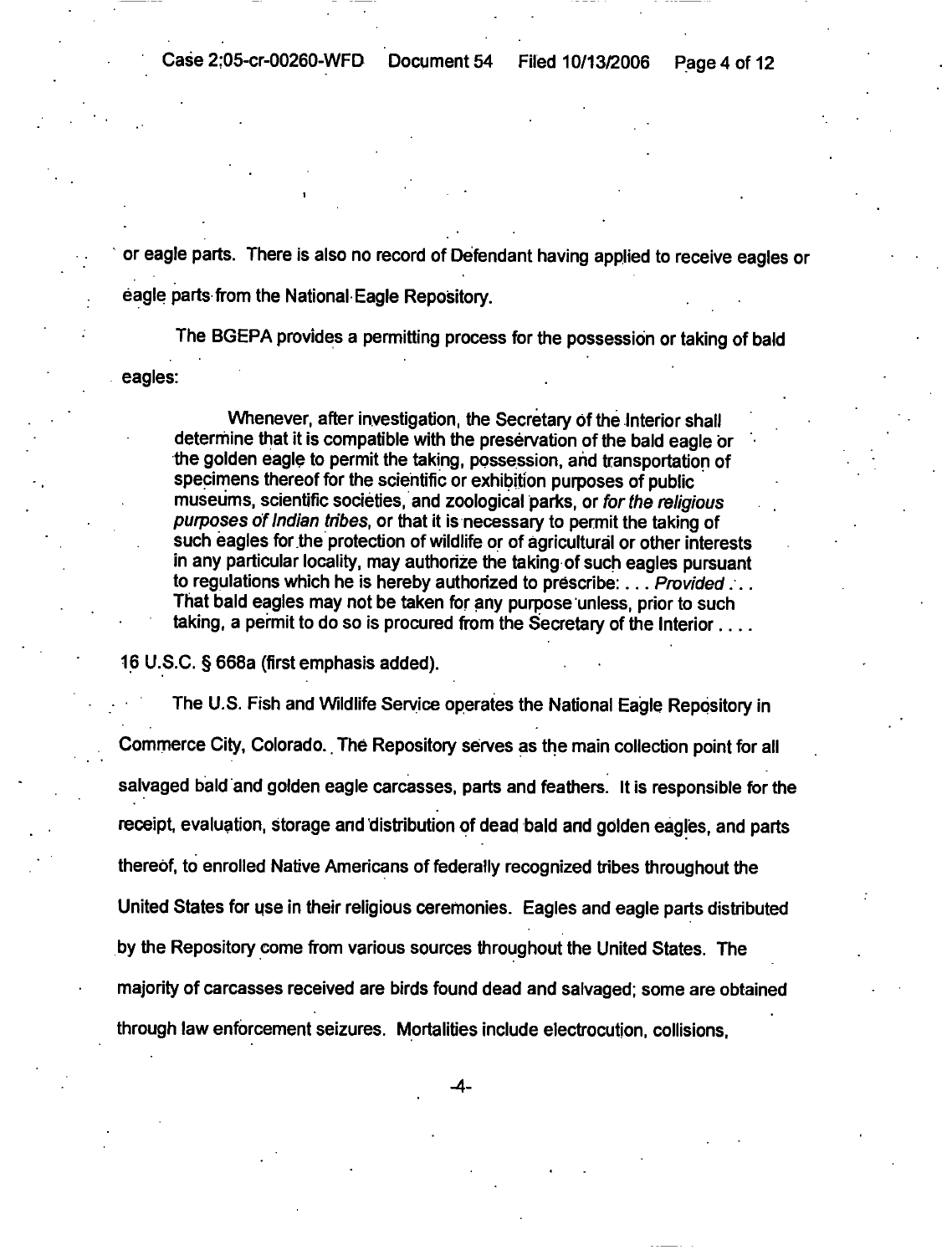or eagle parts. There is also no record of Defendant having applied to receive eagles or eagle parts from the National Eagle Repository.

The BGEPA provides a permitting process for the possession or taking of bald eagles:

> Whenever, after investigation, the Secretary of the Interior shall determine that it is compatible with the preservation of the bald eagle or the golden eagle to permit the taking, possession, and transportation of specimens thereof for the scientific or exhibition purposes of public museums, scientific societies, and zoological parks, or *for the religious purposes of Indian tribes*, or that it is necessary to permit the taking of such eagles for the protection of wildlife or of agricultural or other interests in any particular locality, may authorize the taking of such eagles pursuant to regulations which he is hereby authorized to prescribe: . . . *Provided* . . . That bald eagles may not be taken for any purpose unless, prior to such taking, a permit to do so is procured from the Secretary of the Interior . . . .

16 U.S.C. § 668a (first emphasis added).

The U.S. Fish and Wildlife Service operates the National Eagle Repository in Commerce City, Colorado. The Repository serves as the main collection point for all salvaged bald and golden eagle carcasses, parts and feathers. It is responsible for the receipt, evaluation, storage and distribution of dead bald and golden eagles, and parts thereof, to enrolled Native Americans of federally recognized tribes throughout the United States for use in their religious ceremonies. Eagles and eagle parts distributed by the Repository come from various sources throughout the United States. The majority of carcasses received are birds found dead and salvaged; some are obtained through law enforcement seizures. Mortalities include electrocution, collisions,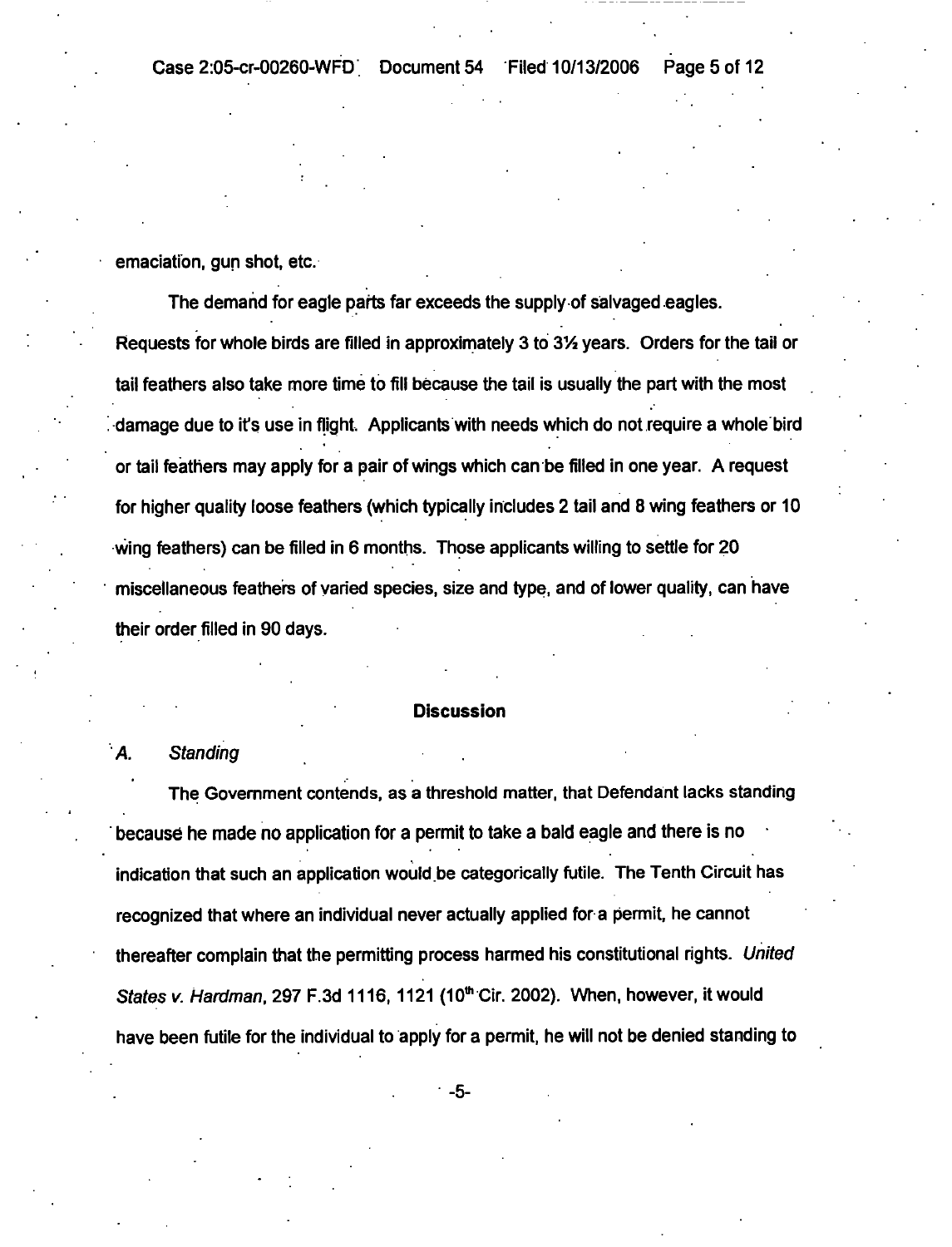emaciation, gun shot, etc.

The demand for eagle parts far exceeds the supply of salvaged eagles. Requests for whole birds are filled in approximately 3 to 3½ years. Orders for the tail or tail feathers also take more time to fill because the tail is usually the part with the most damage due to it's use in flight. Applicants with needs which do not require a whole bird or tail feathers may apply for a pair of wings which can be filled in one year. A request for higher quality loose feathers (which typically includes 2 tail and 8 wing feathers or 10 wing feathers) can be filled in 6 months. Those applicants willing to settle for 20 miscellaneous feathers of varied species, size and type, and of lower quality, can have their order filled in 90 days.

## Discussion

### A. *Standing*

The Government contends, as a threshold matter, that Defendant lacks standing because he made no application for a permit to take a bald eagle and there is no indication that such an application would be categorically futile. The Tenth Circuit has recognized that where an individual never actually applied for a permit, he cannot thereafter complain that the permitting process harmed his constitutional rights. *United States v. Hardman*, 297 F.3d 1116, 1121 (10th Cir. 2002). When, however, it would have been futile for the individual to apply for a permit, he will not be denied standing to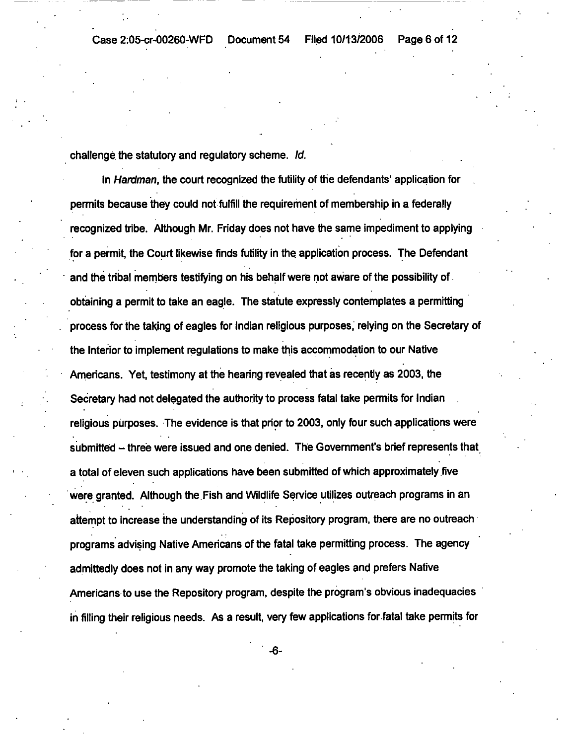challenge the statutory and regulatory scheme. *Id.*

In *Hardman*, the court recognized the futility of the defendants' application for permits because they could not fulfill the requirement of membership in a federally recognized tribe. Although Mr. Friday does not have the same impediment to applying for a permit, the Court likewise finds futility in the application process. The Defendant and the tribal members testifying on his behalf were not aware of the possibility of obtaining a permit to take an eagle. The statute expressly contemplates a permitting process for the taking of eagles for Indian religious purposes, relying on the Secretary of the Interior to implement regulations to make this accommodation to our Native Americans. Yet, testimony at the hearing revealed that as recently as 2003, the Secretary had not delegated the authority to process fatal take permits for Indian religious purposes. The evidence is that prior to 2003, only four such applications were submitted – three were issued and one denied. The Government's brief represents that a total of eleven such applications have been submitted of which approximately five were granted. Although the Fish and Wildlife Service utilizes outreach programs in an attempt to increase the understanding of its Repository program, there are no outreach programs advising Native Americans of the fatal take permitting process. The agency admittedly does not in any way promote the taking of eagles and prefers Native Americans to use the Repository program, despite the program's obvious inadequacies in filling their religious needs. As a result, very few applications for fatal take permits for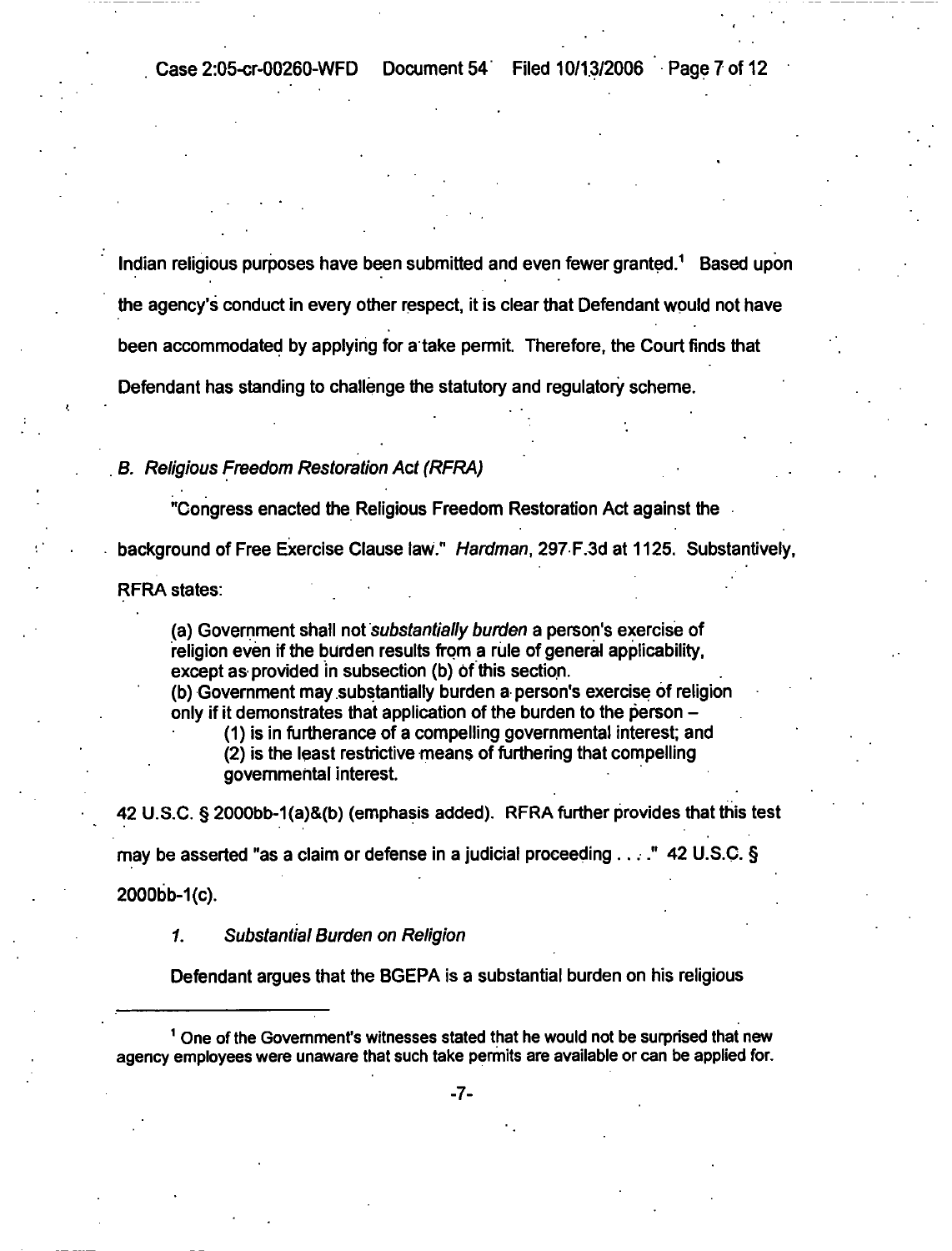Indian religious purposes have been submitted and even fewer granted.[1] Based upon the agency's conduct in every other respect, it is clear that Defendant would not have been accommodated by applying for a take permit. Therefore, the Court finds that Defendant has standing to challenge the statutory and regulatory scheme.

*B. Religious Freedom Restoration Act (RFRA)*

"Congress enacted the Religious Freedom Restoration Act against the background of Free Exercise Clause law." *Hardman*, 297 F.3d at 1125. Substantively, RFRA states:

> (a) Government shall not *substantially burden* a person's exercise of religion even if the burden results from a rule of general applicability, except as provided in subsection (b) of this section.
> (b) Government may substantially burden a person's exercise of religion only if it demonstrates that application of the burden to the person –
> (1) is in furtherance of a compelling governmental interest; and
> (2) is the least restrictive means of furthering that compelling governmental interest.

42 U.S.C. § 2000bb-1(a)&(b) (emphasis added). RFRA further provides that this test may be asserted "as a claim or defense in a judicial proceeding . . . ." 42 U.S.C. § 2000bb-1(c).

1. *Substantial Burden on Religion*

Defendant argues that the BGEPA is a substantial burden on his religious

[1] One of the Government's witnesses stated that he would not be surprised that new agency employees were unaware that such take permits are available or can be applied for.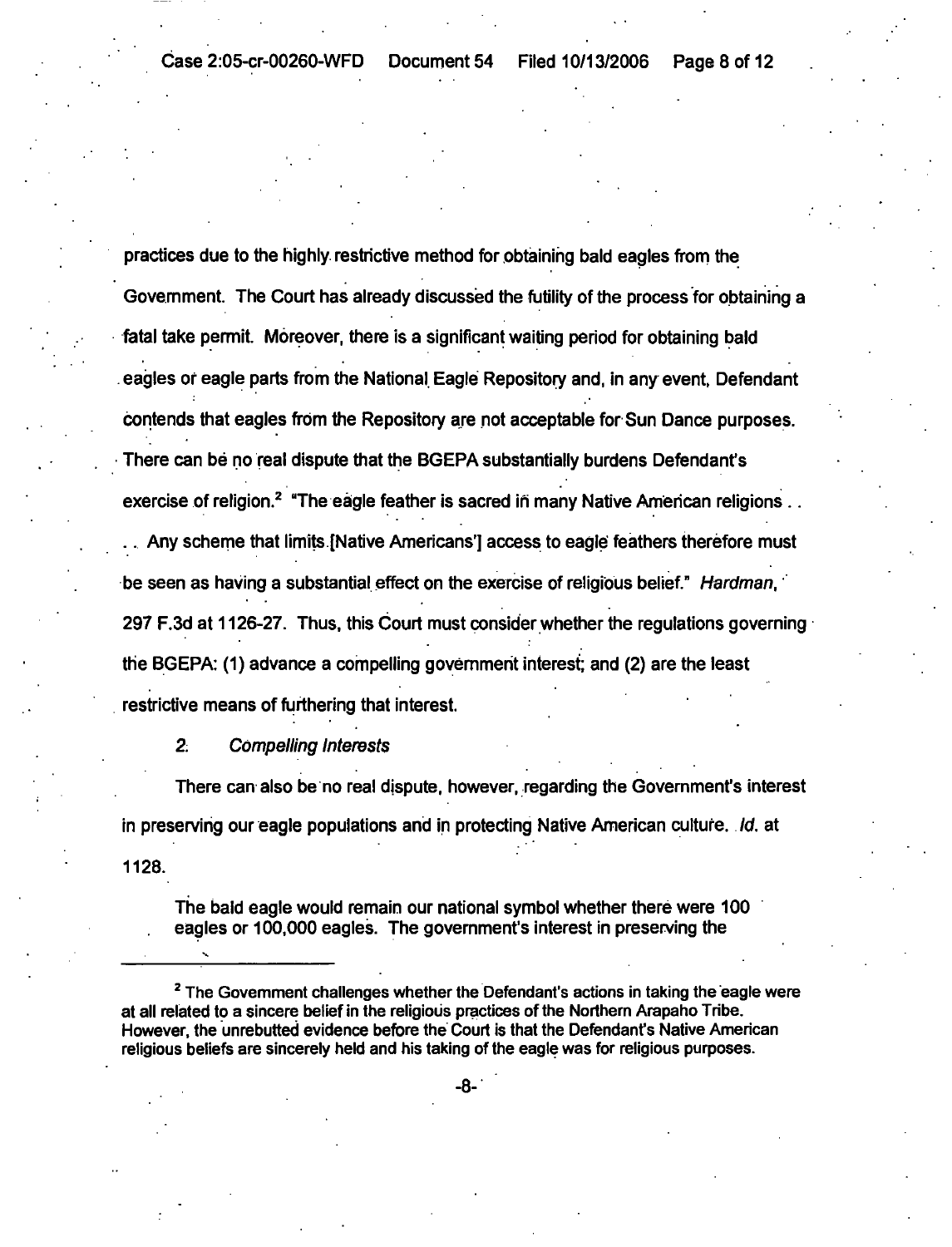practices due to the highly restrictive method for obtaining bald eagles from the Government. The Court has already discussed the futility of the process for obtaining a fatal take permit. Moreover, there is a significant waiting period for obtaining bald eagles or eagle parts from the National Eagle Repository and, in any event, Defendant contends that eagles from the Repository are not acceptable for Sun Dance purposes. There can be no real dispute that the BGEPA substantially burdens Defendant's exercise of religion.[2] "The eagle feather is sacred in many Native American religions . . . . Any scheme that limits [Native Americans'] access to eagle feathers therefore must be seen as having a substantial effect on the exercise of religious belief." *Hardman*, 297 F.3d at 1126-27. Thus, this Court must consider whether the regulations governing the BGEPA: (1) advance a compelling government interest; and (2) are the least restrictive means of furthering that interest.

2. *Compelling Interests*

There can also be no real dispute, however, regarding the Government's interest in preserving our eagle populations and in protecting Native American culture. *Id.* at 1128.

> The bald eagle would remain our national symbol whether there were 100 eagles or 100,000 eagles. The government's interest in preserving the

---

[2] The Government challenges whether the Defendant's actions in taking the eagle were at all related to a sincere belief in the religious practices of the Northern Arapaho Tribe. However, the unrebutted evidence before the Court is that the Defendant's Native American religious beliefs are sincerely held and his taking of the eagle was for religious purposes.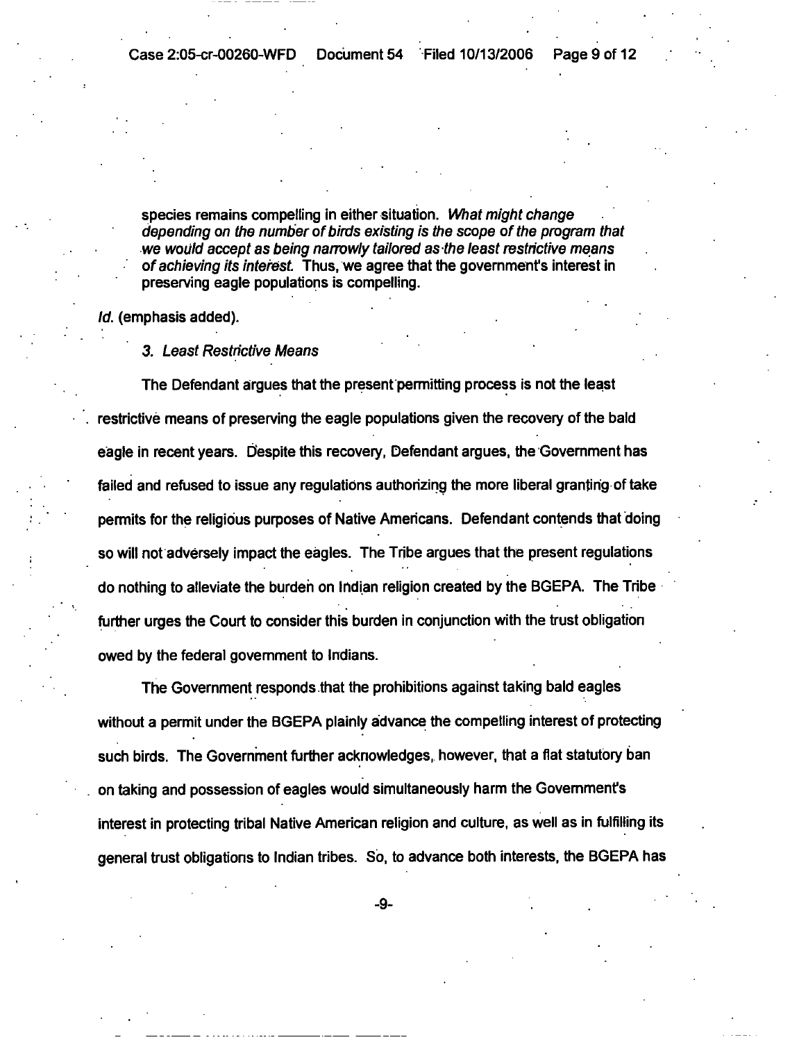> species remains compelling in either situation. *What might change depending on the number of birds existing is the scope of the program that we would accept as being narrowly tailored as the least restrictive means of achieving its interest.* Thus, we agree that the government's interest in preserving eagle populations is compelling.

*Id.* (emphasis added).

*3. Least Restrictive Means*

The Defendant argues that the present permitting process is not the least restrictive means of preserving the eagle populations given the recovery of the bald eagle in recent years. Despite this recovery, Defendant argues, the Government has failed and refused to issue any regulations authorizing the more liberal granting of take permits for the religious purposes of Native Americans. Defendant contends that doing so will not adversely impact the eagles. The Tribe argues that the present regulations do nothing to alleviate the burden on Indian religion created by the BGEPA. The Tribe further urges the Court to consider this burden in conjunction with the trust obligation owed by the federal government to Indians.

The Government responds that the prohibitions against taking bald eagles without a permit under the BGEPA plainly advance the compelling interest of protecting such birds. The Government further acknowledges, however, that a flat statutory ban on taking and possession of eagles would simultaneously harm the Government's interest in protecting tribal Native American religion and culture, as well as in fulfilling its general trust obligations to Indian tribes. So, to advance both interests, the BGEPA has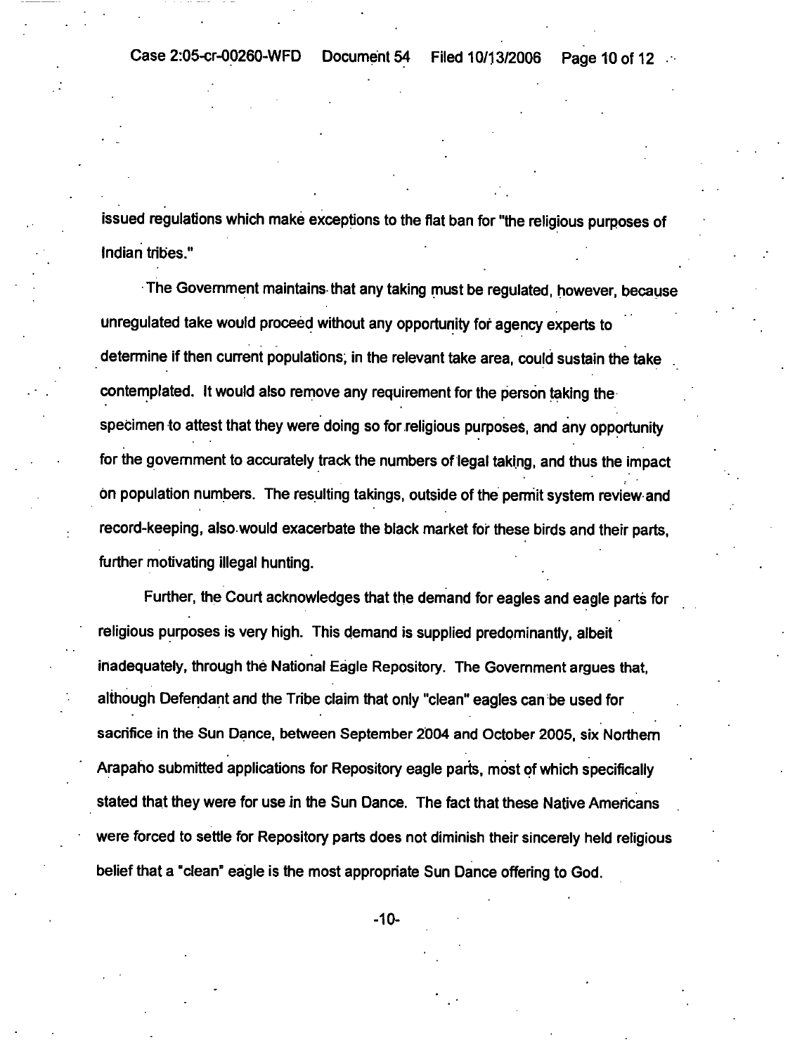issued regulations which make exceptions to the flat ban for "the religious purposes of Indian tribes."

The Government maintains that any taking must be regulated, however, because unregulated take would proceed without any opportunity for agency experts to determine if then current populations, in the relevant take area, could sustain the take contemplated. It would also remove any requirement for the person taking the specimen to attest that they were doing so for religious purposes, and any opportunity for the government to accurately track the numbers of legal taking, and thus the impact on population numbers. The resulting takings, outside of the permit system review and record-keeping, also would exacerbate the black market for these birds and their parts, further motivating illegal hunting.

Further, the Court acknowledges that the demand for eagles and eagle parts for religious purposes is very high. This demand is supplied predominantly, albeit inadequately, through the National Eagle Repository. The Government argues that, although Defendant and the Tribe claim that only "clean" eagles can be used for sacrifice in the Sun Dance, between September 2004 and October 2005, six Northern Arapaho submitted applications for Repository eagle parts, most of which specifically stated that they were for use in the Sun Dance. The fact that these Native Americans were forced to settle for Repository parts does not diminish their sincerely held religious belief that a "clean" eagle is the most appropriate Sun Dance offering to God.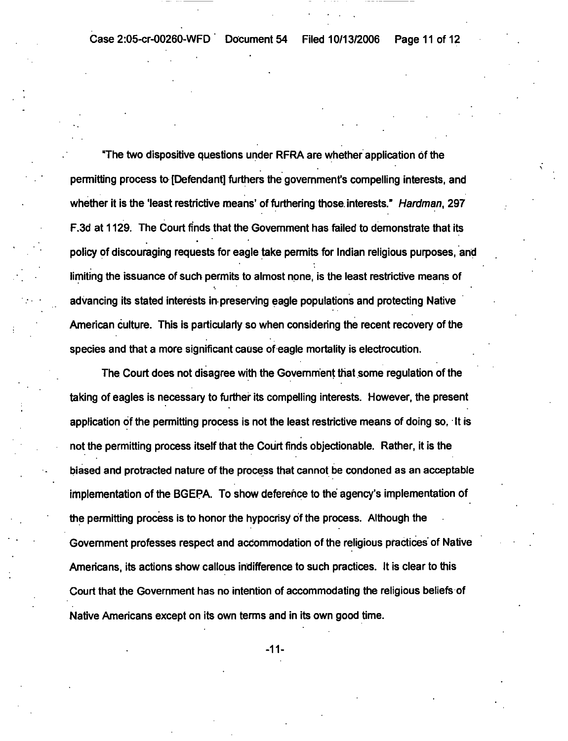"The two dispositive questions under RFRA are whether application of the permitting process to [Defendant] furthers the government's compelling interests, and whether it is the 'least restrictive means' of furthering those interests." *Hardman*, 297 F.3d at 1129. The Court finds that the Government has failed to demonstrate that its policy of discouraging requests for eagle take permits for Indian religious purposes, and limiting the issuance of such permits to almost none, is the least restrictive means of advancing its stated interests in preserving eagle populations and protecting Native American culture. This is particularly so when considering the recent recovery of the species and that a more significant cause of eagle mortality is electrocution.

The Court does not disagree with the Government that some regulation of the taking of eagles is necessary to further its compelling interests. However, the present application of the permitting process is not the least restrictive means of doing so. It is not the permitting process itself that the Court finds objectionable. Rather, it is the biased and protracted nature of the process that cannot be condoned as an acceptable implementation of the BGEPA. To show deference to the agency's implementation of the permitting process is to honor the hypocrisy of the process. Although the Government professes respect and accommodation of the religious practices of Native Americans, its actions show callous indifference to such practices. It is clear to this Court that the Government has no intention of accommodating the religious beliefs of Native Americans except on its own terms and in its own good time.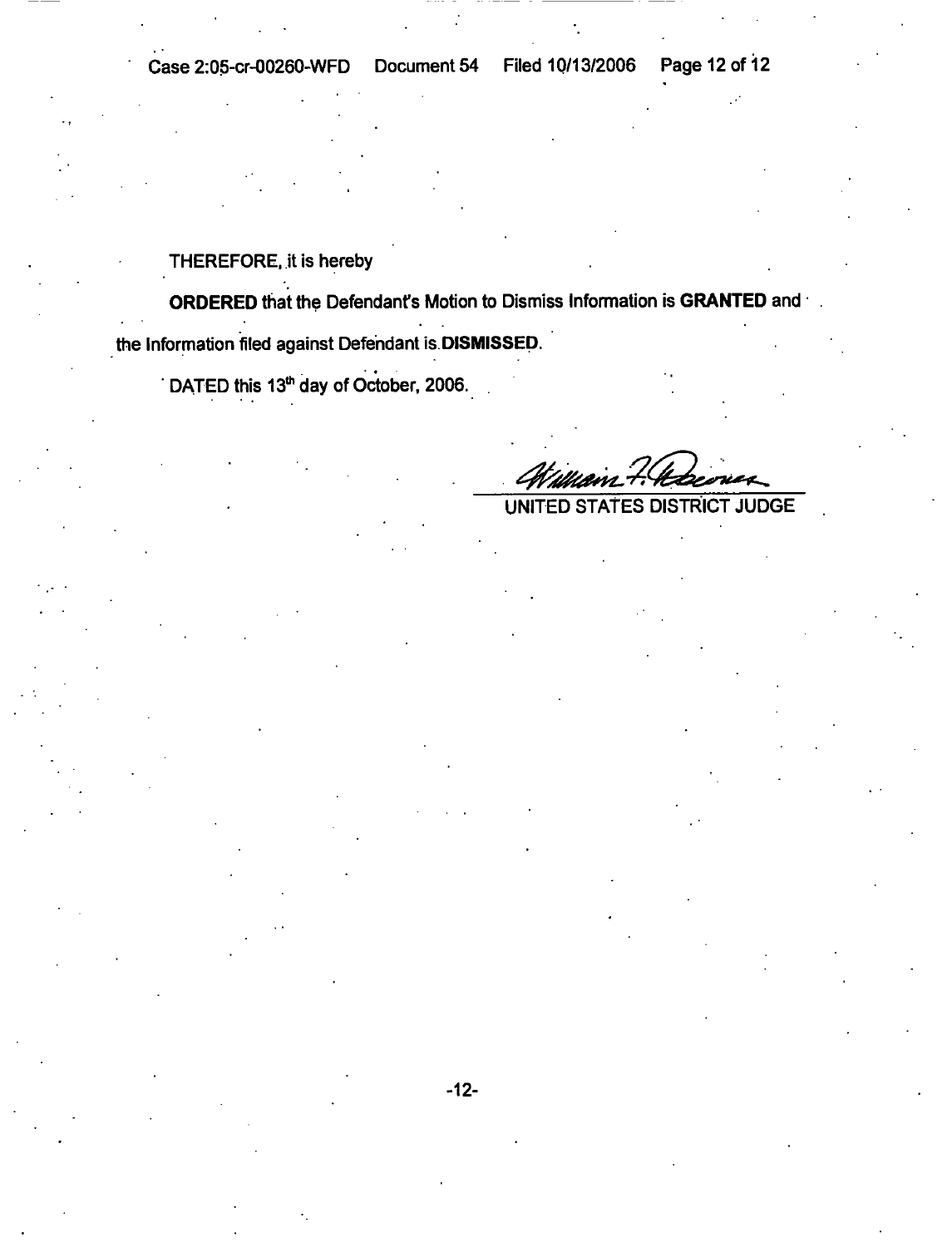THEREFORE, it is hereby

**ORDERED** that the Defendant's Motion to Dismiss Information is **GRANTED** and the Information filed against Defendant is **DISMISSED**.

DATED this 13th day of October, 2006.

William F. Downes

UNITED STATES DISTRICT JUDGE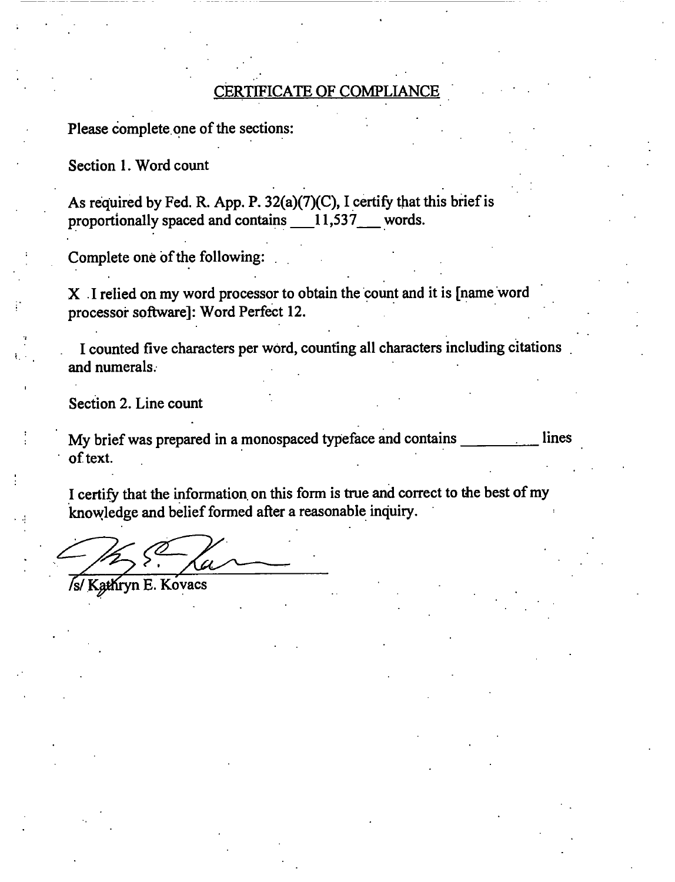## CERTIFICATE OF COMPLIANCE

Please complete one of the sections:

Section 1. Word count

As required by Fed. R. App. P. 32(a)(7)(C), I certify that this brief is proportionally spaced and contains \_\_\_11,537\_\_\_ words.

Complete one of the following:

X . I relied on my word processor to obtain the count and it is [name word processor software]: Word Perfect 12.

I counted five characters per word, counting all characters including citations and numerals.

Section 2. Line count

My brief was prepared in a monospaced typeface and contains \_\_\_\_\_\_\_\_\_\_ lines of text.

I certify that the information on this form is true and correct to the best of my knowledge and belief formed after a reasonable inquiry.

/s/ Kathryn E. Kovacs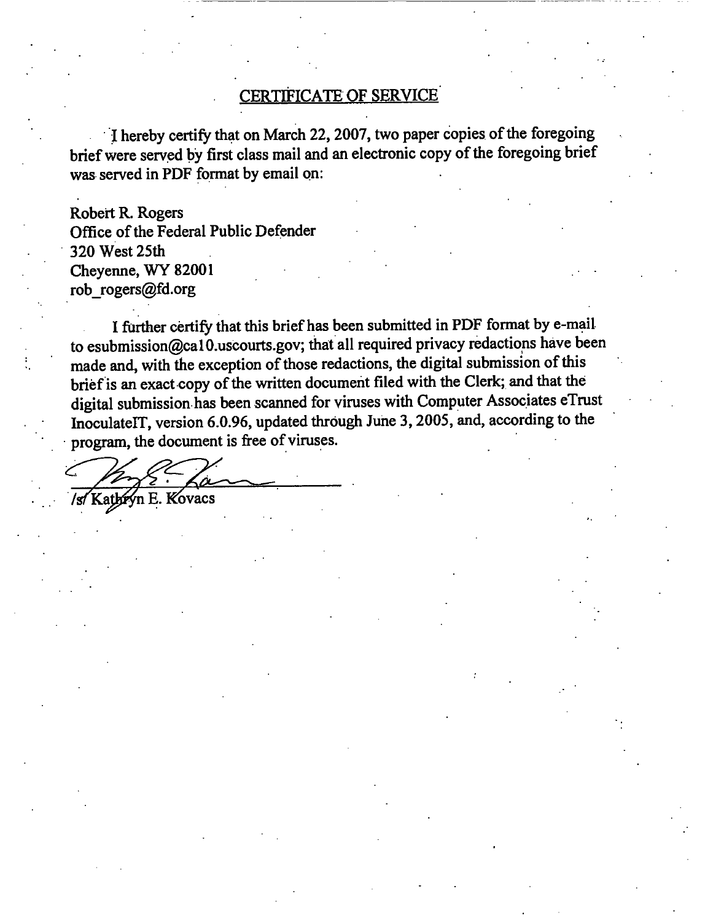## CERTIFICATE OF SERVICE

I hereby certify that on March 22, 2007, two paper copies of the foregoing brief were served by first class mail and an electronic copy of the foregoing brief was served in PDF format by email on:

Robert R. Rogers
Office of the Federal Public Defender
320 West 25th
Cheyenne, WY 82001
rob_rogers@fd.org

I further certify that this brief has been submitted in PDF format by e-mail to esubmission@ca10.uscourts.gov; that all required privacy redactions have been made and, with the exception of those redactions, the digital submission of this brief is an exact copy of the written document filed with the Clerk; and that the digital submission has been scanned for viruses with Computer Associates eTrust InoculateIT, version 6.0.96, updated through June 3, 2005, and, according to the program, the document is free of viruses.

/s/ Kathryn E. Kovacs